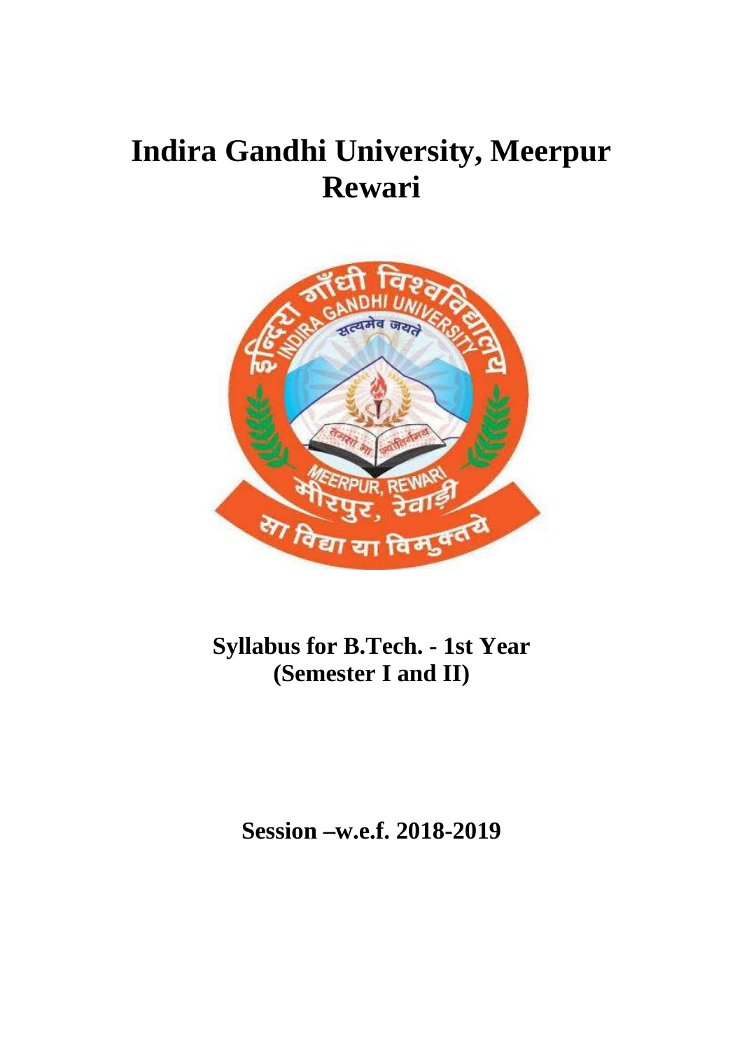# Indira Gandhi University, Meerpur Rewari

## Syllabus for B.Tech. - 1st Year (Semester I and II)

## Session –w.e.f. 2018-2019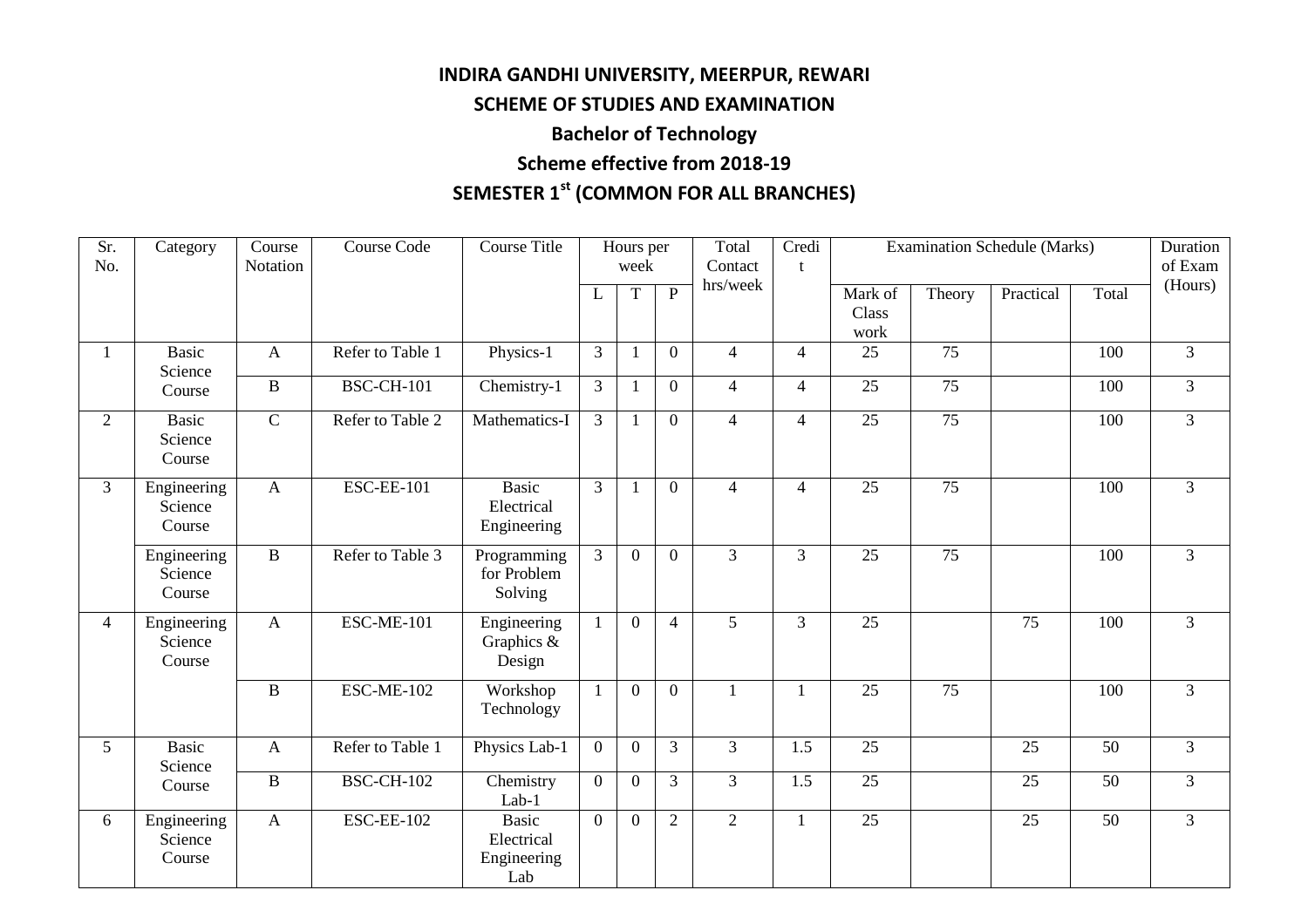**INDIRA GANDHI UNIVERSITY, MEERPUR, REWARI**

**SCHEME OF STUDIES AND EXAMINATION**

**Bachelor of Technology**

**Scheme effective from 2018-19**

**SEMESTER 1st (COMMON FOR ALL BRANCHES)**

| Sr. No. | Category | Course Notation | Course Code | Course Title | Hours per week | | | Total Contact hrs/week | Credit | Examination Schedule (Marks) | | | | Duration of Exam (Hours) |
|---|---|---|---|---|---|---|---|---|---|---|---|---|---|---|
| | | | | | L | T | P | | | Mark of Class work | Theory | Practical | Total | |
| 1 | Basic Science Course | A | Refer to Table 1 | Physics-1 | 3 | 1 | 0 | 4 | 4 | 25 | 75 | | 100 | 3 |
| | | B | BSC-CH-101 | Chemistry-1 | 3 | 1 | 0 | 4 | 4 | 25 | 75 | | 100 | 3 |
| 2 | Basic Science Course | C | Refer to Table 2 | Mathematics-I | 3 | 1 | 0 | 4 | 4 | 25 | 75 | | 100 | 3 |
| 3 | Engineering Science Course | A | ESC-EE-101 | Basic Electrical Engineering | 3 | 1 | 0 | 4 | 4 | 25 | 75 | | 100 | 3 |
| | Engineering Science Course | B | Refer to Table 3 | Programming for Problem Solving | 3 | 0 | 0 | 3 | 3 | 25 | 75 | | 100 | 3 |
| 4 | Engineering Science Course | A | ESC-ME-101 | Engineering Graphics & Design | 1 | 0 | 4 | 5 | 3 | 25 | | 75 | 100 | 3 |
| | | B | ESC-ME-102 | Workshop Technology | 1 | 0 | 0 | 1 | 1 | 25 | 75 | | 100 | 3 |
| 5 | Basic Science Course | A | Refer to Table 1 | Physics Lab-1 | 0 | 0 | 3 | 3 | 1.5 | 25 | | 25 | 50 | 3 |
| | | B | BSC-CH-102 | Chemistry Lab-1 | 0 | 0 | 3 | 3 | 1.5 | 25 | | 25 | 50 | 3 |
| 6 | Engineering Science Course | A | ESC-EE-102 | Basic Electrical Engineering Lab | 0 | 0 | 2 | 2 | 1 | 25 | | 25 | 50 | 3 |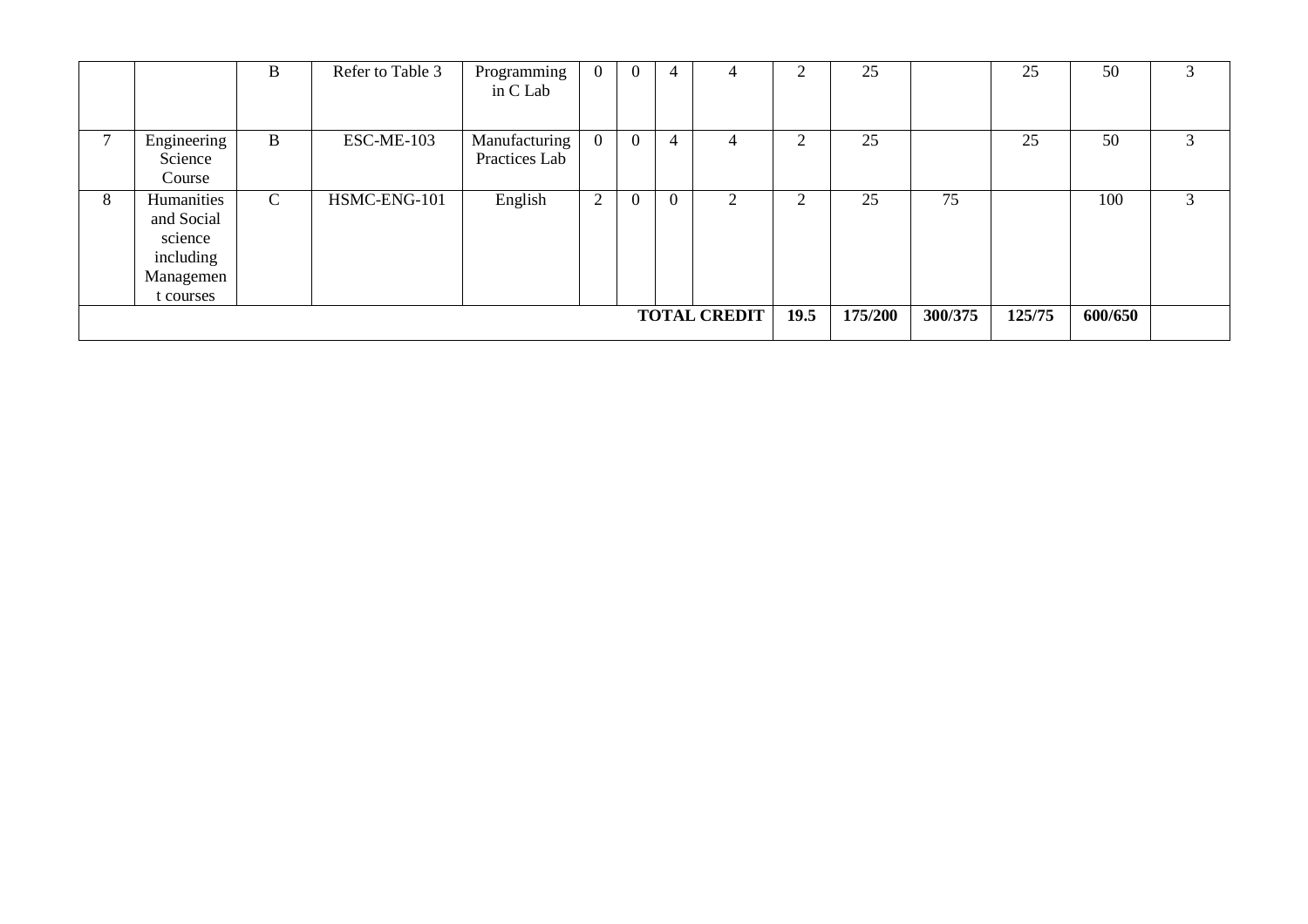| | | B | Refer to Table 3 | Programming in C Lab | 0 | 0 | 4 | 4 | 2 | 25 | | 25 | 50 | 3 |
|---|---|---|---|---|---|---|---|---|---|---|---|---|---|---|
| 7 | Engineering Science Course | B | ESC-ME-103 | Manufacturing Practices Lab | 0 | 0 | 4 | 4 | 2 | 25 | | 25 | 50 | 3 |
| 8 | Humanities and Social science including Management courses | C | HSMC-ENG-101 | English | 2 | 0 | 0 | 2 | 2 | 25 | 75 | | 100 | 3 |
| | | | | | | | | **TOTAL CREDIT** | **19.5** | **175/200** | **300/375** | **125/75** | **600/650** | |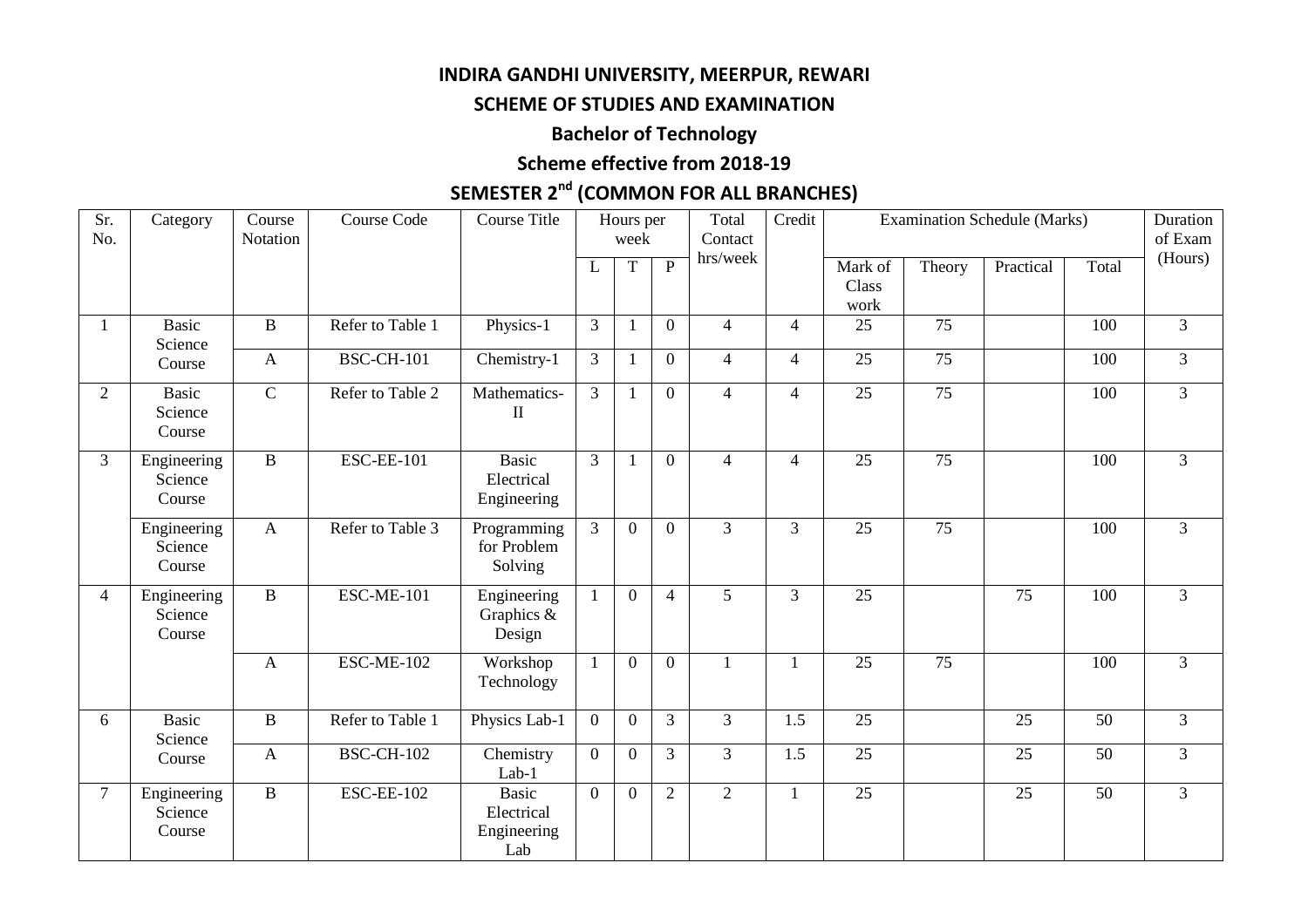**INDIRA GANDHI UNIVERSITY, MEERPUR, REWARI**

**SCHEME OF STUDIES AND EXAMINATION**

**Bachelor of Technology**

**Scheme effective from 2018-19**

**SEMESTER 2nd (COMMON FOR ALL BRANCHES)**

| Sr. No. | Category | Course Notation | Course Code | Course Title | Hours per week | | | Total Contact hrs/week | Credit | Examination Schedule (Marks) | | | | Duration of Exam (Hours) |
|---|---|---|---|---|---|---|---|---|---|---|---|---|---|---|
| | | | | | L | T | P | | | Mark of Class work | Theory | Practical | Total | |
| 1 | Basic Science Course | B | Refer to Table 1 | Physics-1 | 3 | 1 | 0 | 4 | 4 | 25 | 75 | | 100 | 3 |
| | | A | BSC-CH-101 | Chemistry-1 | 3 | 1 | 0 | 4 | 4 | 25 | 75 | | 100 | 3 |
| 2 | Basic Science Course | C | Refer to Table 2 | Mathematics-II | 3 | 1 | 0 | 4 | 4 | 25 | 75 | | 100 | 3 |
| 3 | Engineering Science Course | B | ESC-EE-101 | Basic Electrical Engineering | 3 | 1 | 0 | 4 | 4 | 25 | 75 | | 100 | 3 |
| | Engineering Science Course | A | Refer to Table 3 | Programming for Problem Solving | 3 | 0 | 0 | 3 | 3 | 25 | 75 | | 100 | 3 |
| 4 | Engineering Science Course | B | ESC-ME-101 | Engineering Graphics & Design | 1 | 0 | 4 | 5 | 3 | 25 | | 75 | 100 | 3 |
| | | A | ESC-ME-102 | Workshop Technology | 1 | 0 | 0 | 1 | 1 | 25 | 75 | | 100 | 3 |
| 6 | Basic Science Course | B | Refer to Table 1 | Physics Lab-1 | 0 | 0 | 3 | 3 | 1.5 | 25 | | 25 | 50 | 3 |
| | | A | BSC-CH-102 | Chemistry Lab-1 | 0 | 0 | 3 | 3 | 1.5 | 25 | | 25 | 50 | 3 |
| 7 | Engineering Science Course | B | ESC-EE-102 | Basic Electrical Engineering Lab | 0 | 0 | 2 | 2 | 1 | 25 | | 25 | 50 | 3 |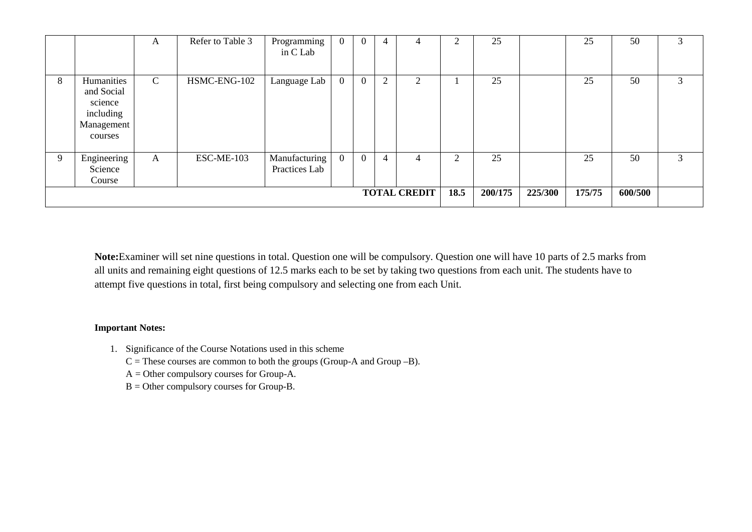| | | A | Refer to Table 3 | Programming in C Lab | 0 | 0 | 4 | 4 | 2 | 25 | | 25 | 50 | 3 |
|---|---|---|---|---|---|---|---|---|---|---|---|---|---|---|
| 8 | Humanities and Social science including Management courses | C | HSMC-ENG-102 | Language Lab | 0 | 0 | 2 | 2 | 1 | 25 | | 25 | 50 | 3 |
| 9 | Engineering Science Course | A | ESC-ME-103 | Manufacturing Practices Lab | 0 | 0 | 4 | 4 | 2 | 25 | | 25 | 50 | 3 |
| | | | | | | | | **TOTAL CREDIT** | **18.5** | **200/175** | **225/300** | **175/75** | **600/500** | |

**Note:** Examiner will set nine questions in total. Question one will be compulsory. Question one will have 10 parts of 2.5 marks from all units and remaining eight questions of 12.5 marks each to be set by taking two questions from each unit. The students have to attempt five questions in total, first being compulsory and selecting one from each Unit.

**Important Notes:**

1. Significance of the Course Notations used in this scheme
   C = These courses are common to both the groups (Group-A and Group –B).
   A = Other compulsory courses for Group-A.
   B = Other compulsory courses for Group-B.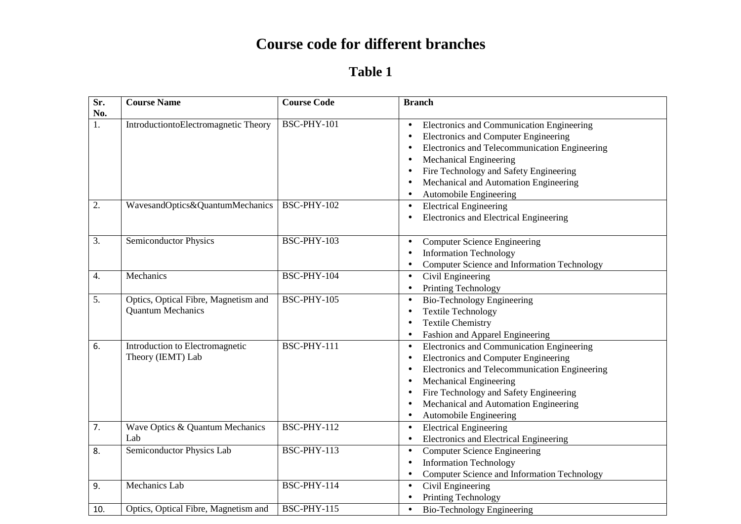# Course code for different branches

## Table 1

| Sr. No. | Course Name | Course Code | Branch |
|---|---|---|---|
| 1. | IntroductiontoElectromagnetic Theory | BSC-PHY-101 | • Electronics and Communication Engineering<br>• Electronics and Computer Engineering<br>• Electronics and Telecommunication Engineering<br>• Mechanical Engineering<br>• Fire Technology and Safety Engineering<br>• Mechanical and Automation Engineering<br>• Automobile Engineering |
| 2. | WavesandOptics&QuantumMechanics | BSC-PHY-102 | • Electrical Engineering<br>• Electronics and Electrical Engineering |
| 3. | Semiconductor Physics | BSC-PHY-103 | • Computer Science Engineering<br>• Information Technology<br>• Computer Science and Information Technology |
| 4. | Mechanics | BSC-PHY-104 | • Civil Engineering<br>• Printing Technology |
| 5. | Optics, Optical Fibre, Magnetism and Quantum Mechanics | BSC-PHY-105 | • Bio-Technology Engineering<br>• Textile Technology<br>• Textile Chemistry<br>• Fashion and Apparel Engineering |
| 6. | Introduction to Electromagnetic Theory (IEMT) Lab | BSC-PHY-111 | • Electronics and Communication Engineering<br>• Electronics and Computer Engineering<br>• Electronics and Telecommunication Engineering<br>• Mechanical Engineering<br>• Fire Technology and Safety Engineering<br>• Mechanical and Automation Engineering<br>• Automobile Engineering |
| 7. | Wave Optics & Quantum Mechanics Lab | BSC-PHY-112 | • Electrical Engineering<br>• Electronics and Electrical Engineering |
| 8. | Semiconductor Physics Lab | BSC-PHY-113 | • Computer Science Engineering<br>• Information Technology<br>• Computer Science and Information Technology |
| 9. | Mechanics Lab | BSC-PHY-114 | • Civil Engineering<br>• Printing Technology |
| 10. | Optics, Optical Fibre, Magnetism and | BSC-PHY-115 | • Bio-Technology Engineering |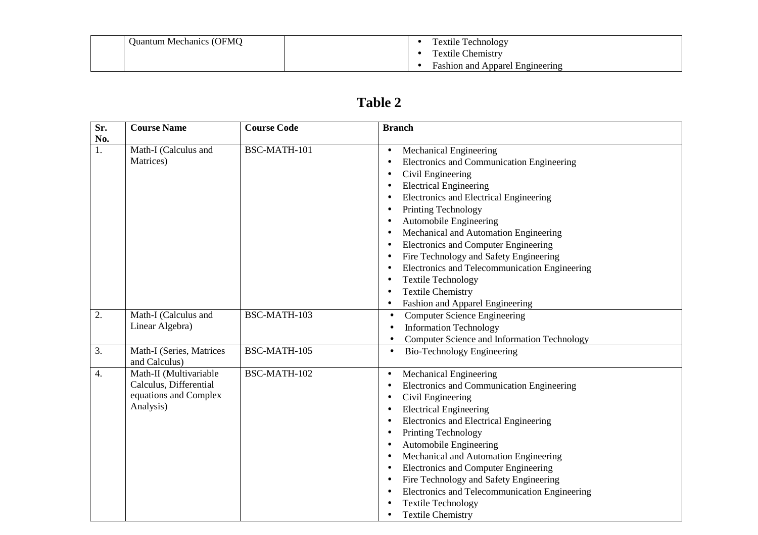| | Quantum Mechanics (OFMQ | | • Textile Technology<br>• Textile Chemistry<br>• Fashion and Apparel Engineering |
|---|---|---|---|

## Table 2

| Sr. No. | Course Name | Course Code | Branch |
|---|---|---|---|
| 1. | Math-I (Calculus and Matrices) | BSC-MATH-101 | • Mechanical Engineering<br>• Electronics and Communication Engineering<br>• Civil Engineering<br>• Electrical Engineering<br>• Electronics and Electrical Engineering<br>• Printing Technology<br>• Automobile Engineering<br>• Mechanical and Automation Engineering<br>• Electronics and Computer Engineering<br>• Fire Technology and Safety Engineering<br>• Electronics and Telecommunication Engineering<br>• Textile Technology<br>• Textile Chemistry<br>• Fashion and Apparel Engineering |
| 2. | Math-I (Calculus and Linear Algebra) | BSC-MATH-103 | • Computer Science Engineering<br>• Information Technology<br>• Computer Science and Information Technology |
| 3. | Math-I (Series, Matrices and Calculus) | BSC-MATH-105 | • Bio-Technology Engineering |
| 4. | Math-II (Multivariable Calculus, Differential equations and Complex Analysis) | BSC-MATH-102 | • Mechanical Engineering<br>• Electronics and Communication Engineering<br>• Civil Engineering<br>• Electrical Engineering<br>• Electronics and Electrical Engineering<br>• Printing Technology<br>• Automobile Engineering<br>• Mechanical and Automation Engineering<br>• Electronics and Computer Engineering<br>• Fire Technology and Safety Engineering<br>• Electronics and Telecommunication Engineering<br>• Textile Technology<br>• Textile Chemistry |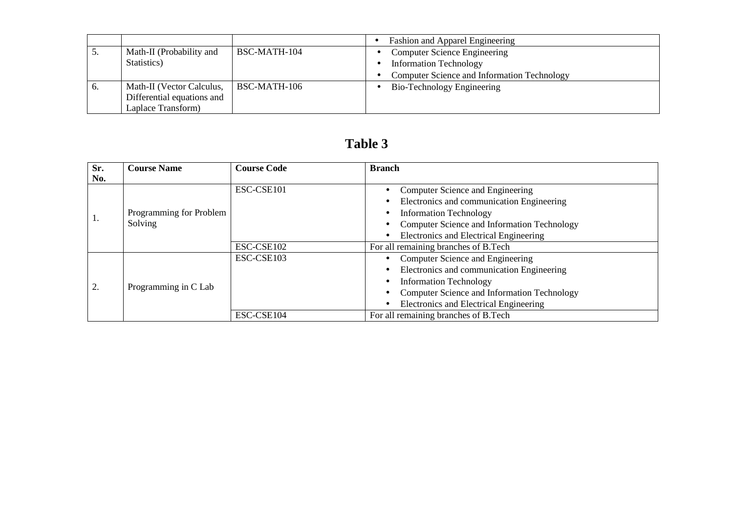|  |  |  | • Fashion and Apparel Engineering |
|---|---|---|---|
| 5. | Math-II (Probability and Statistics) | BSC-MATH-104 | • Computer Science Engineering<br>• Information Technology<br>• Computer Science and Information Technology |
| 6. | Math-II (Vector Calculus, Differential equations and Laplace Transform) | BSC-MATH-106 | • Bio-Technology Engineering |

## Table 3

| Sr. No. | Course Name | Course Code | Branch |
|---|---|---|---|
| 1. | Programming for Problem Solving | ESC-CSE101 | • Computer Science and Engineering<br>• Electronics and communication Engineering<br>• Information Technology<br>• Computer Science and Information Technology<br>• Electronics and Electrical Engineering |
|  |  | ESC-CSE102 | For all remaining branches of B.Tech |
| 2. | Programming in C Lab | ESC-CSE103 | • Computer Science and Engineering<br>• Electronics and communication Engineering<br>• Information Technology<br>• Computer Science and Information Technology<br>• Electronics and Electrical Engineering |
|  |  | ESC-CSE104 | For all remaining branches of B.Tech |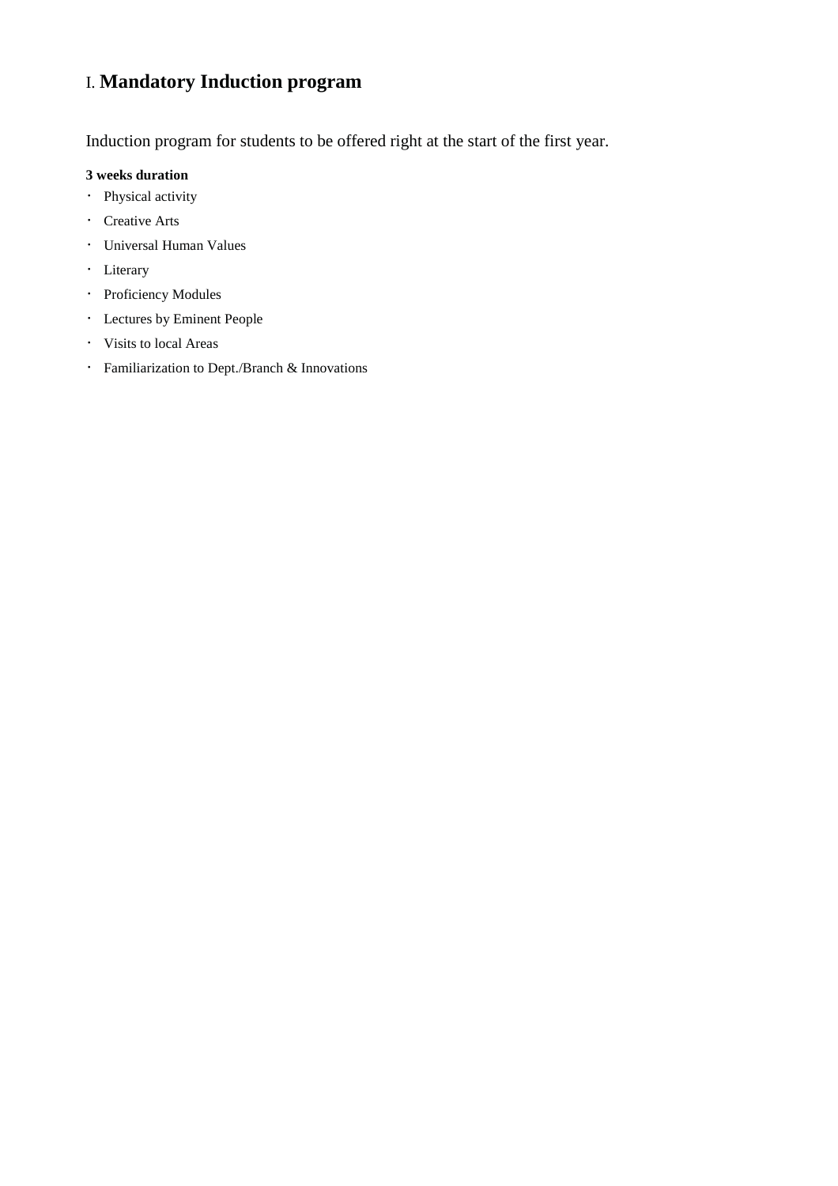# I. **Mandatory Induction program**

Induction program for students to be offered right at the start of the first year.

**3 weeks duration**

- Physical activity
- Creative Arts
- Universal Human Values
- Literary
- Proficiency Modules
- Lectures by Eminent People
- Visits to local Areas
- Familiarization to Dept./Branch & Innovations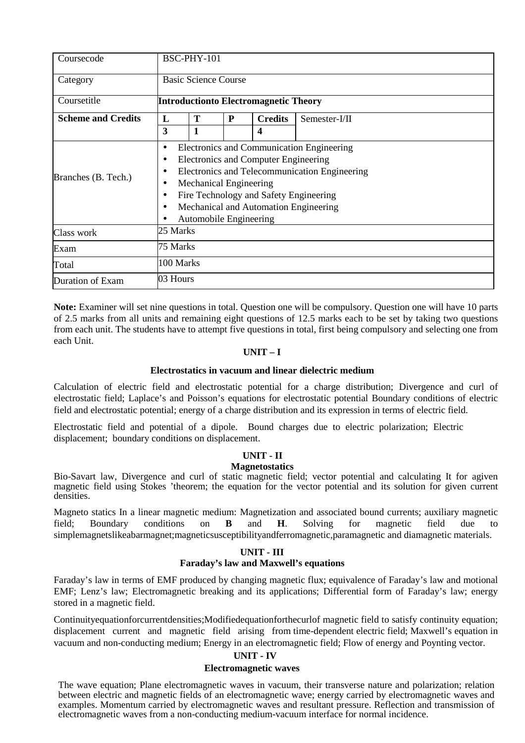| Coursecode | BSC-PHY-101 | | | | |
|---|---|---|---|---|---|
| Category | Basic Science Course | | | | |
| Coursetitle | **Introductionto Electromagnetic Theory** | | | | |
| **Scheme and Credits** | **L** | **T** | **P** | **Credits** | Semester-I/II |
| | **3** | **1** | | **4** | |
| Branches (B. Tech.) | • Electronics and Communication Engineering<br>• Electronics and Computer Engineering<br>• Electronics and Telecommunication Engineering<br>• Mechanical Engineering<br>• Fire Technology and Safety Engineering<br>• Mechanical and Automation Engineering<br>• Automobile Engineering | | | | |
| Class work | 25 Marks | | | | |
| Exam | 75 Marks | | | | |
| Total | 100 Marks | | | | |
| Duration of Exam | 03 Hours | | | | |

**Note:** Examiner will set nine questions in total. Question one will be compulsory. Question one will have 10 parts of 2.5 marks from all units and remaining eight questions of 12.5 marks each to be set by taking two questions from each unit. The students have to attempt five questions in total, first being compulsory and selecting one from each Unit.

## UNIT – I

### Electrostatics in vacuum and linear dielectric medium

Calculation of electric field and electrostatic potential for a charge distribution; Divergence and curl of electrostatic field; Laplace's and Poisson's equations for electrostatic potential Boundary conditions of electric field and electrostatic potential; energy of a charge distribution and its expression in terms of electric field.

Electrostatic field and potential of a dipole. Bound charges due to electric polarization; Electric displacement; boundary conditions on displacement.

## UNIT - II

### Magnetostatics

Bio-Savart law, Divergence and curl of static magnetic field; vector potential and calculating It for agiven magnetic field using Stokes 'theorem; the equation for the vector potential and its solution for given current densities.

Magneto statics In a linear magnetic medium: Magnetization and associated bound currents; auxiliary magnetic field; Boundary conditions on **B** and **H**. Solving for magnetic field due to simplemagnetslikeabarmagnet;magneticsusceptibilityandferromagnetic,paramagnetic and diamagnetic materials.

## UNIT - III

### Faraday's law and Maxwell's equations

Faraday's law in terms of EMF produced by changing magnetic flux; equivalence of Faraday's law and motional EMF; Lenz's law; Electromagnetic breaking and its applications; Differential form of Faraday's law; energy stored in a magnetic field.

Continuityequationforcurrentdensities;Modifiedequationforthecurlof magnetic field to satisfy continuity equation; displacement current and magnetic field arising from time-dependent electric field; Maxwell's equation in vacuum and non-conducting medium; Energy in an electromagnetic field; Flow of energy and Poynting vector.

## UNIT - IV

### Electromagnetic waves

The wave equation; Plane electromagnetic waves in vacuum, their transverse nature and polarization; relation between electric and magnetic fields of an electromagnetic wave; energy carried by electromagnetic waves and examples. Momentum carried by electromagnetic waves and resultant pressure. Reflection and transmission of electromagnetic waves from a non-conducting medium-vacuum interface for normal incidence.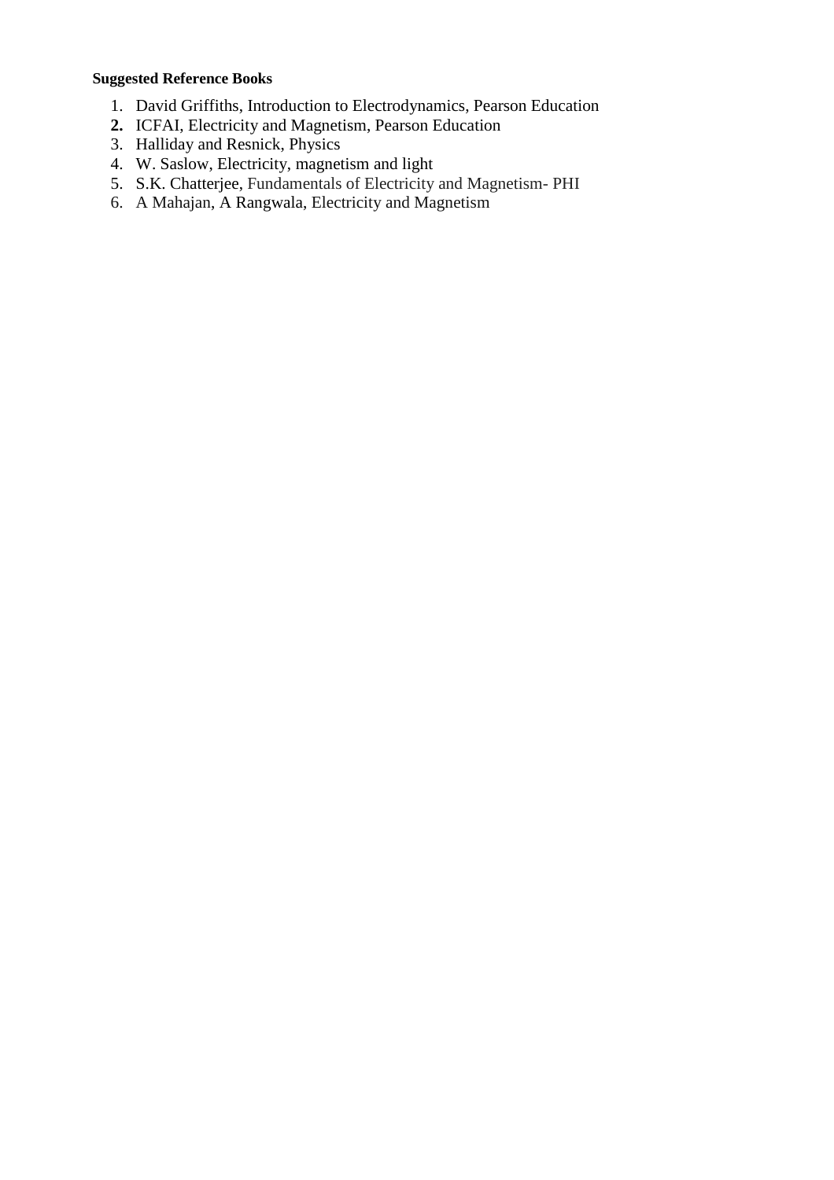**Suggested Reference Books**

1. David Griffiths, Introduction to Electrodynamics, Pearson Education
2. ICFAI, Electricity and Magnetism, Pearson Education
3. Halliday and Resnick, Physics
4. W. Saslow, Electricity, magnetism and light
5. S.K. Chatterjee, Fundamentals of Electricity and Magnetism- PHI
6. A Mahajan, A Rangwala, Electricity and Magnetism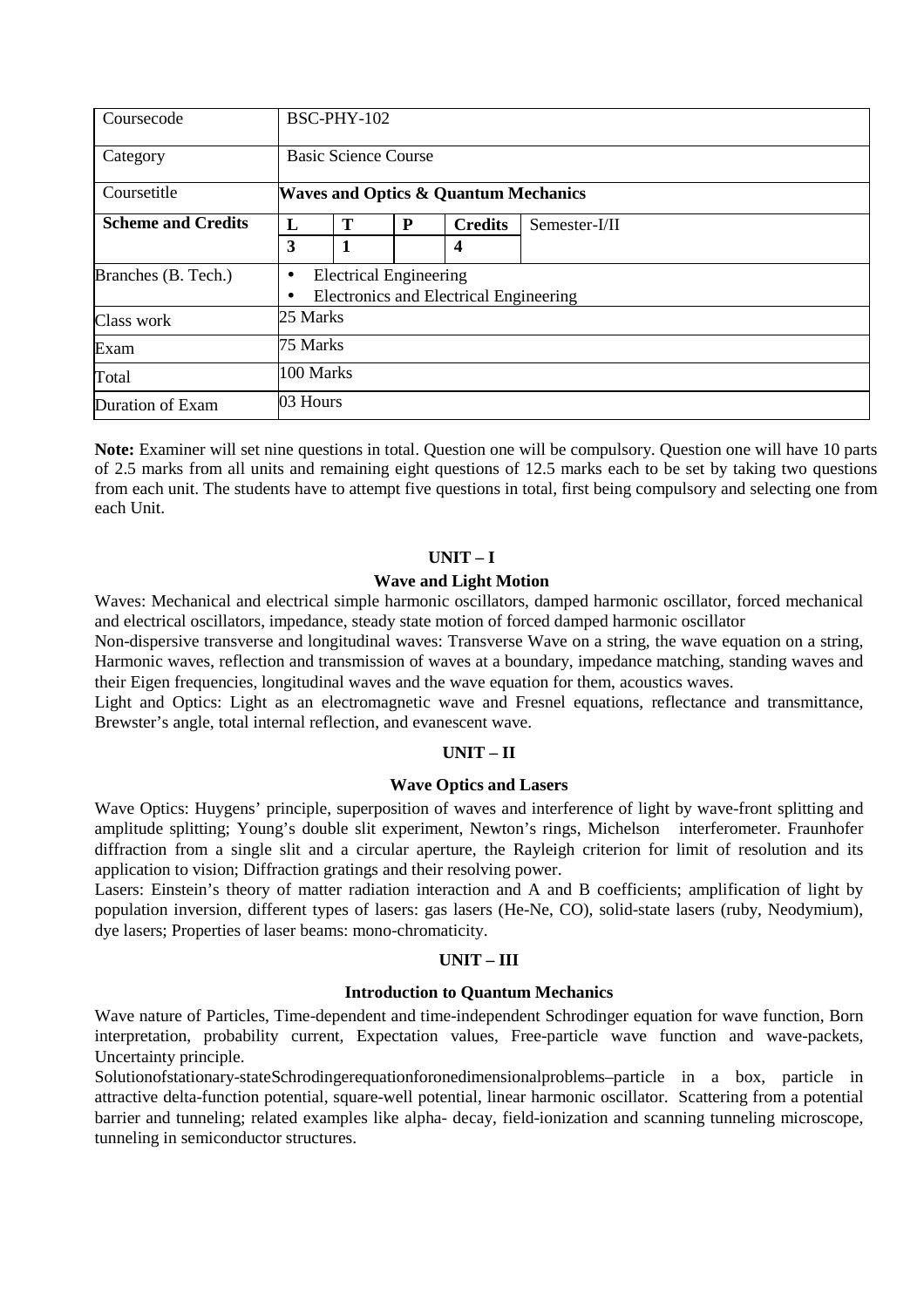| Coursecode | BSC-PHY-102 | | | | |
|---|---|---|---|---|---|
| Category | Basic Science Course | | | | |
| Coursetitle | **Waves and Optics & Quantum Mechanics** | | | | |
| **Scheme and Credits** | **L** | **T** | **P** | **Credits** | Semester-I/II |
| | **3** | **1** | | **4** | |
| Branches (B. Tech.) | • Electrical Engineering<br>• Electronics and Electrical Engineering | | | | |
| Class work | 25 Marks | | | | |
| Exam | 75 Marks | | | | |
| Total | 100 Marks | | | | |
| Duration of Exam | 03 Hours | | | | |

**Note:** Examiner will set nine questions in total. Question one will be compulsory. Question one will have 10 parts of 2.5 marks from all units and remaining eight questions of 12.5 marks each to be set by taking two questions from each unit. The students have to attempt five questions in total, first being compulsory and selecting one from each Unit.

## UNIT – I

### Wave and Light Motion

Waves: Mechanical and electrical simple harmonic oscillators, damped harmonic oscillator, forced mechanical and electrical oscillators, impedance, steady state motion of forced damped harmonic oscillator

Non-dispersive transverse and longitudinal waves: Transverse Wave on a string, the wave equation on a string, Harmonic waves, reflection and transmission of waves at a boundary, impedance matching, standing waves and their Eigen frequencies, longitudinal waves and the wave equation for them, acoustics waves.

Light and Optics: Light as an electromagnetic wave and Fresnel equations, reflectance and transmittance, Brewster's angle, total internal reflection, and evanescent wave.

## UNIT – II

### Wave Optics and Lasers

Wave Optics: Huygens' principle, superposition of waves and interference of light by wave-front splitting and amplitude splitting; Young's double slit experiment, Newton's rings, Michelson interferometer. Fraunhofer diffraction from a single slit and a circular aperture, the Rayleigh criterion for limit of resolution and its application to vision; Diffraction gratings and their resolving power.

Lasers: Einstein's theory of matter radiation interaction and A and B coefficients; amplification of light by population inversion, different types of lasers: gas lasers (He-Ne, CO), solid-state lasers (ruby, Neodymium), dye lasers; Properties of laser beams: mono-chromaticity.

## UNIT – III

### Introduction to Quantum Mechanics

Wave nature of Particles, Time-dependent and time-independent Schrodinger equation for wave function, Born interpretation, probability current, Expectation values, Free-particle wave function and wave-packets, Uncertainty principle.

Solutionofstationary-stateSchrodingerequationforonedimensionalproblems–particle in a box, particle in attractive delta-function potential, square-well potential, linear harmonic oscillator. Scattering from a potential barrier and tunneling; related examples like alpha- decay, field-ionization and scanning tunneling microscope, tunneling in semiconductor structures.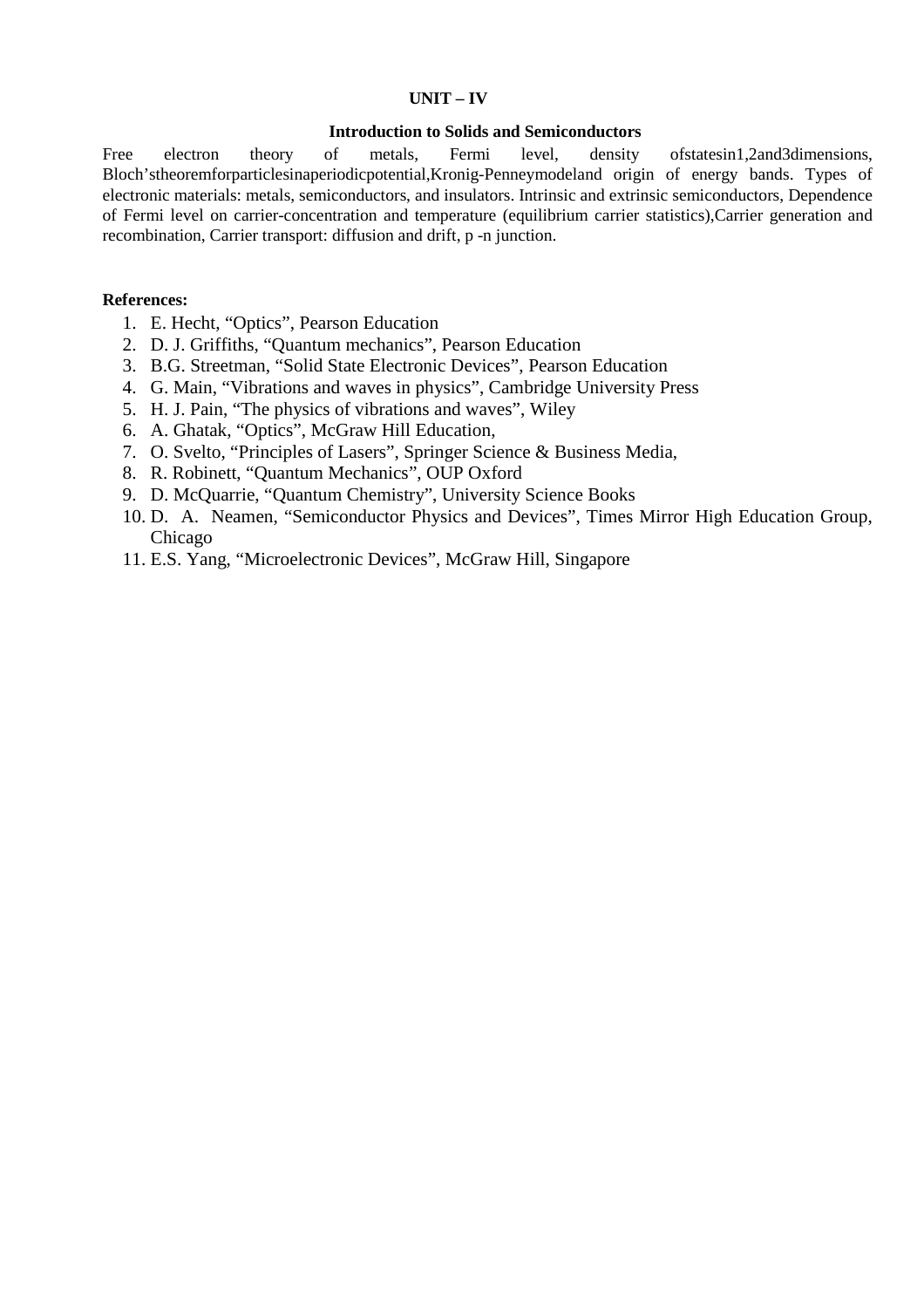**UNIT – IV**

**Introduction to Solids and Semiconductors**

Free electron theory of metals, Fermi level, density ofstatesin1,2and3dimensions, Bloch'stheoremforparticlesinaperiodicpotential,Kronig-Penneymodeland origin of energy bands. Types of electronic materials: metals, semiconductors, and insulators. Intrinsic and extrinsic semiconductors, Dependence of Fermi level on carrier-concentration and temperature (equilibrium carrier statistics),Carrier generation and recombination, Carrier transport: diffusion and drift, p -n junction.

**References:**

1. E. Hecht, "Optics", Pearson Education
2. D. J. Griffiths, "Quantum mechanics", Pearson Education
3. B.G. Streetman, "Solid State Electronic Devices", Pearson Education
4. G. Main, "Vibrations and waves in physics", Cambridge University Press
5. H. J. Pain, "The physics of vibrations and waves", Wiley
6. A. Ghatak, "Optics", McGraw Hill Education,
7. O. Svelto, "Principles of Lasers", Springer Science & Business Media,
8. R. Robinett, "Quantum Mechanics", OUP Oxford
9. D. McQuarrie, "Quantum Chemistry", University Science Books
10. D. A. Neamen, "Semiconductor Physics and Devices", Times Mirror High Education Group, Chicago
11. E.S. Yang, "Microelectronic Devices", McGraw Hill, Singapore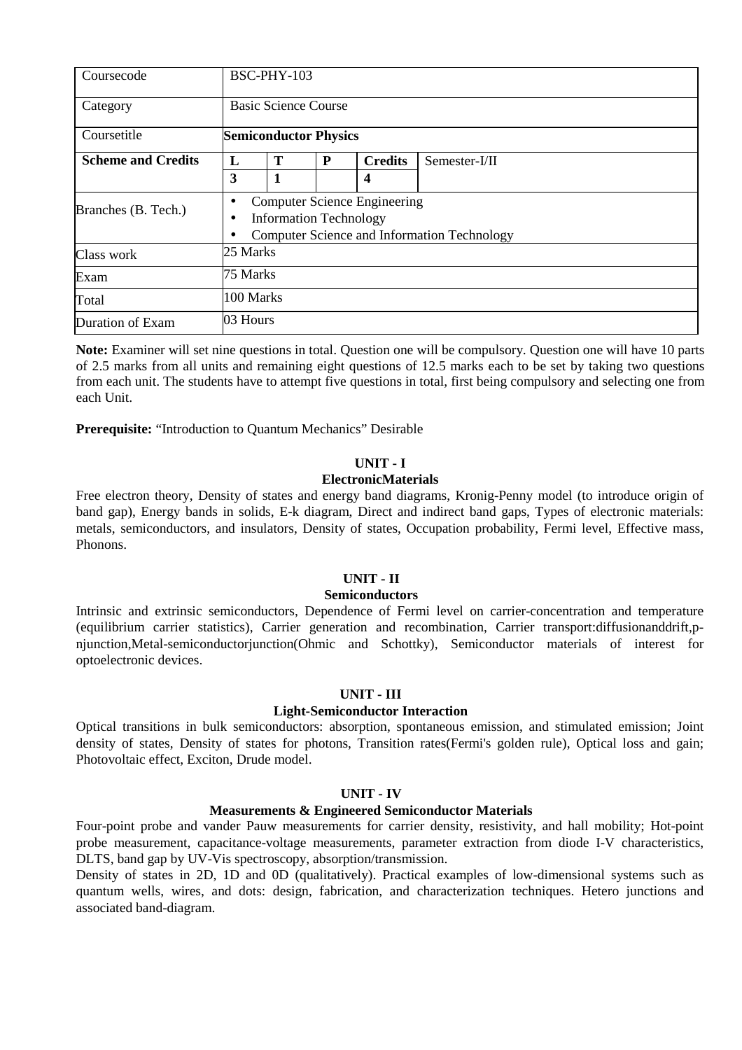| Coursecode | BSC-PHY-103 | | | | |
|---|---|---|---|---|---|
| Category | Basic Science Course | | | | |
| Coursetitle | **Semiconductor Physics** | | | | |
| **Scheme and Credits** | **L** | **T** | **P** | **Credits** | Semester-I/II |
| | **3** | **1** | | **4** | |
| Branches (B. Tech.) | • Computer Science Engineering<br>• Information Technology<br>• Computer Science and Information Technology | | | | |
| Class work | 25 Marks | | | | |
| Exam | 75 Marks | | | | |
| Total | 100 Marks | | | | |
| Duration of Exam | 03 Hours | | | | |

**Note:** Examiner will set nine questions in total. Question one will be compulsory. Question one will have 10 parts of 2.5 marks from all units and remaining eight questions of 12.5 marks each to be set by taking two questions from each unit. The students have to attempt five questions in total, first being compulsory and selecting one from each Unit.

**Prerequisite:** "Introduction to Quantum Mechanics" Desirable

## UNIT - I

### ElectronicMaterials

Free electron theory, Density of states and energy band diagrams, Kronig-Penny model (to introduce origin of band gap), Energy bands in solids, E-k diagram, Direct and indirect band gaps, Types of electronic materials: metals, semiconductors, and insulators, Density of states, Occupation probability, Fermi level, Effective mass, Phonons.

## UNIT - II

### Semiconductors

Intrinsic and extrinsic semiconductors, Dependence of Fermi level on carrier-concentration and temperature (equilibrium carrier statistics), Carrier generation and recombination, Carrier transport:diffusionanddrift,p-njunction,Metal-semiconductorjunction(Ohmic and Schottky), Semiconductor materials of interest for optoelectronic devices.

## UNIT - III

### Light-Semiconductor Interaction

Optical transitions in bulk semiconductors: absorption, spontaneous emission, and stimulated emission; Joint density of states, Density of states for photons, Transition rates(Fermi's golden rule), Optical loss and gain; Photovoltaic effect, Exciton, Drude model.

## UNIT - IV

### Measurements & Engineered Semiconductor Materials

Four-point probe and vander Pauw measurements for carrier density, resistivity, and hall mobility; Hot-point probe measurement, capacitance-voltage measurements, parameter extraction from diode I-V characteristics, DLTS, band gap by UV-Vis spectroscopy, absorption/transmission.

Density of states in 2D, 1D and 0D (qualitatively). Practical examples of low-dimensional systems such as quantum wells, wires, and dots: design, fabrication, and characterization techniques. Hetero junctions and associated band-diagram.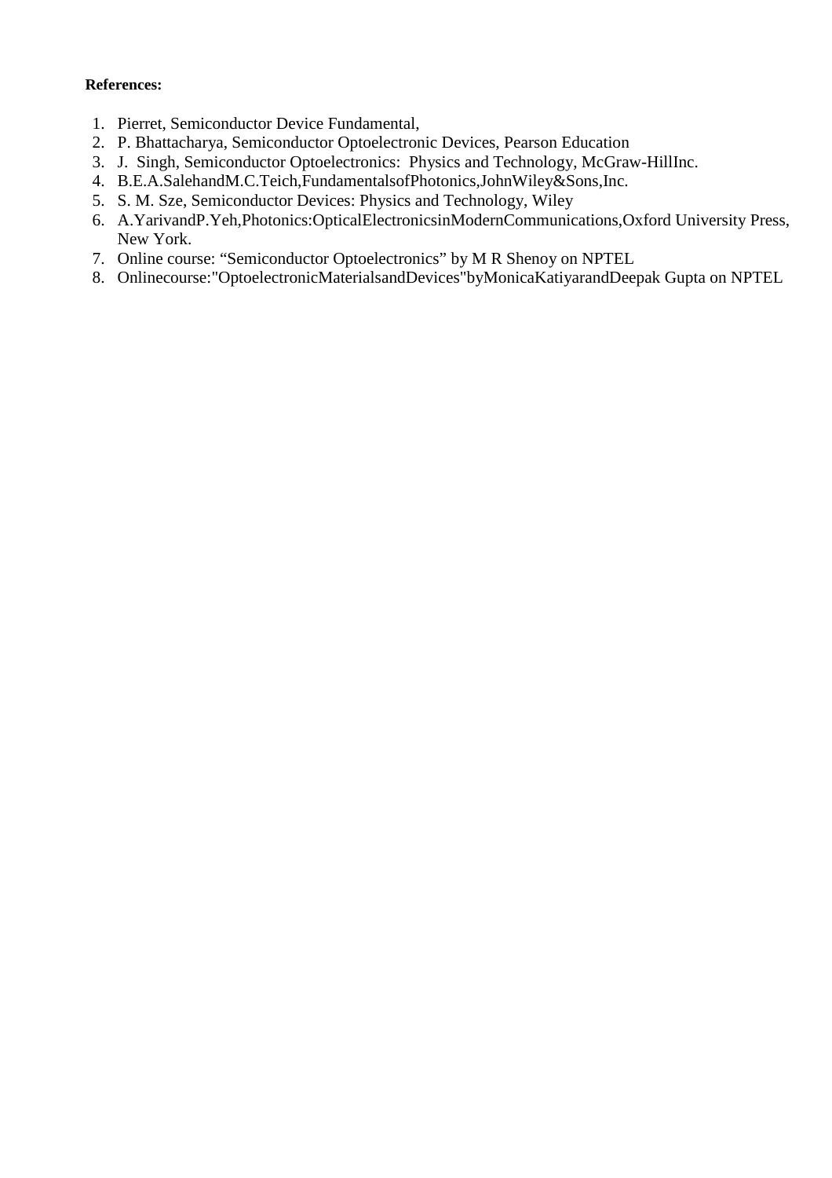**References:**

1. Pierret, Semiconductor Device Fundamental,
2. P. Bhattacharya, Semiconductor Optoelectronic Devices, Pearson Education
3. J. Singh, Semiconductor Optoelectronics: Physics and Technology, McGraw-HillInc.
4. B.E.A.SalehandM.C.Teich,FundamentalsofPhotonics,JohnWiley&Sons,Inc.
5. S. M. Sze, Semiconductor Devices: Physics and Technology, Wiley
6. A.YarivandP.Yeh,Photonics:OpticalElectronicsinModernCommunications,Oxford University Press, New York.
7. Online course: "Semiconductor Optoelectronics" by M R Shenoy on NPTEL
8. Onlinecourse:"OptoelectronicMaterialsandDevices"byMonicaKatiyarandDeepak Gupta on NPTEL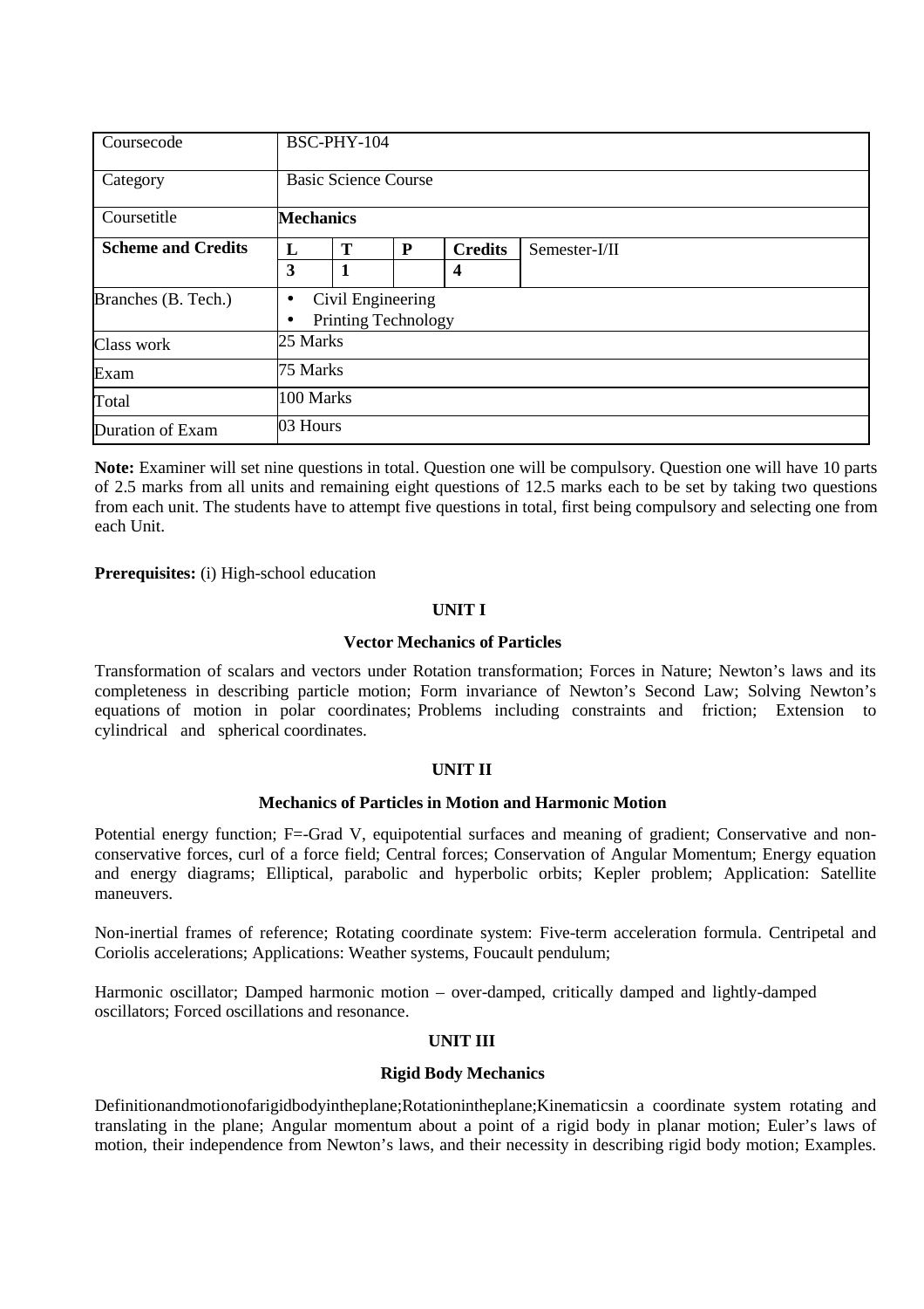| Coursecode | BSC-PHY-104 | | | | |
|---|---|---|---|---|---|
| Category | Basic Science Course | | | | |
| Coursetitle | **Mechanics** | | | | |
| **Scheme and Credits** | **L** | **T** | **P** | **Credits** | Semester-I/II |
| | **3** | **1** | | **4** | |
| Branches (B. Tech.) | • Civil Engineering<br>• Printing Technology | | | | |
| Class work | 25 Marks | | | | |
| Exam | 75 Marks | | | | |
| Total | 100 Marks | | | | |
| Duration of Exam | 03 Hours | | | | |

**Note:** Examiner will set nine questions in total. Question one will be compulsory. Question one will have 10 parts of 2.5 marks from all units and remaining eight questions of 12.5 marks each to be set by taking two questions from each unit. The students have to attempt five questions in total, first being compulsory and selecting one from each Unit.

**Prerequisites:** (i) High-school education

### UNIT I

#### Vector Mechanics of Particles

Transformation of scalars and vectors under Rotation transformation; Forces in Nature; Newton's laws and its completeness in describing particle motion; Form invariance of Newton's Second Law; Solving Newton's equations of motion in polar coordinates; Problems including constraints and friction; Extension to cylindrical and spherical coordinates.

### UNIT II

#### Mechanics of Particles in Motion and Harmonic Motion

Potential energy function; F=-Grad V, equipotential surfaces and meaning of gradient; Conservative and non-conservative forces, curl of a force field; Central forces; Conservation of Angular Momentum; Energy equation and energy diagrams; Elliptical, parabolic and hyperbolic orbits; Kepler problem; Application: Satellite maneuvers.

Non-inertial frames of reference; Rotating coordinate system: Five-term acceleration formula. Centripetal and Coriolis accelerations; Applications: Weather systems, Foucault pendulum;

Harmonic oscillator; Damped harmonic motion – over-damped, critically damped and lightly-damped oscillators; Forced oscillations and resonance.

### UNIT III

#### Rigid Body Mechanics

Definitionandmotionofarigidbodyintheplane;Rotationintheplane;Kinematicsin a coordinate system rotating and translating in the plane; Angular momentum about a point of a rigid body in planar motion; Euler's laws of motion, their independence from Newton's laws, and their necessity in describing rigid body motion; Examples.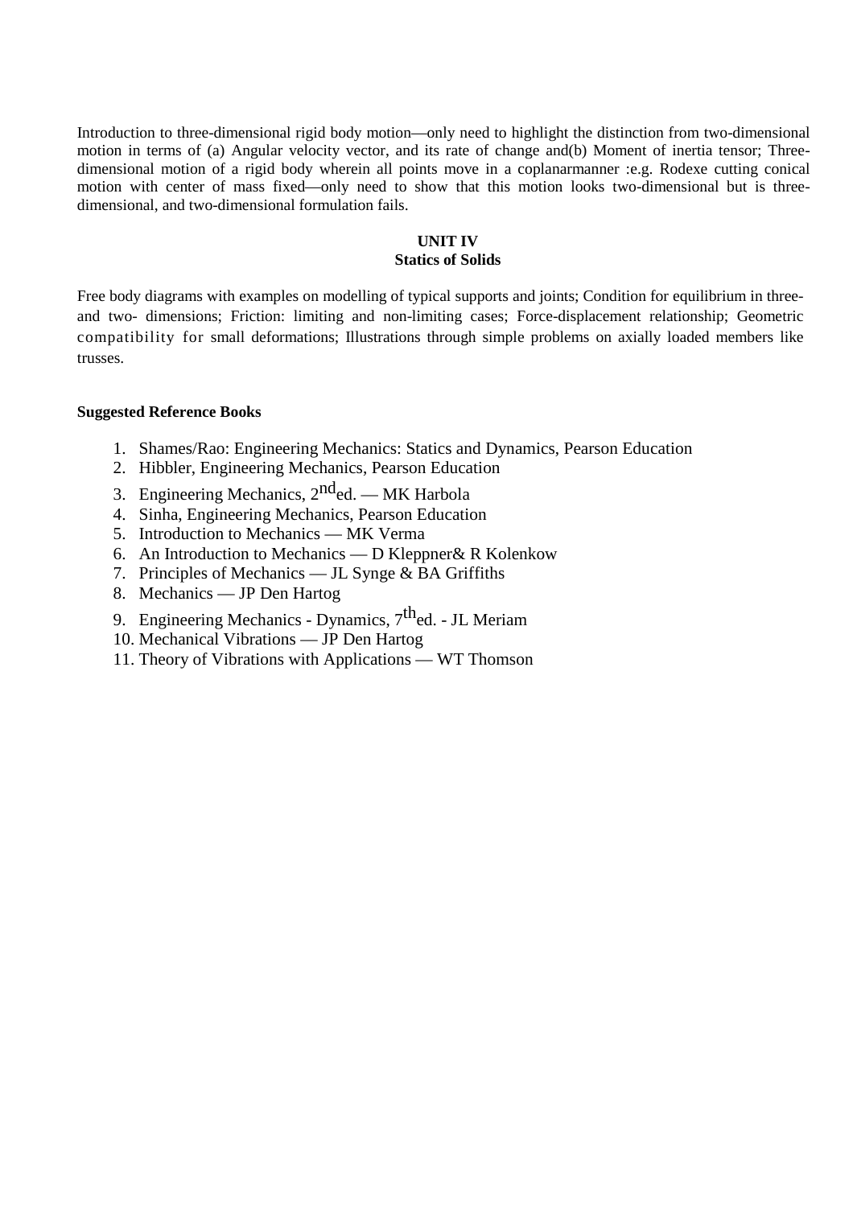Introduction to three-dimensional rigid body motion—only need to highlight the distinction from two-dimensional motion in terms of (a) Angular velocity vector, and its rate of change and(b) Moment of inertia tensor; Three-dimensional motion of a rigid body wherein all points move in a coplanarmanner :e.g. Rodexe cutting conical motion with center of mass fixed—only need to show that this motion looks two-dimensional but is three-dimensional, and two-dimensional formulation fails.

## UNIT IV
## Statics of Solids

Free body diagrams with examples on modelling of typical supports and joints; Condition for equilibrium in three- and two- dimensions; Friction: limiting and non-limiting cases; Force-displacement relationship; Geometric compatibility for small deformations; Illustrations through simple problems on axially loaded members like trusses.

**Suggested Reference Books**

1. Shames/Rao: Engineering Mechanics: Statics and Dynamics, Pearson Education
2. Hibbler, Engineering Mechanics, Pearson Education
3. Engineering Mechanics, 2nded. — MK Harbola
4. Sinha, Engineering Mechanics, Pearson Education
5. Introduction to Mechanics — MK Verma
6. An Introduction to Mechanics — D Kleppner& R Kolenkow
7. Principles of Mechanics — JL Synge & BA Griffiths
8. Mechanics — JP Den Hartog
9. Engineering Mechanics - Dynamics, 7thed. - JL Meriam
10. Mechanical Vibrations — JP Den Hartog
11. Theory of Vibrations with Applications — WT Thomson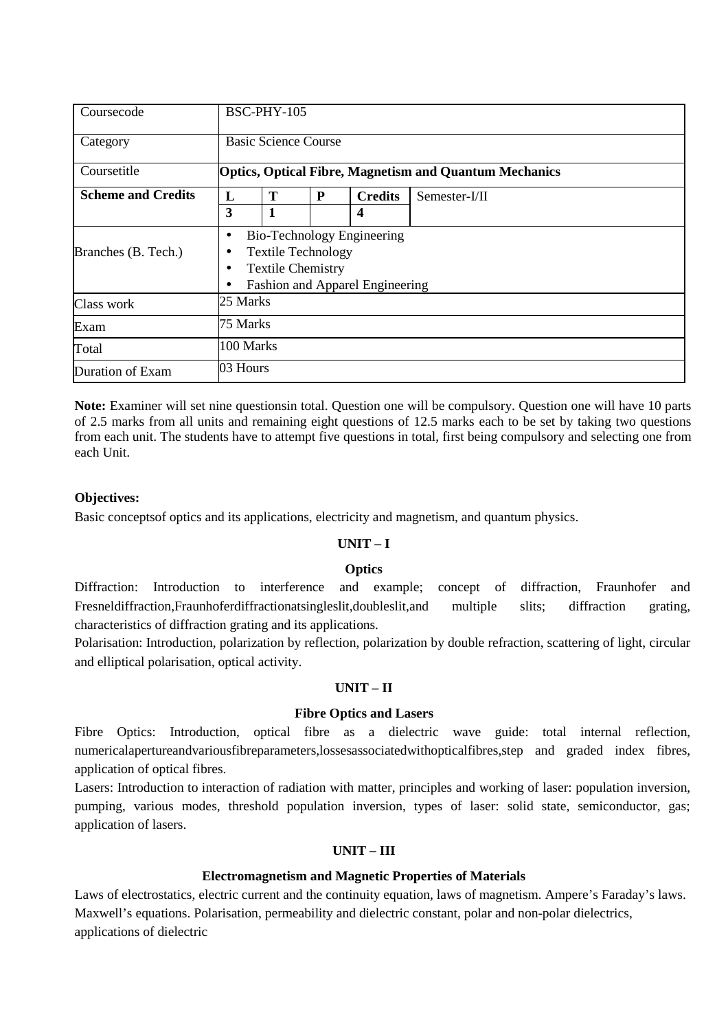| Coursecode | BSC-PHY-105 | | | | |
|---|---|---|---|---|---|
| Category | Basic Science Course | | | | |
| Coursetitle | **Optics, Optical Fibre, Magnetism and Quantum Mechanics** | | | | |
| **Scheme and Credits** | **L** | **T** | **P** | **Credits** | Semester-I/II |
| | **3** | **1** | | **4** | |
| Branches (B. Tech.) | • Bio-Technology Engineering<br>• Textile Technology<br>• Textile Chemistry<br>• Fashion and Apparel Engineering | | | | |
| Class work | 25 Marks | | | | |
| Exam | 75 Marks | | | | |
| Total | 100 Marks | | | | |
| Duration of Exam | 03 Hours | | | | |

**Note:** Examiner will set nine questionsin total. Question one will be compulsory. Question one will have 10 parts of 2.5 marks from all units and remaining eight questions of 12.5 marks each to be set by taking two questions from each unit. The students have to attempt five questions in total, first being compulsory and selecting one from each Unit.

**Objectives:**

Basic conceptsof optics and its applications, electricity and magnetism, and quantum physics.

## UNIT – I

### Optics

Diffraction: Introduction to interference and example; concept of diffraction, Fraunhofer and Fresneldiffraction,Fraunhoferdiffractionatsingleslit,doubleslit,and multiple slits; diffraction grating, characteristics of diffraction grating and its applications.

Polarisation: Introduction, polarization by reflection, polarization by double refraction, scattering of light, circular and elliptical polarisation, optical activity.

## UNIT – II

### Fibre Optics and Lasers

Fibre Optics: Introduction, optical fibre as a dielectric wave guide: total internal reflection, numericalapertureandvariousfibreparameters,lossesassociatedwithopticalfibres,step and graded index fibres, application of optical fibres.

Lasers: Introduction to interaction of radiation with matter, principles and working of laser: population inversion, pumping, various modes, threshold population inversion, types of laser: solid state, semiconductor, gas; application of lasers.

## UNIT – III

### Electromagnetism and Magnetic Properties of Materials

Laws of electrostatics, electric current and the continuity equation, laws of magnetism. Ampere's Faraday's laws. Maxwell's equations. Polarisation, permeability and dielectric constant, polar and non-polar dielectrics, applications of dielectric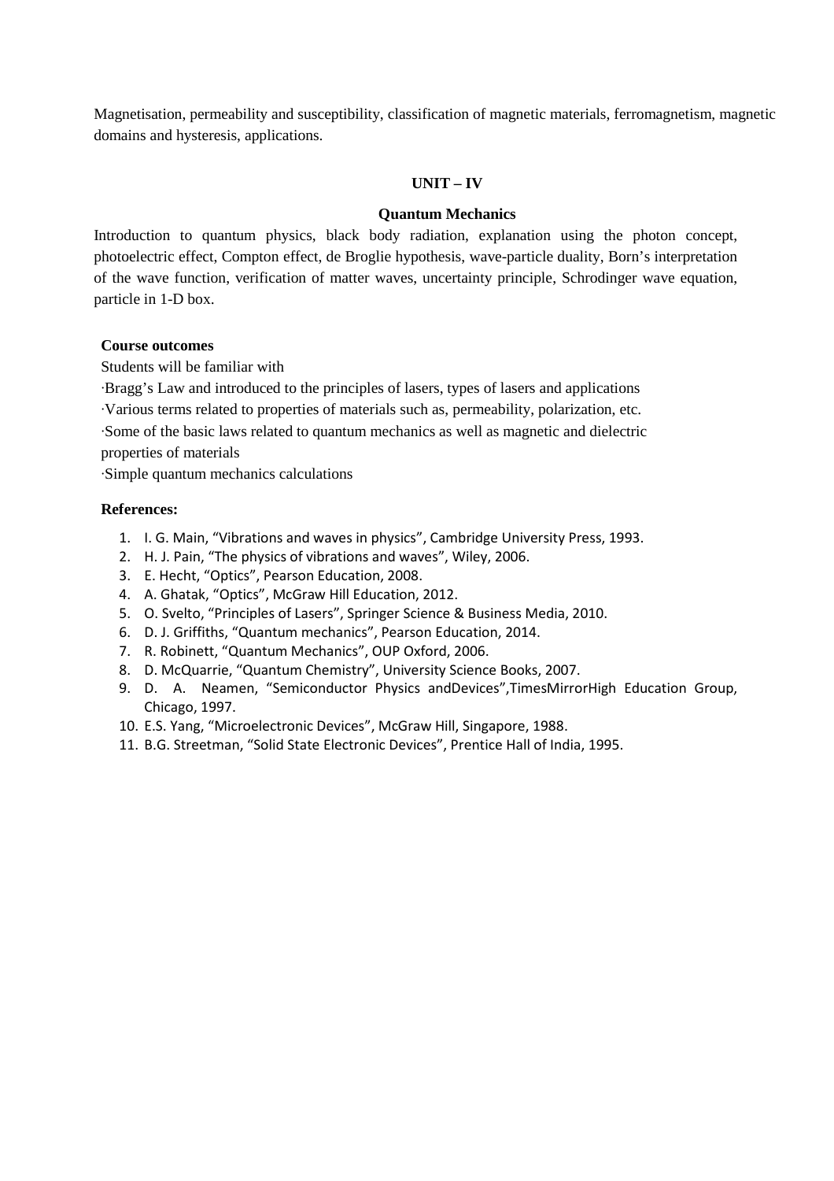Magnetisation, permeability and susceptibility, classification of magnetic materials, ferromagnetism, magnetic domains and hysteresis, applications.

## UNIT – IV

### Quantum Mechanics

Introduction to quantum physics, black body radiation, explanation using the photon concept, photoelectric effect, Compton effect, de Broglie hypothesis, wave-particle duality, Born's interpretation of the wave function, verification of matter waves, uncertainty principle, Schrodinger wave equation, particle in 1-D box.

**Course outcomes**

Students will be familiar with

·Bragg's Law and introduced to the principles of lasers, types of lasers and applications

·Various terms related to properties of materials such as, permeability, polarization, etc.

·Some of the basic laws related to quantum mechanics as well as magnetic and dielectric properties of materials

·Simple quantum mechanics calculations

**References:**

1. I. G. Main, "Vibrations and waves in physics", Cambridge University Press, 1993.
2. H. J. Pain, "The physics of vibrations and waves", Wiley, 2006.
3. E. Hecht, "Optics", Pearson Education, 2008.
4. A. Ghatak, "Optics", McGraw Hill Education, 2012.
5. O. Svelto, "Principles of Lasers", Springer Science & Business Media, 2010.
6. D. J. Griffiths, "Quantum mechanics", Pearson Education, 2014.
7. R. Robinett, "Quantum Mechanics", OUP Oxford, 2006.
8. D. McQuarrie, "Quantum Chemistry", University Science Books, 2007.
9. D. A. Neamen, "Semiconductor Physics andDevices",TimesMirrorHigh Education Group, Chicago, 1997.
10. E.S. Yang, "Microelectronic Devices", McGraw Hill, Singapore, 1988.
11. B.G. Streetman, "Solid State Electronic Devices", Prentice Hall of India, 1995.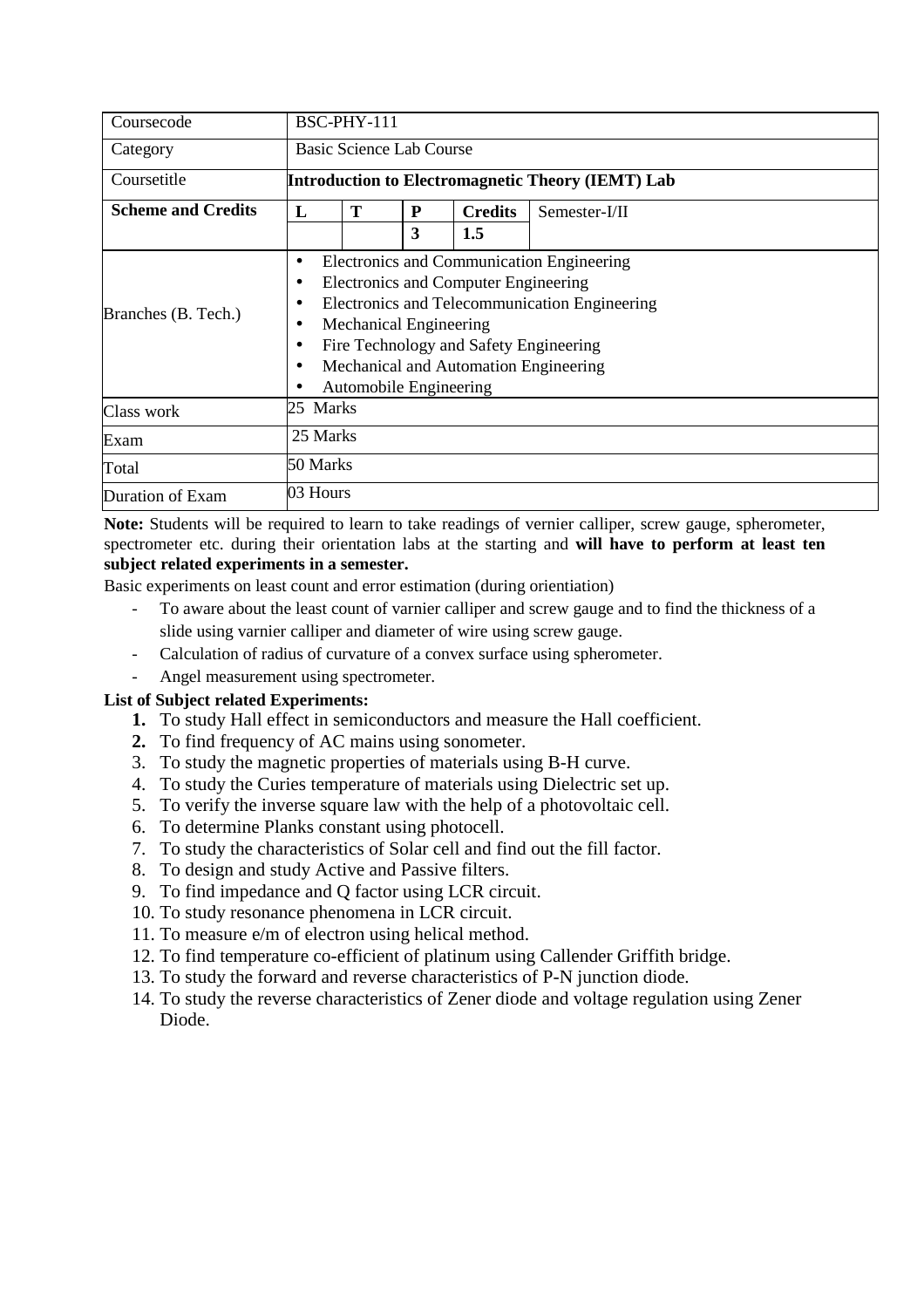| Coursecode | BSC-PHY-111 | | | | |
|---|---|---|---|---|---|
| Category | Basic Science Lab Course | | | | |
| Coursetitle | **Introduction to Electromagnetic Theory (IEMT) Lab** | | | | |
| **Scheme and Credits** | **L** | **T** | **P** | **Credits** | Semester-I/II |
| | | | **3** | **1.5** | |
| Branches (B. Tech.) | • Electronics and Communication Engineering<br>• Electronics and Computer Engineering<br>• Electronics and Telecommunication Engineering<br>• Mechanical Engineering<br>• Fire Technology and Safety Engineering<br>• Mechanical and Automation Engineering<br>• Automobile Engineering | | | | |
| Class work | 25 Marks | | | | |
| Exam | 25 Marks | | | | |
| Total | 50 Marks | | | | |
| Duration of Exam | 03 Hours | | | | |

**Note:** Students will be required to learn to take readings of vernier calliper, screw gauge, spherometer, spectrometer etc. during their orientation labs at the starting and **will have to perform at least ten subject related experiments in a semester.**

Basic experiments on least count and error estimation (during orientiation)

- To aware about the least count of varnier calliper and screw gauge and to find the thickness of a slide using varnier calliper and diameter of wire using screw gauge.
- Calculation of radius of curvature of a convex surface using spherometer.
- Angel measurement using spectrometer.

**List of Subject related Experiments:**

1. To study Hall effect in semiconductors and measure the Hall coefficient.
2. To find frequency of AC mains using sonometer.
3. To study the magnetic properties of materials using B-H curve.
4. To study the Curies temperature of materials using Dielectric set up.
5. To verify the inverse square law with the help of a photovoltaic cell.
6. To determine Planks constant using photocell.
7. To study the characteristics of Solar cell and find out the fill factor.
8. To design and study Active and Passive filters.
9. To find impedance and Q factor using LCR circuit.
10. To study resonance phenomena in LCR circuit.
11. To measure e/m of electron using helical method.
12. To find temperature co-efficient of platinum using Callender Griffith bridge.
13. To study the forward and reverse characteristics of P-N junction diode.
14. To study the reverse characteristics of Zener diode and voltage regulation using Zener Diode.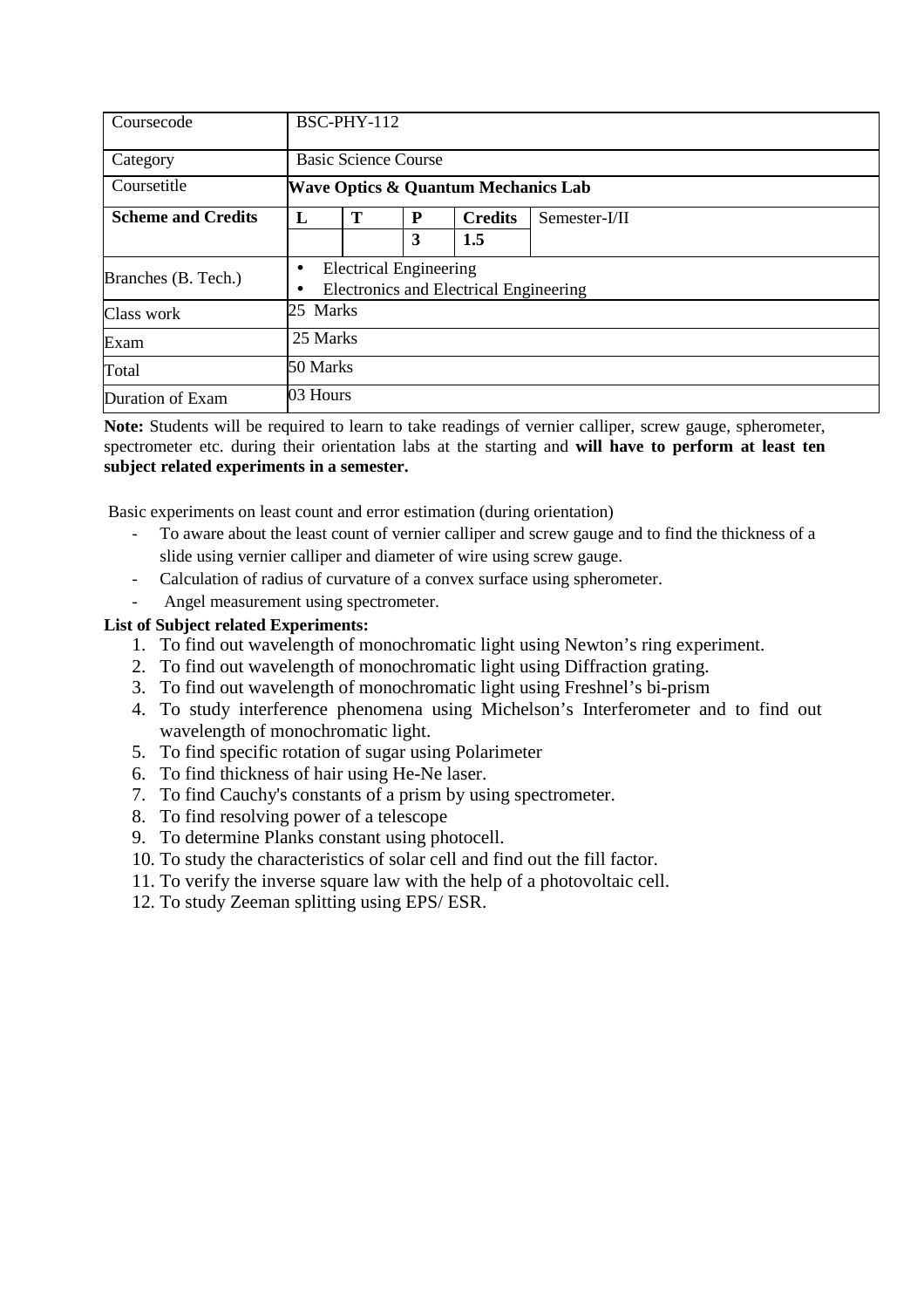| Coursecode | BSC-PHY-112 | | | | |
|---|---|---|---|---|---|
| Category | Basic Science Course | | | | |
| Coursetitle | **Wave Optics & Quantum Mechanics Lab** | | | | |
| **Scheme and Credits** | **L** | **T** | **P** | **Credits** | Semester-I/II |
| | | | **3** | **1.5** | |
| Branches (B. Tech.) | • Electrical Engineering<br>• Electronics and Electrical Engineering | | | | |
| Class work | 25 Marks | | | | |
| Exam | 25 Marks | | | | |
| Total | 50 Marks | | | | |
| Duration of Exam | 03 Hours | | | | |

**Note:** Students will be required to learn to take readings of vernier calliper, screw gauge, spherometer, spectrometer etc. during their orientation labs at the starting and **will have to perform at least ten subject related experiments in a semester.**

Basic experiments on least count and error estimation (during orientation)

- To aware about the least count of vernier calliper and screw gauge and to find the thickness of a slide using vernier calliper and diameter of wire using screw gauge.
- Calculation of radius of curvature of a convex surface using spherometer.
- Angel measurement using spectrometer.

**List of Subject related Experiments:**

1. To find out wavelength of monochromatic light using Newton's ring experiment.
2. To find out wavelength of monochromatic light using Diffraction grating.
3. To find out wavelength of monochromatic light using Freshnel's bi-prism
4. To study interference phenomena using Michelson's Interferometer and to find out wavelength of monochromatic light.
5. To find specific rotation of sugar using Polarimeter
6. To find thickness of hair using He-Ne laser.
7. To find Cauchy's constants of a prism by using spectrometer.
8. To find resolving power of a telescope
9. To determine Planks constant using photocell.
10. To study the characteristics of solar cell and find out the fill factor.
11. To verify the inverse square law with the help of a photovoltaic cell.
12. To study Zeeman splitting using EPS/ ESR.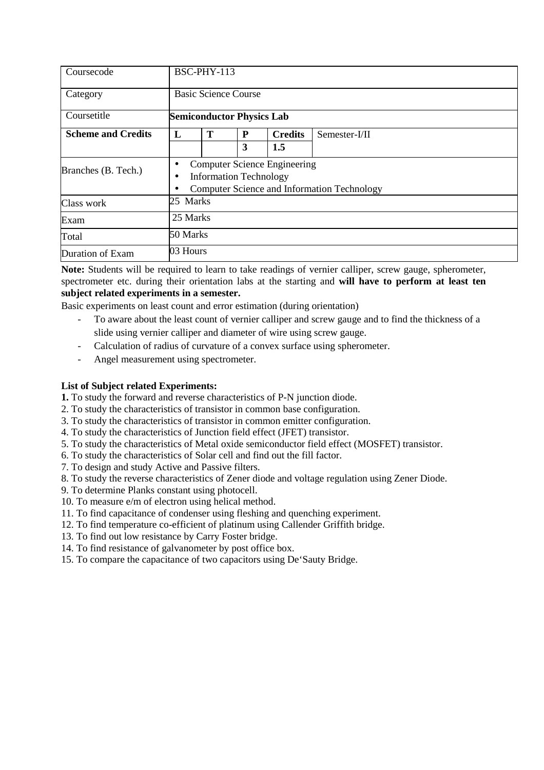| Coursecode | BSC-PHY-113 | | | | |
|---|---|---|---|---|---|
| Category | Basic Science Course | | | | |
| Coursetitle | **Semiconductor Physics Lab** | | | | |
| **Scheme and Credits** | **L** | **T** | **P** | **Credits** | Semester-I/II |
| | | | **3** | **1.5** | |
| Branches (B. Tech.) | • Computer Science Engineering<br>• Information Technology<br>• Computer Science and Information Technology | | | | |
| Class work | 25 Marks | | | | |
| Exam | 25 Marks | | | | |
| Total | 50 Marks | | | | |
| Duration of Exam | 03 Hours | | | | |

**Note:** Students will be required to learn to take readings of vernier calliper, screw gauge, spherometer, spectrometer etc. during their orientation labs at the starting and **will have to perform at least ten subject related experiments in a semester.**

Basic experiments on least count and error estimation (during orientation)

- To aware about the least count of vernier calliper and screw gauge and to find the thickness of a slide using vernier calliper and diameter of wire using screw gauge.
- Calculation of radius of curvature of a convex surface using spherometer.
- Angel measurement using spectrometer.

**List of Subject related Experiments:**

**1.** To study the forward and reverse characteristics of P-N junction diode.
2. To study the characteristics of transistor in common base configuration.
3. To study the characteristics of transistor in common emitter configuration.
4. To study the characteristics of Junction field effect (JFET) transistor.
5. To study the characteristics of Metal oxide semiconductor field effect (MOSFET) transistor.
6. To study the characteristics of Solar cell and find out the fill factor.
7. To design and study Active and Passive filters.
8. To study the reverse characteristics of Zener diode and voltage regulation using Zener Diode.
9. To determine Planks constant using photocell.
10. To measure e/m of electron using helical method.
11. To find capacitance of condenser using fleshing and quenching experiment.
12. To find temperature co-efficient of platinum using Callender Griffith bridge.
13. To find out low resistance by Carry Foster bridge.
14. To find resistance of galvanometer by post office box.
15. To compare the capacitance of two capacitors using De'Sauty Bridge.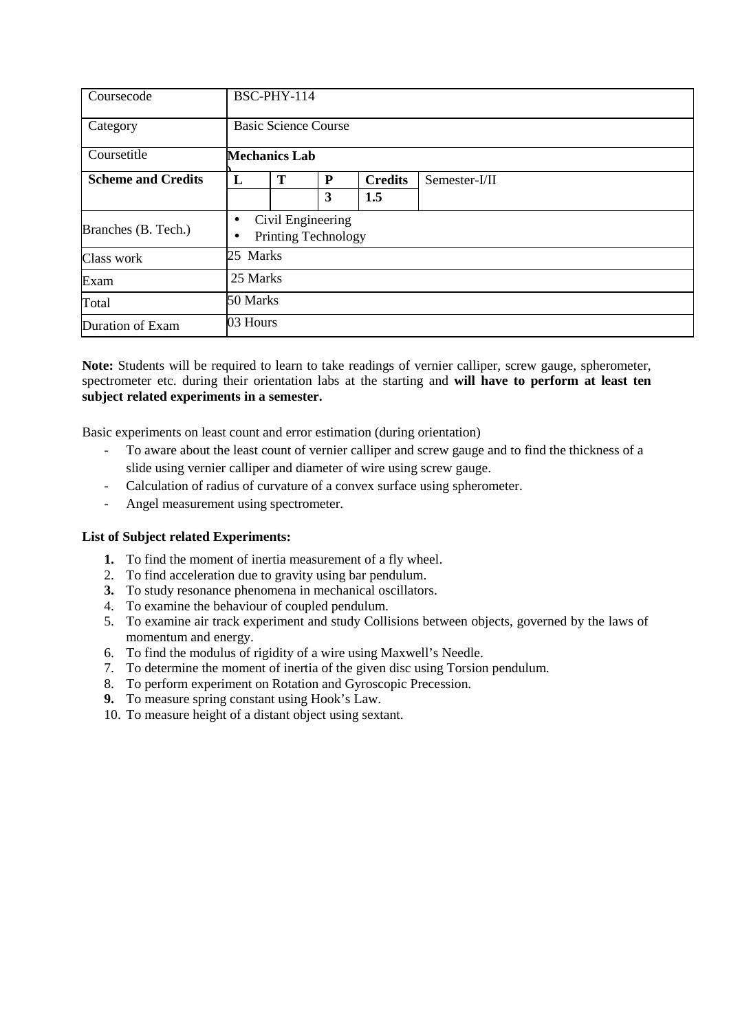| Coursecode | BSC-PHY-114 | | | | |
|---|---|---|---|---|---|
| Category | Basic Science Course | | | | |
| Coursetitle | **Mechanics Lab** | | | | |
| **Scheme and Credits** | **L** | **T** | **P** | **Credits** | Semester-I/II |
| | | | **3** | **1.5** | |
| Branches (B. Tech.) | • Civil Engineering<br>• Printing Technology | | | | |
| Class work | 25 Marks | | | | |
| Exam | 25 Marks | | | | |
| Total | 50 Marks | | | | |
| Duration of Exam | 03 Hours | | | | |

**Note:** Students will be required to learn to take readings of vernier calliper, screw gauge, spherometer, spectrometer etc. during their orientation labs at the starting and **will have to perform at least ten subject related experiments in a semester.**

Basic experiments on least count and error estimation (during orientation)

- To aware about the least count of vernier calliper and screw gauge and to find the thickness of a slide using vernier calliper and diameter of wire using screw gauge.
- Calculation of radius of curvature of a convex surface using spherometer.
- Angel measurement using spectrometer.

**List of Subject related Experiments:**

1. To find the moment of inertia measurement of a fly wheel.
2. To find acceleration due to gravity using bar pendulum.
3. To study resonance phenomena in mechanical oscillators.
4. To examine the behaviour of coupled pendulum.
5. To examine air track experiment and study Collisions between objects, governed by the laws of momentum and energy.
6. To find the modulus of rigidity of a wire using Maxwell's Needle.
7. To determine the moment of inertia of the given disc using Torsion pendulum.
8. To perform experiment on Rotation and Gyroscopic Precession.
9. To measure spring constant using Hook's Law.
10. To measure height of a distant object using sextant.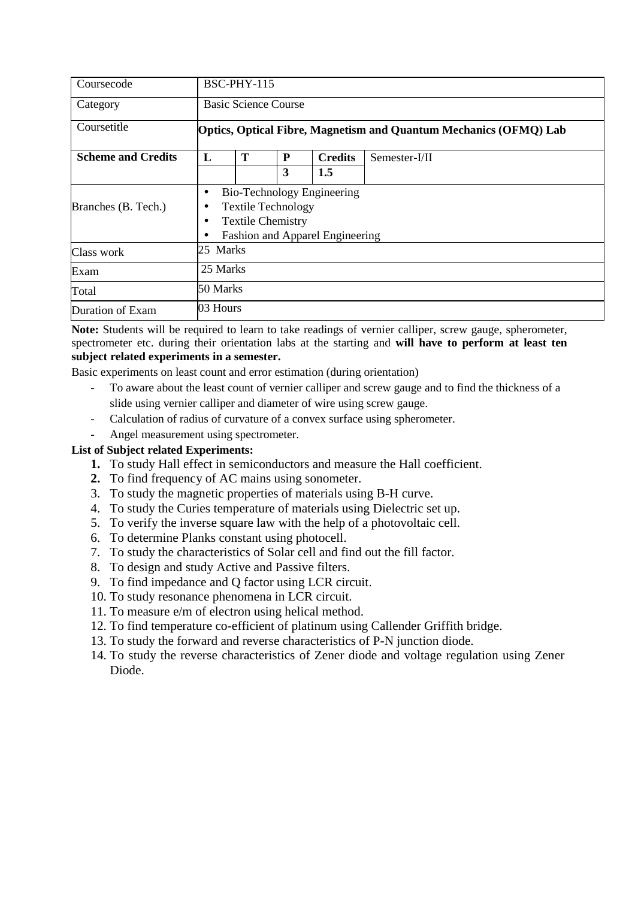| Coursecode | BSC-PHY-115 | | | | |
|---|---|---|---|---|---|
| Category | Basic Science Course | | | | |
| Coursetitle | **Optics, Optical Fibre, Magnetism and Quantum Mechanics (OFMQ) Lab** | | | | |
| **Scheme and Credits** | **L** | **T** | **P** | **Credits** | Semester-I/II |
| | | | **3** | **1.5** | |
| Branches (B. Tech.) | • Bio-Technology Engineering<br>• Textile Technology<br>• Textile Chemistry<br>• Fashion and Apparel Engineering | | | | |
| Class work | 25 Marks | | | | |
| Exam | 25 Marks | | | | |
| Total | 50 Marks | | | | |
| Duration of Exam | 03 Hours | | | | |

**Note:** Students will be required to learn to take readings of vernier calliper, screw gauge, spherometer, spectrometer etc. during their orientation labs at the starting and **will have to perform at least ten subject related experiments in a semester.**

Basic experiments on least count and error estimation (during orientation)

- To aware about the least count of vernier calliper and screw gauge and to find the thickness of a slide using vernier calliper and diameter of wire using screw gauge.
- Calculation of radius of curvature of a convex surface using spherometer.
- Angel measurement using spectrometer.

**List of Subject related Experiments:**

1. To study Hall effect in semiconductors and measure the Hall coefficient.
2. To find frequency of AC mains using sonometer.
3. To study the magnetic properties of materials using B-H curve.
4. To study the Curies temperature of materials using Dielectric set up.
5. To verify the inverse square law with the help of a photovoltaic cell.
6. To determine Planks constant using photocell.
7. To study the characteristics of Solar cell and find out the fill factor.
8. To design and study Active and Passive filters.
9. To find impedance and Q factor using LCR circuit.
10. To study resonance phenomena in LCR circuit.
11. To measure e/m of electron using helical method.
12. To find temperature co-efficient of platinum using Callender Griffith bridge.
13. To study the forward and reverse characteristics of P-N junction diode.
14. To study the reverse characteristics of Zener diode and voltage regulation using Zener Diode.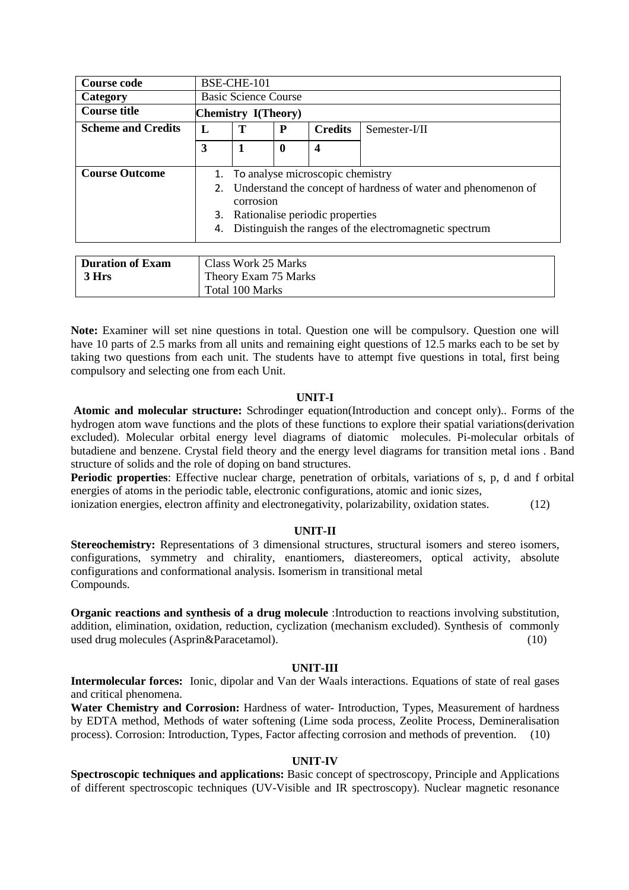| Course code | BSE-CHE-101 | | | | |
|---|---|---|---|---|---|
| Category | Basic Science Course | | | | |
| Course title | **Chemistry I(Theory)** | | | | |
| **Scheme and Credits** | **L** | **T** | **P** | **Credits** | Semester-I/II |
| | **3** | **1** | **0** | **4** | |
| **Course Outcome** | 1. To analyse microscopic chemistry<br>2. Understand the concept of hardness of water and phenomenon of corrosion<br>3. Rationalise periodic properties<br>4. Distinguish the ranges of the electromagnetic spectrum | | | | |

| **Duration of Exam** | Class Work 25 Marks |
|---|---|
| **3 Hrs** | Theory Exam 75 Marks |
| | Total 100 Marks |

**Note:** Examiner will set nine questions in total. Question one will be compulsory. Question one will have 10 parts of 2.5 marks from all units and remaining eight questions of 12.5 marks each to be set by taking two questions from each unit. The students have to attempt five questions in total, first being compulsory and selecting one from each Unit.

### UNIT-I

**Atomic and molecular structure:** Schrodinger equation(Introduction and concept only).. Forms of the hydrogen atom wave functions and the plots of these functions to explore their spatial variations(derivation excluded). Molecular orbital energy level diagrams of diatomic molecules. Pi-molecular orbitals of butadiene and benzene. Crystal field theory and the energy level diagrams for transition metal ions . Band structure of solids and the role of doping on band structures.

**Periodic properties**: Effective nuclear charge, penetration of orbitals, variations of s, p, d and f orbital energies of atoms in the periodic table, electronic configurations, atomic and ionic sizes, ionization energies, electron affinity and electronegativity, polarizability, oxidation states. (12)

### UNIT-II

**Stereochemistry:** Representations of 3 dimensional structures, structural isomers and stereo isomers, configurations, symmetry and chirality, enantiomers, diastereomers, optical activity, absolute configurations and conformational analysis. Isomerism in transitional metal Compounds.

**Organic reactions and synthesis of a drug molecule** :Introduction to reactions involving substitution, addition, elimination, oxidation, reduction, cyclization (mechanism excluded). Synthesis of commonly used drug molecules (Asprin&Paracetamol). (10)

### UNIT-III

**Intermolecular forces:** Ionic, dipolar and Van der Waals interactions. Equations of state of real gases and critical phenomena.

**Water Chemistry and Corrosion:** Hardness of water- Introduction, Types, Measurement of hardness by EDTA method, Methods of water softening (Lime soda process, Zeolite Process, Demineralisation process). Corrosion: Introduction, Types, Factor affecting corrosion and methods of prevention. (10)

### UNIT-IV

**Spectroscopic techniques and applications:** Basic concept of spectroscopy, Principle and Applications of different spectroscopic techniques (UV-Visible and IR spectroscopy). Nuclear magnetic resonance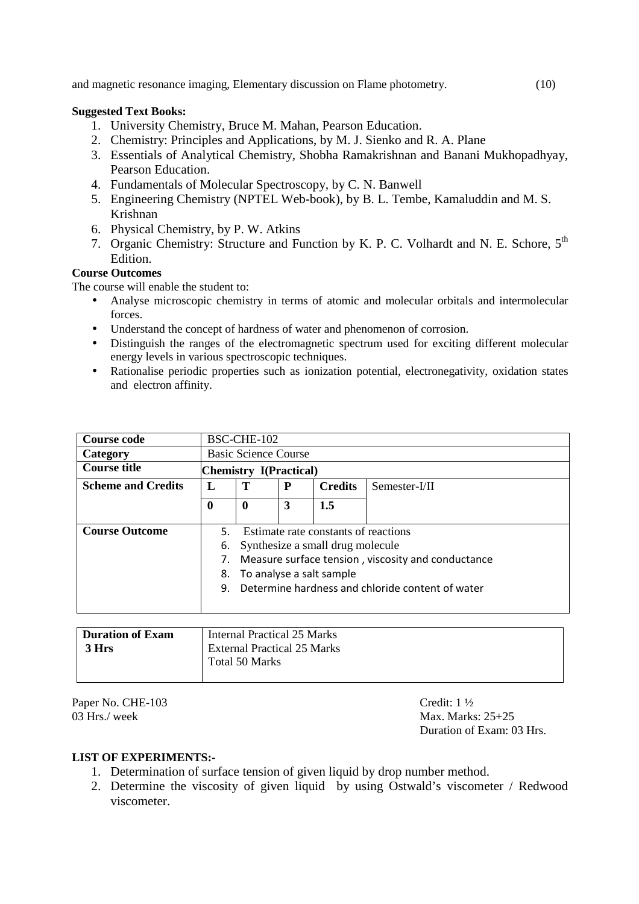and magnetic resonance imaging, Elementary discussion on Flame photometry. (10)

**Suggested Text Books:**

1. University Chemistry, Bruce M. Mahan, Pearson Education.
2. Chemistry: Principles and Applications, by M. J. Sienko and R. A. Plane
3. Essentials of Analytical Chemistry, Shobha Ramakrishnan and Banani Mukhopadhyay, Pearson Education.
4. Fundamentals of Molecular Spectroscopy, by C. N. Banwell
5. Engineering Chemistry (NPTEL Web-book), by B. L. Tembe, Kamaluddin and M. S. Krishnan
6. Physical Chemistry, by P. W. Atkins
7. Organic Chemistry: Structure and Function by K. P. C. Volhardt and N. E. Schore, 5th Edition.

**Course Outcomes**

The course will enable the student to:

- Analyse microscopic chemistry in terms of atomic and molecular orbitals and intermolecular forces.
- Understand the concept of hardness of water and phenomenon of corrosion.
- Distinguish the ranges of the electromagnetic spectrum used for exciting different molecular energy levels in various spectroscopic techniques.
- Rationalise periodic properties such as ionization potential, electronegativity, oxidation states and electron affinity.

| **Course code** | BSC-CHE-102 | | | | |
|---|---|---|---|---|---|
| **Category** | Basic Science Course | | | | |
| **Course title** | **Chemistry I(Practical)** | | | | |
| **Scheme and Credits** | **L** | **T** | **P** | **Credits** | Semester-I/II |
| | **0** | **0** | **3** | **1.5** | |
| **Course Outcome** | 5. Estimate rate constants of reactions<br>6. Synthesize a small drug molecule<br>7. Measure surface tension , viscosity and conductance<br>8. To analyse a salt sample<br>9. Determine hardness and chloride content of water | | | | |

| **Duration of Exam** **3 Hrs** | Internal Practical 25 Marks<br>External Practical 25 Marks<br>Total 50 Marks |
|---|---|

Paper No. CHE-103 Credit: 1 ½
03 Hrs./ week Max. Marks: 25+25
Duration of Exam: 03 Hrs.

**LIST OF EXPERIMENTS:-**

1. Determination of surface tension of given liquid by drop number method.
2. Determine the viscosity of given liquid by using Ostwald's viscometer / Redwood viscometer.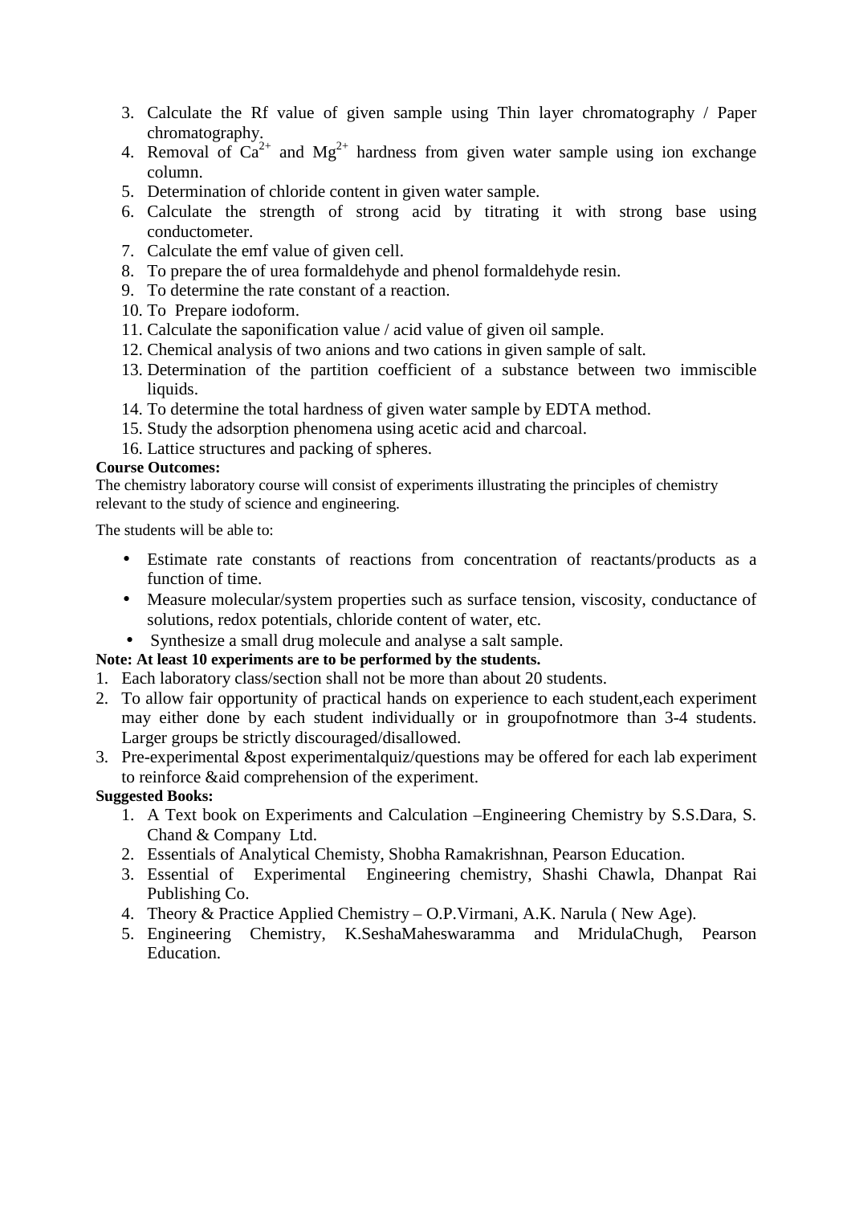3. Calculate the Rf value of given sample using Thin layer chromatography / Paper chromatography.
4. Removal of $Ca^{2+}$ and $Mg^{2+}$ hardness from given water sample using ion exchange column.
5. Determination of chloride content in given water sample.
6. Calculate the strength of strong acid by titrating it with strong base using conductometer.
7. Calculate the emf value of given cell.
8. To prepare the of urea formaldehyde and phenol formaldehyde resin.
9. To determine the rate constant of a reaction.
10. To Prepare iodoform.
11. Calculate the saponification value / acid value of given oil sample.
12. Chemical analysis of two anions and two cations in given sample of salt.
13. Determination of the partition coefficient of a substance between two immiscible liquids.
14. To determine the total hardness of given water sample by EDTA method.
15. Study the adsorption phenomena using acetic acid and charcoal.
16. Lattice structures and packing of spheres.

**Course Outcomes:**

The chemistry laboratory course will consist of experiments illustrating the principles of chemistry relevant to the study of science and engineering.

The students will be able to:

- Estimate rate constants of reactions from concentration of reactants/products as a function of time.
- Measure molecular/system properties such as surface tension, viscosity, conductance of solutions, redox potentials, chloride content of water, etc.
- Synthesize a small drug molecule and analyse a salt sample.

**Note: At least 10 experiments are to be performed by the students.**

1. Each laboratory class/section shall not be more than about 20 students.
2. To allow fair opportunity of practical hands on experience to each student,each experiment may either done by each student individually or in groupofnotmore than 3-4 students. Larger groups be strictly discouraged/disallowed.
3. Pre-experimental &post experimentalquiz/questions may be offered for each lab experiment to reinforce &aid comprehension of the experiment.

**Suggested Books:**

1. A Text book on Experiments and Calculation –Engineering Chemistry by S.S.Dara, S. Chand & Company Ltd.
2. Essentials of Analytical Chemisty, Shobha Ramakrishnan, Pearson Education.
3. Essential of Experimental Engineering chemistry, Shashi Chawla, Dhanpat Rai Publishing Co.
4. Theory & Practice Applied Chemistry – O.P.Virmani, A.K. Narula ( New Age).
5. Engineering Chemistry, K.SeshaMaheswaramma and MridulaChugh, Pearson Education.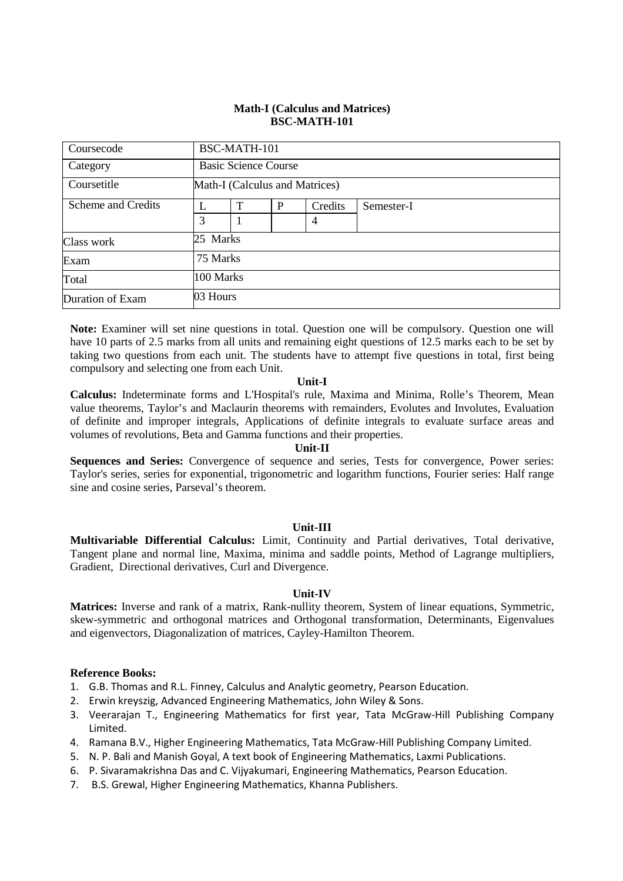**Math-I (Calculus and Matrices)**
**BSC-MATH-101**

| Coursecode | BSC-MATH-101 | | | | |
|---|---|---|---|---|---|
| Category | Basic Science Course | | | | |
| Coursetitle | Math-I (Calculus and Matrices) | | | | |
| Scheme and Credits | L | T | P | Credits | Semester-I |
| | 3 | 1 | | 4 | |
| Class work | 25 Marks | | | | |
| Exam | 75 Marks | | | | |
| Total | 100 Marks | | | | |
| Duration of Exam | 03 Hours | | | | |

**Note:** Examiner will set nine questions in total. Question one will be compulsory. Question one will have 10 parts of 2.5 marks from all units and remaining eight questions of 12.5 marks each to be set by taking two questions from each unit. The students have to attempt five questions in total, first being compulsory and selecting one from each Unit.

**Unit-I**

**Calculus:** Indeterminate forms and L'Hospital's rule, Maxima and Minima, Rolle's Theorem, Mean value theorems, Taylor's and Maclaurin theorems with remainders, Evolutes and Involutes, Evaluation of definite and improper integrals, Applications of definite integrals to evaluate surface areas and volumes of revolutions, Beta and Gamma functions and their properties.

**Unit-II**

**Sequences and Series:** Convergence of sequence and series, Tests for convergence, Power series: Taylor's series, series for exponential, trigonometric and logarithm functions, Fourier series: Half range sine and cosine series, Parseval's theorem.

**Unit-III**

**Multivariable Differential Calculus:** Limit, Continuity and Partial derivatives, Total derivative, Tangent plane and normal line, Maxima, minima and saddle points, Method of Lagrange multipliers, Gradient, Directional derivatives, Curl and Divergence.

**Unit-IV**

**Matrices:** Inverse and rank of a matrix, Rank-nullity theorem, System of linear equations, Symmetric, skew-symmetric and orthogonal matrices and Orthogonal transformation, Determinants, Eigenvalues and eigenvectors, Diagonalization of matrices, Cayley-Hamilton Theorem.

**Reference Books:**

1. G.B. Thomas and R.L. Finney, Calculus and Analytic geometry, Pearson Education.
2. Erwin kreyszig, Advanced Engineering Mathematics, John Wiley & Sons.
3. Veerarajan T., Engineering Mathematics for first year, Tata McGraw-Hill Publishing Company Limited.
4. Ramana B.V., Higher Engineering Mathematics, Tata McGraw-Hill Publishing Company Limited.
5. N. P. Bali and Manish Goyal, A text book of Engineering Mathematics, Laxmi Publications.
6. P. Sivaramakrishna Das and C. Vijyakumari, Engineering Mathematics, Pearson Education.
7. B.S. Grewal, Higher Engineering Mathematics, Khanna Publishers.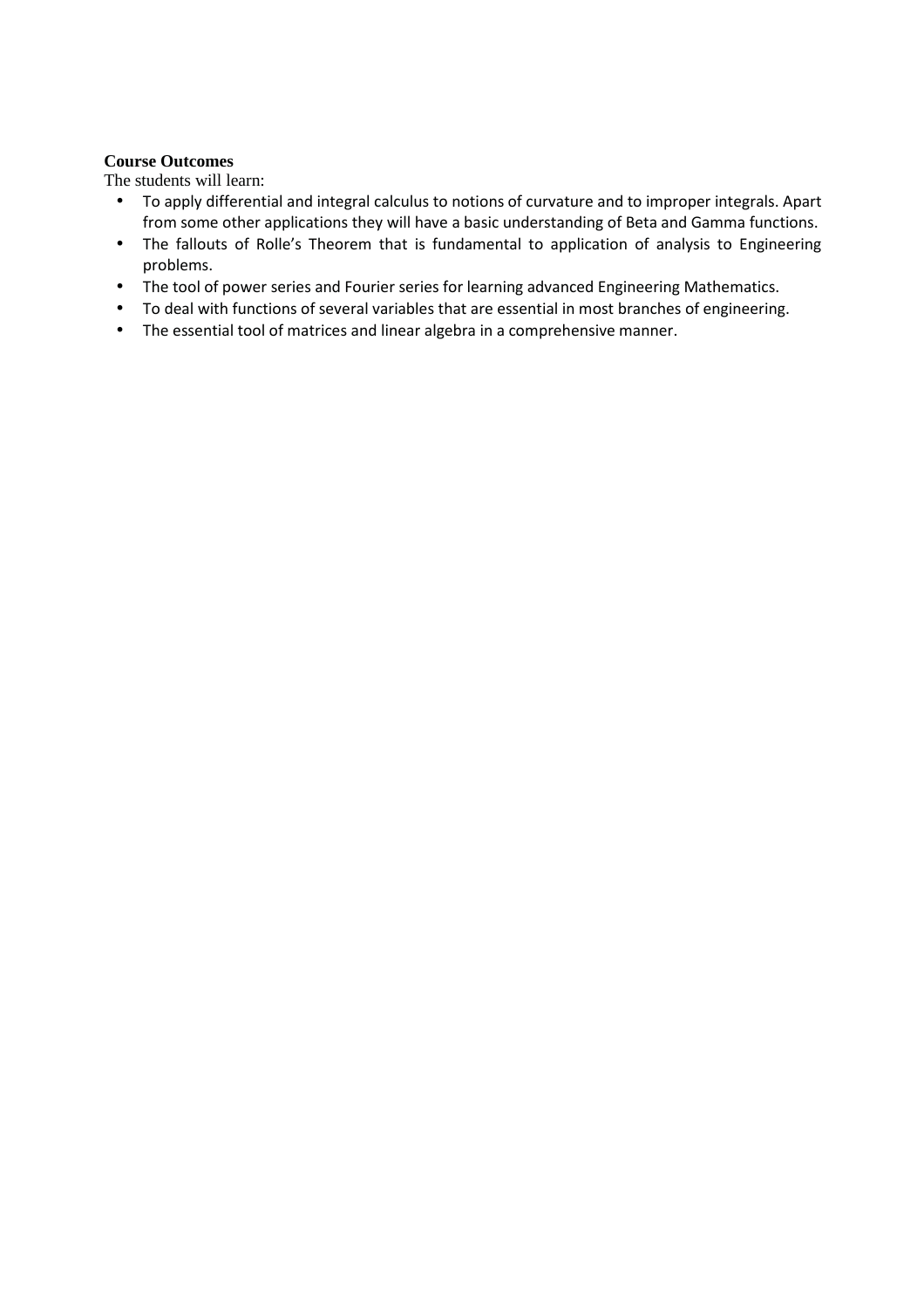**Course Outcomes**

The students will learn:

- To apply differential and integral calculus to notions of curvature and to improper integrals. Apart from some other applications they will have a basic understanding of Beta and Gamma functions.
- The fallouts of Rolle's Theorem that is fundamental to application of analysis to Engineering problems.
- The tool of power series and Fourier series for learning advanced Engineering Mathematics.
- To deal with functions of several variables that are essential in most branches of engineering.
- The essential tool of matrices and linear algebra in a comprehensive manner.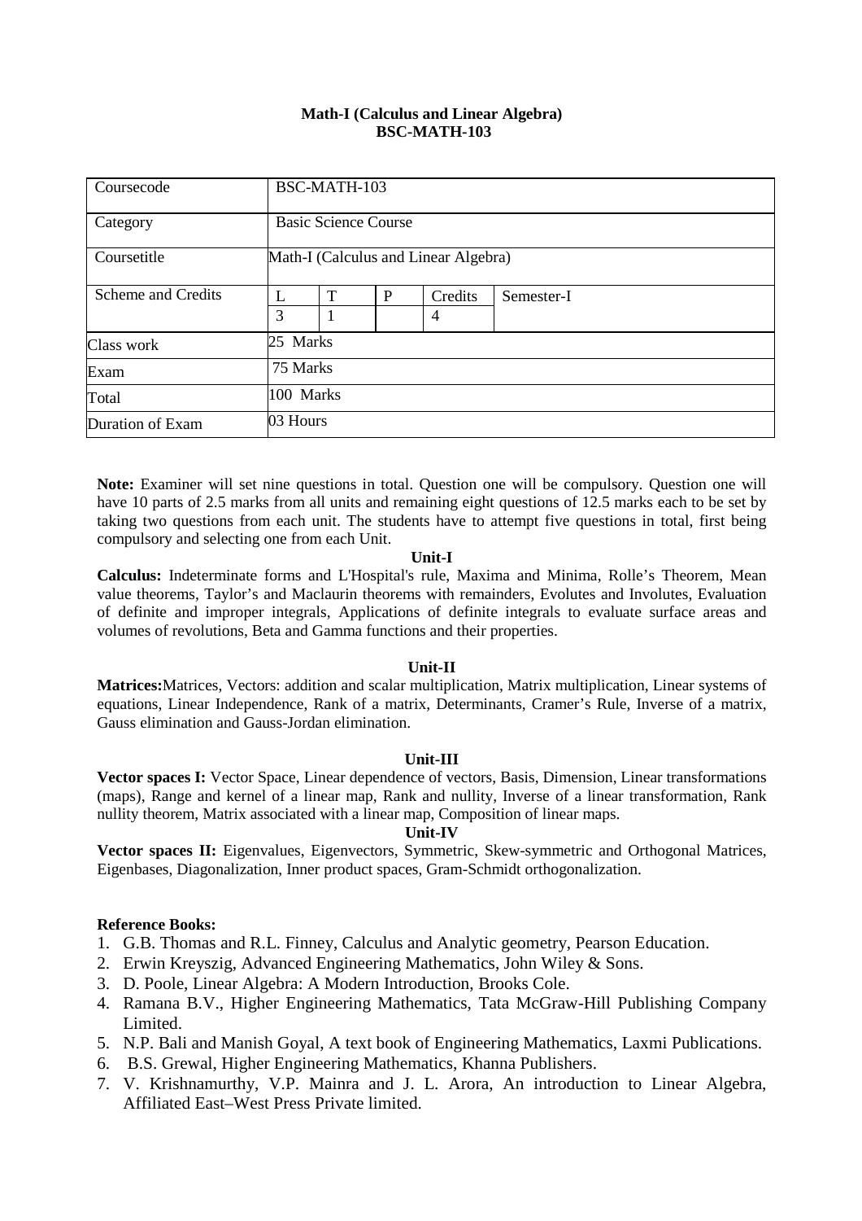**Math-I (Calculus and Linear Algebra)**
**BSC-MATH-103**

| Coursecode | BSC-MATH-103 | | | | |
|---|---|---|---|---|---|
| Category | Basic Science Course | | | | |
| Coursetitle | Math-I (Calculus and Linear Algebra) | | | | |
| Scheme and Credits | L | T | P | Credits | Semester-I |
| | 3 | 1 | | 4 | |
| Class work | 25 Marks | | | | |
| Exam | 75 Marks | | | | |
| Total | 100 Marks | | | | |
| Duration of Exam | 03 Hours | | | | |

**Note:** Examiner will set nine questions in total. Question one will be compulsory. Question one will have 10 parts of 2.5 marks from all units and remaining eight questions of 12.5 marks each to be set by taking two questions from each unit. The students have to attempt five questions in total, first being compulsory and selecting one from each Unit.

**Unit-I**

**Calculus:** Indeterminate forms and L'Hospital's rule, Maxima and Minima, Rolle's Theorem, Mean value theorems, Taylor's and Maclaurin theorems with remainders, Evolutes and Involutes, Evaluation of definite and improper integrals, Applications of definite integrals to evaluate surface areas and volumes of revolutions, Beta and Gamma functions and their properties.

**Unit-II**

**Matrices:** Matrices, Vectors: addition and scalar multiplication, Matrix multiplication, Linear systems of equations, Linear Independence, Rank of a matrix, Determinants, Cramer's Rule, Inverse of a matrix, Gauss elimination and Gauss-Jordan elimination.

**Unit-III**

**Vector spaces I:** Vector Space, Linear dependence of vectors, Basis, Dimension, Linear transformations (maps), Range and kernel of a linear map, Rank and nullity, Inverse of a linear transformation, Rank nullity theorem, Matrix associated with a linear map, Composition of linear maps.

**Unit-IV**

**Vector spaces II:** Eigenvalues, Eigenvectors, Symmetric, Skew-symmetric and Orthogonal Matrices, Eigenbases, Diagonalization, Inner product spaces, Gram-Schmidt orthogonalization.

**Reference Books:**

1. G.B. Thomas and R.L. Finney, Calculus and Analytic geometry, Pearson Education.
2. Erwin Kreyszig, Advanced Engineering Mathematics, John Wiley & Sons.
3. D. Poole, Linear Algebra: A Modern Introduction, Brooks Cole.
4. Ramana B.V., Higher Engineering Mathematics, Tata McGraw-Hill Publishing Company Limited.
5. N.P. Bali and Manish Goyal, A text book of Engineering Mathematics, Laxmi Publications.
6. B.S. Grewal, Higher Engineering Mathematics, Khanna Publishers.
7. V. Krishnamurthy, V.P. Mainra and J. L. Arora, An introduction to Linear Algebra, Affiliated East–West Press Private limited.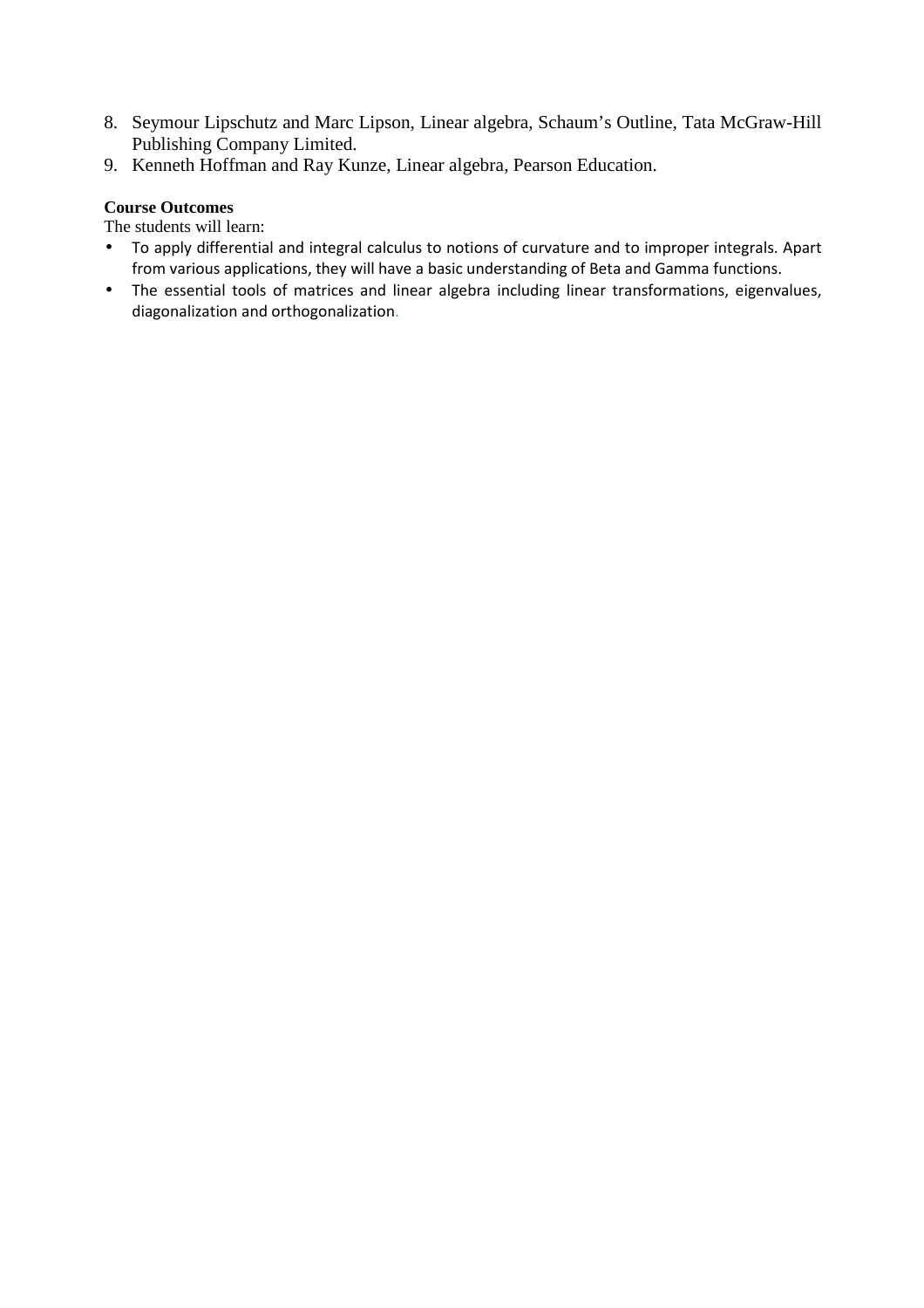8. Seymour Lipschutz and Marc Lipson, Linear algebra, Schaum's Outline, Tata McGraw-Hill Publishing Company Limited.
9. Kenneth Hoffman and Ray Kunze, Linear algebra, Pearson Education.

**Course Outcomes**

The students will learn:

- To apply differential and integral calculus to notions of curvature and to improper integrals. Apart from various applications, they will have a basic understanding of Beta and Gamma functions.
- The essential tools of matrices and linear algebra including linear transformations, eigenvalues, diagonalization and orthogonalization.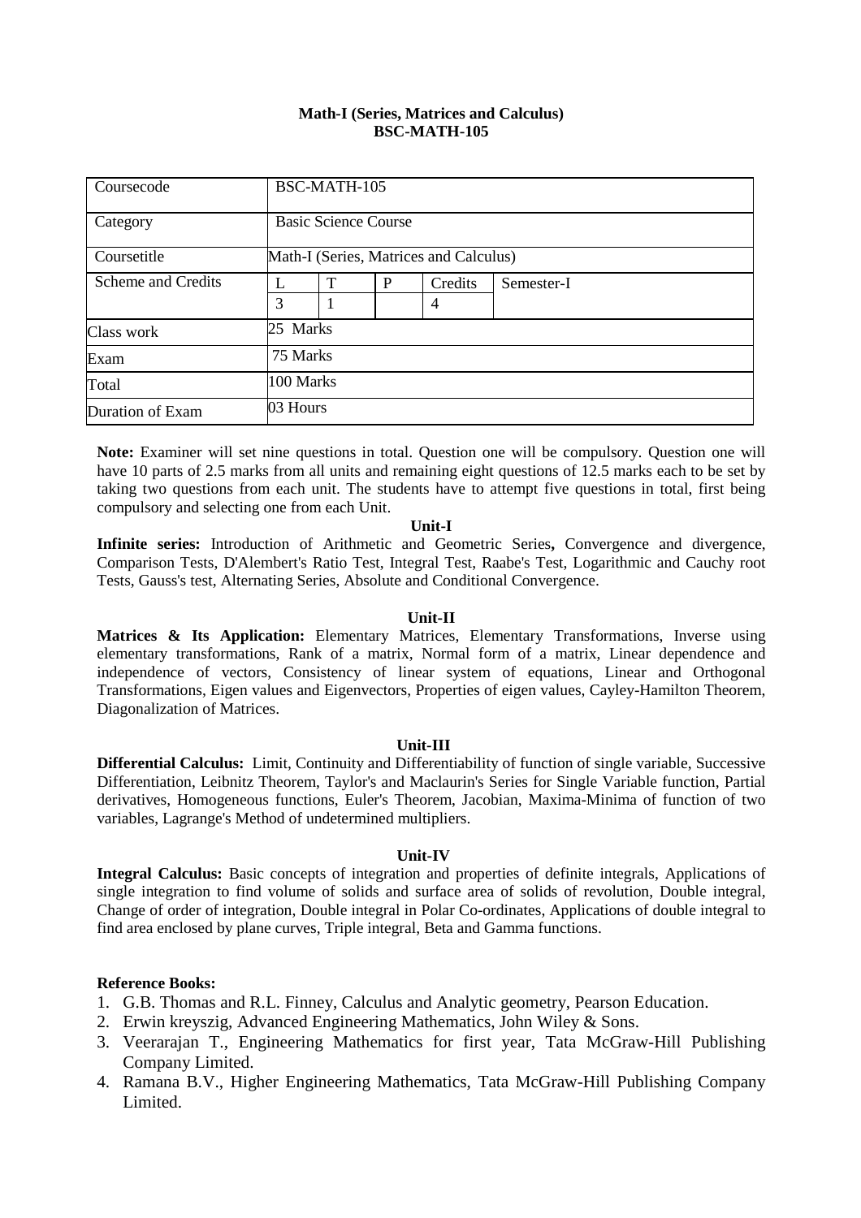**Math-I (Series, Matrices and Calculus)**
**BSC-MATH-105**

| Coursecode | BSC-MATH-105 | | | | |
|---|---|---|---|---|---|
| Category | Basic Science Course | | | | |
| Coursetitle | Math-I (Series, Matrices and Calculus) | | | | |
| Scheme and Credits | L | T | P | Credits | Semester-I |
| | 3 | 1 | | 4 | |
| Class work | 25 Marks | | | | |
| Exam | 75 Marks | | | | |
| Total | 100 Marks | | | | |
| Duration of Exam | 03 Hours | | | | |

**Note:** Examiner will set nine questions in total. Question one will be compulsory. Question one will have 10 parts of 2.5 marks from all units and remaining eight questions of 12.5 marks each to be set by taking two questions from each unit. The students have to attempt five questions in total, first being compulsory and selecting one from each Unit.

**Unit-I**

**Infinite series:** Introduction of Arithmetic and Geometric Series**,** Convergence and divergence, Comparison Tests, D'Alembert's Ratio Test, Integral Test, Raabe's Test, Logarithmic and Cauchy root Tests, Gauss's test, Alternating Series, Absolute and Conditional Convergence.

**Unit-II**

**Matrices & Its Application:** Elementary Matrices, Elementary Transformations, Inverse using elementary transformations, Rank of a matrix, Normal form of a matrix, Linear dependence and independence of vectors, Consistency of linear system of equations, Linear and Orthogonal Transformations, Eigen values and Eigenvectors, Properties of eigen values, Cayley-Hamilton Theorem, Diagonalization of Matrices.

**Unit-III**

**Differential Calculus:** Limit, Continuity and Differentiability of function of single variable, Successive Differentiation, Leibnitz Theorem, Taylor's and Maclaurin's Series for Single Variable function, Partial derivatives, Homogeneous functions, Euler's Theorem, Jacobian, Maxima-Minima of function of two variables, Lagrange's Method of undetermined multipliers.

**Unit-IV**

**Integral Calculus:** Basic concepts of integration and properties of definite integrals, Applications of single integration to find volume of solids and surface area of solids of revolution, Double integral, Change of order of integration, Double integral in Polar Co-ordinates, Applications of double integral to find area enclosed by plane curves, Triple integral, Beta and Gamma functions.

**Reference Books:**

1. G.B. Thomas and R.L. Finney, Calculus and Analytic geometry, Pearson Education.
2. Erwin kreyszig, Advanced Engineering Mathematics, John Wiley & Sons.
3. Veerarajan T., Engineering Mathematics for first year, Tata McGraw-Hill Publishing Company Limited.
4. Ramana B.V., Higher Engineering Mathematics, Tata McGraw-Hill Publishing Company Limited.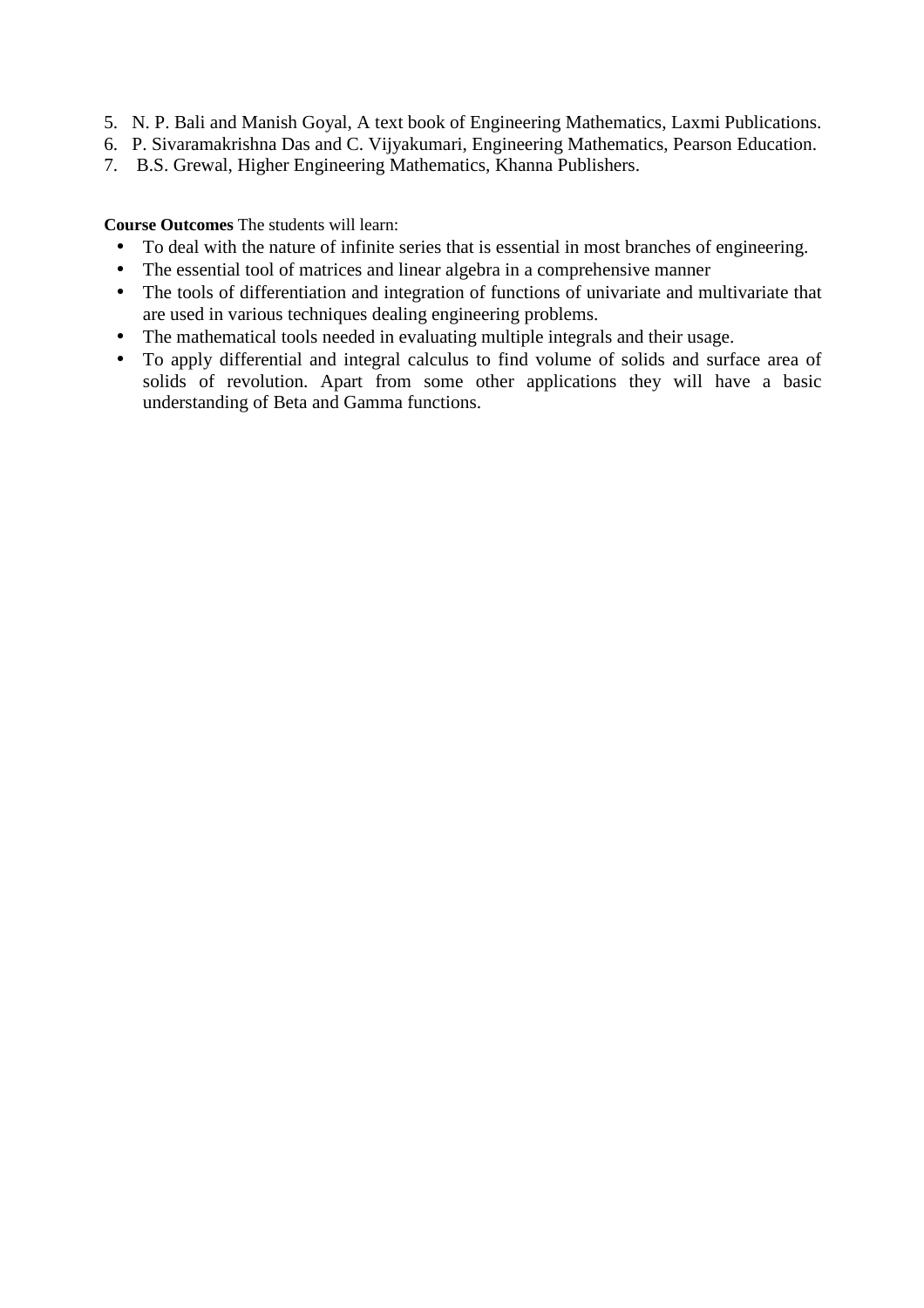5. N. P. Bali and Manish Goyal, A text book of Engineering Mathematics, Laxmi Publications.
6. P. Sivaramakrishna Das and C. Vijyakumari, Engineering Mathematics, Pearson Education.
7. B.S. Grewal, Higher Engineering Mathematics, Khanna Publishers.

**Course Outcomes** The students will learn:

- To deal with the nature of infinite series that is essential in most branches of engineering.
- The essential tool of matrices and linear algebra in a comprehensive manner
- The tools of differentiation and integration of functions of univariate and multivariate that are used in various techniques dealing engineering problems.
- The mathematical tools needed in evaluating multiple integrals and their usage.
- To apply differential and integral calculus to find volume of solids and surface area of solids of revolution. Apart from some other applications they will have a basic understanding of Beta and Gamma functions.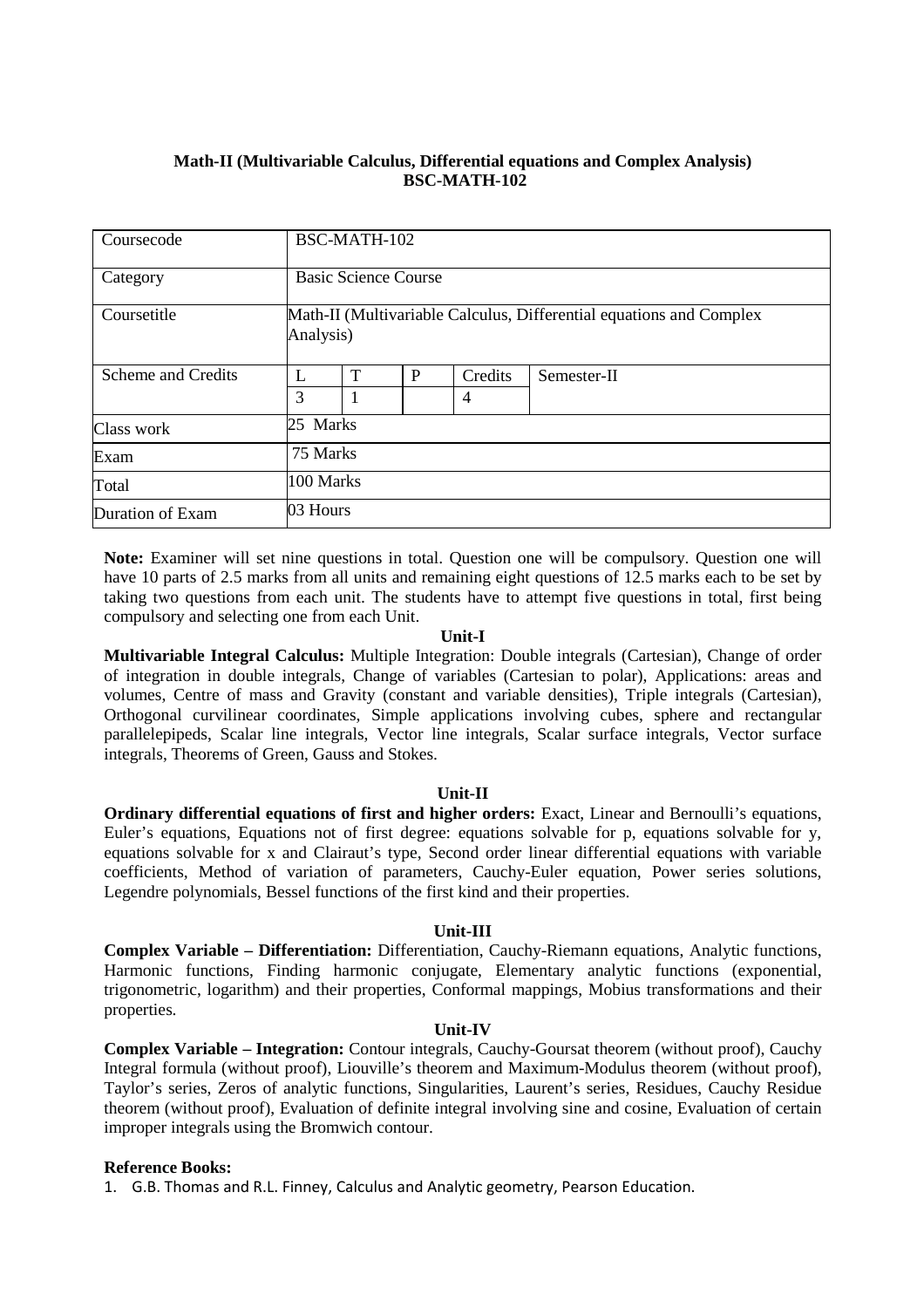**Math-II (Multivariable Calculus, Differential equations and Complex Analysis)**
**BSC-MATH-102**

| Coursecode | BSC-MATH-102 | | | | |
|---|---|---|---|---|---|
| Category | Basic Science Course | | | | |
| Coursetitle | Math-II (Multivariable Calculus, Differential equations and Complex Analysis) | | | | |
| Scheme and Credits | L | T | P | Credits | Semester-II |
| | 3 | 1 | | 4 | |
| Class work | 25 Marks | | | | |
| Exam | 75 Marks | | | | |
| Total | 100 Marks | | | | |
| Duration of Exam | 03 Hours | | | | |

**Note:** Examiner will set nine questions in total. Question one will be compulsory. Question one will have 10 parts of 2.5 marks from all units and remaining eight questions of 12.5 marks each to be set by taking two questions from each unit. The students have to attempt five questions in total, first being compulsory and selecting one from each Unit.

**Unit-I**

**Multivariable Integral Calculus:** Multiple Integration: Double integrals (Cartesian), Change of order of integration in double integrals, Change of variables (Cartesian to polar), Applications: areas and volumes, Centre of mass and Gravity (constant and variable densities), Triple integrals (Cartesian), Orthogonal curvilinear coordinates, Simple applications involving cubes, sphere and rectangular parallelepipeds, Scalar line integrals, Vector line integrals, Scalar surface integrals, Vector surface integrals, Theorems of Green, Gauss and Stokes.

**Unit-II**

**Ordinary differential equations of first and higher orders:** Exact, Linear and Bernoulli's equations, Euler's equations, Equations not of first degree: equations solvable for p, equations solvable for y, equations solvable for x and Clairaut's type, Second order linear differential equations with variable coefficients, Method of variation of parameters, Cauchy-Euler equation, Power series solutions, Legendre polynomials, Bessel functions of the first kind and their properties.

**Unit-III**

**Complex Variable – Differentiation:** Differentiation, Cauchy-Riemann equations, Analytic functions, Harmonic functions, Finding harmonic conjugate, Elementary analytic functions (exponential, trigonometric, logarithm) and their properties, Conformal mappings, Mobius transformations and their properties.

**Unit-IV**

**Complex Variable – Integration:** Contour integrals, Cauchy-Goursat theorem (without proof), Cauchy Integral formula (without proof), Liouville's theorem and Maximum-Modulus theorem (without proof), Taylor's series, Zeros of analytic functions, Singularities, Laurent's series, Residues, Cauchy Residue theorem (without proof), Evaluation of definite integral involving sine and cosine, Evaluation of certain improper integrals using the Bromwich contour.

**Reference Books:**

1. G.B. Thomas and R.L. Finney, Calculus and Analytic geometry, Pearson Education.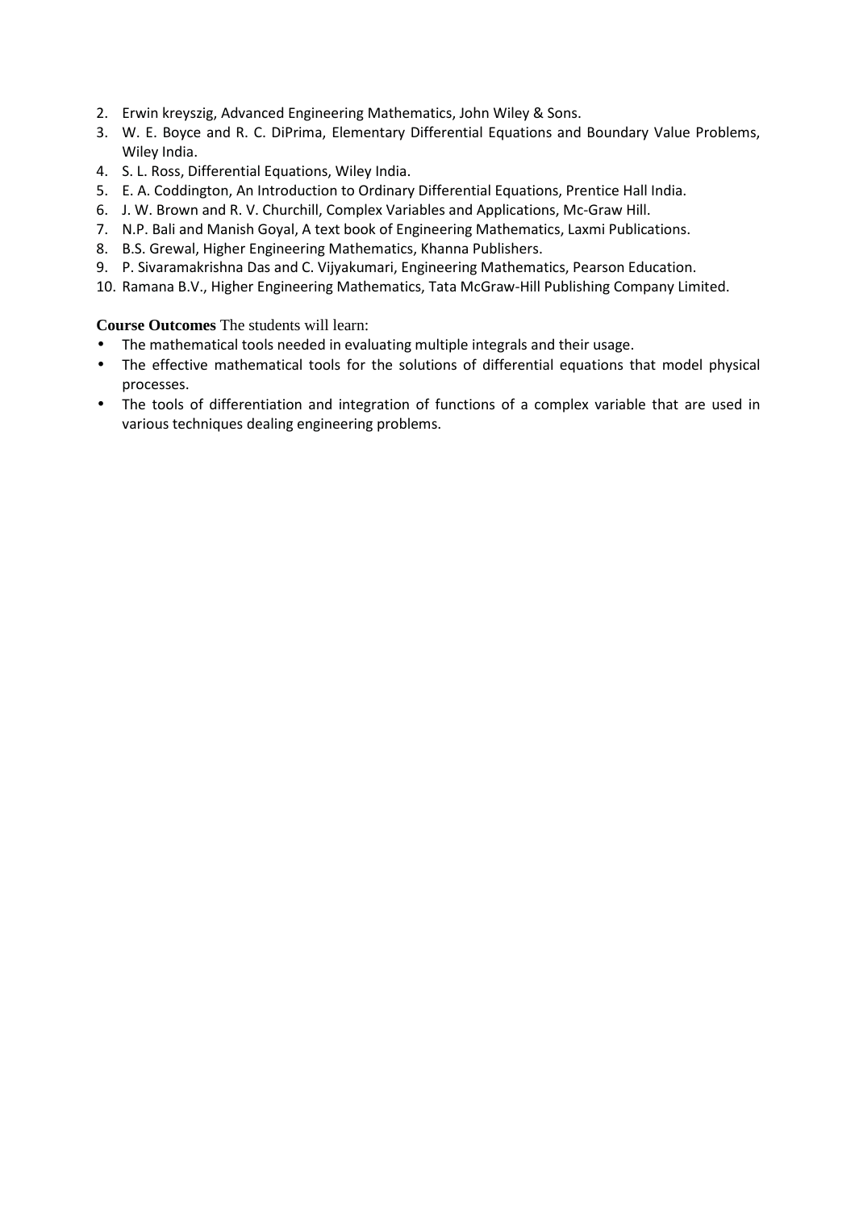2. Erwin kreyszig, Advanced Engineering Mathematics, John Wiley & Sons.
3. W. E. Boyce and R. C. DiPrima, Elementary Differential Equations and Boundary Value Problems, Wiley India.
4. S. L. Ross, Differential Equations, Wiley India.
5. E. A. Coddington, An Introduction to Ordinary Differential Equations, Prentice Hall India.
6. J. W. Brown and R. V. Churchill, Complex Variables and Applications, Mc-Graw Hill.
7. N.P. Bali and Manish Goyal, A text book of Engineering Mathematics, Laxmi Publications.
8. B.S. Grewal, Higher Engineering Mathematics, Khanna Publishers.
9. P. Sivaramakrishna Das and C. Vijyakumari, Engineering Mathematics, Pearson Education.
10. Ramana B.V., Higher Engineering Mathematics, Tata McGraw-Hill Publishing Company Limited.

**Course Outcomes** The students will learn:

- The mathematical tools needed in evaluating multiple integrals and their usage.
- The effective mathematical tools for the solutions of differential equations that model physical processes.
- The tools of differentiation and integration of functions of a complex variable that are used in various techniques dealing engineering problems.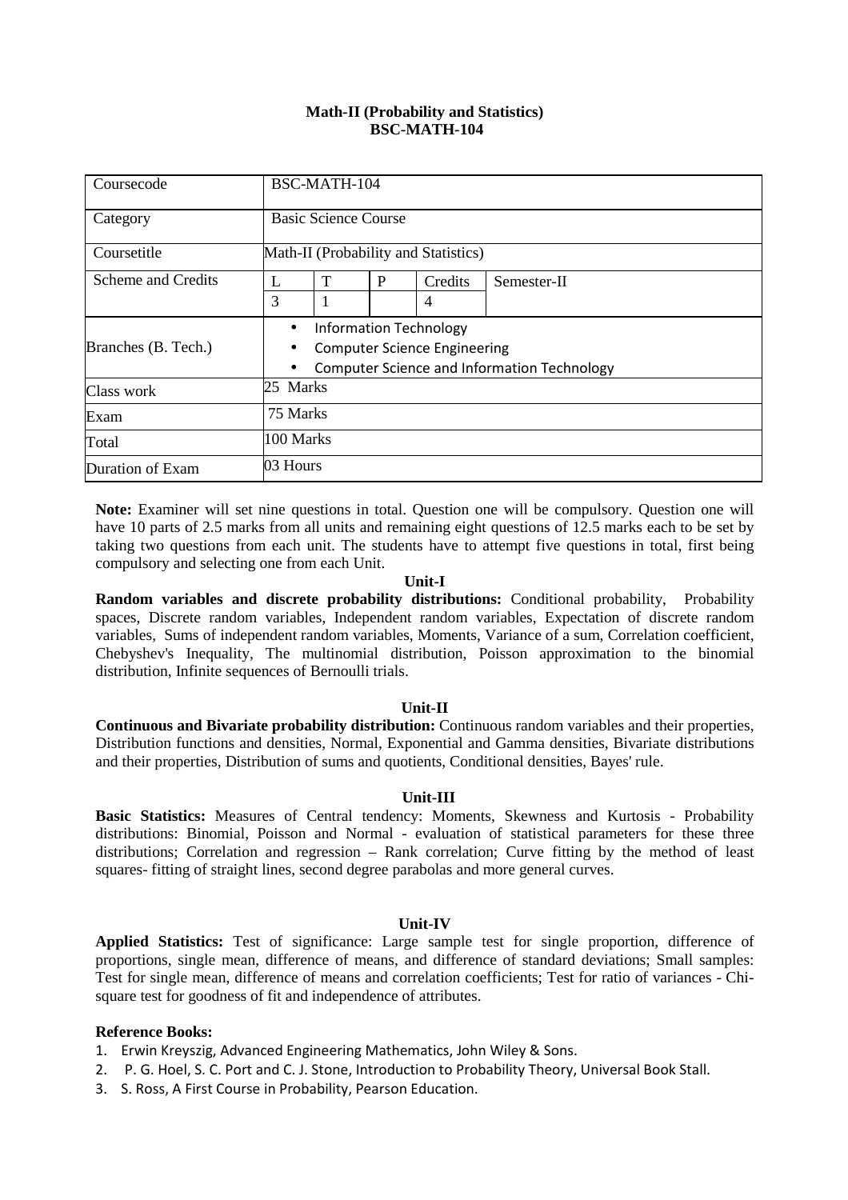**Math-II (Probability and Statistics)**
**BSC-MATH-104**

| Coursecode | BSC-MATH-104 | | | | |
|---|---|---|---|---|---|
| Category | Basic Science Course | | | | |
| Coursetitle | Math-II (Probability and Statistics) | | | | |
| Scheme and Credits | L | T | P | Credits | Semester-II |
| | 3 | 1 | | 4 | |
| Branches (B. Tech.) | • Information Technology<br>• Computer Science Engineering<br>• Computer Science and Information Technology | | | | |
| Class work | 25 Marks | | | | |
| Exam | 75 Marks | | | | |
| Total | 100 Marks | | | | |
| Duration of Exam | 03 Hours | | | | |

**Note:** Examiner will set nine questions in total. Question one will be compulsory. Question one will have 10 parts of 2.5 marks from all units and remaining eight questions of 12.5 marks each to be set by taking two questions from each unit. The students have to attempt five questions in total, first being compulsory and selecting one from each Unit.

**Unit-I**

**Random variables and discrete probability distributions:** Conditional probability, Probability spaces, Discrete random variables, Independent random variables, Expectation of discrete random variables, Sums of independent random variables, Moments, Variance of a sum, Correlation coefficient, Chebyshev's Inequality, The multinomial distribution, Poisson approximation to the binomial distribution, Infinite sequences of Bernoulli trials.

**Unit-II**

**Continuous and Bivariate probability distribution:** Continuous random variables and their properties, Distribution functions and densities, Normal, Exponential and Gamma densities, Bivariate distributions and their properties, Distribution of sums and quotients, Conditional densities, Bayes' rule.

**Unit-III**

**Basic Statistics:** Measures of Central tendency: Moments, Skewness and Kurtosis - Probability distributions: Binomial, Poisson and Normal - evaluation of statistical parameters for these three distributions; Correlation and regression – Rank correlation; Curve fitting by the method of least squares- fitting of straight lines, second degree parabolas and more general curves.

**Unit-IV**

**Applied Statistics:** Test of significance: Large sample test for single proportion, difference of proportions, single mean, difference of means, and difference of standard deviations; Small samples: Test for single mean, difference of means and correlation coefficients; Test for ratio of variances - Chi-square test for goodness of fit and independence of attributes.

**Reference Books:**

1. Erwin Kreyszig, Advanced Engineering Mathematics, John Wiley & Sons.
2. P. G. Hoel, S. C. Port and C. J. Stone, Introduction to Probability Theory, Universal Book Stall.
3. S. Ross, A First Course in Probability, Pearson Education.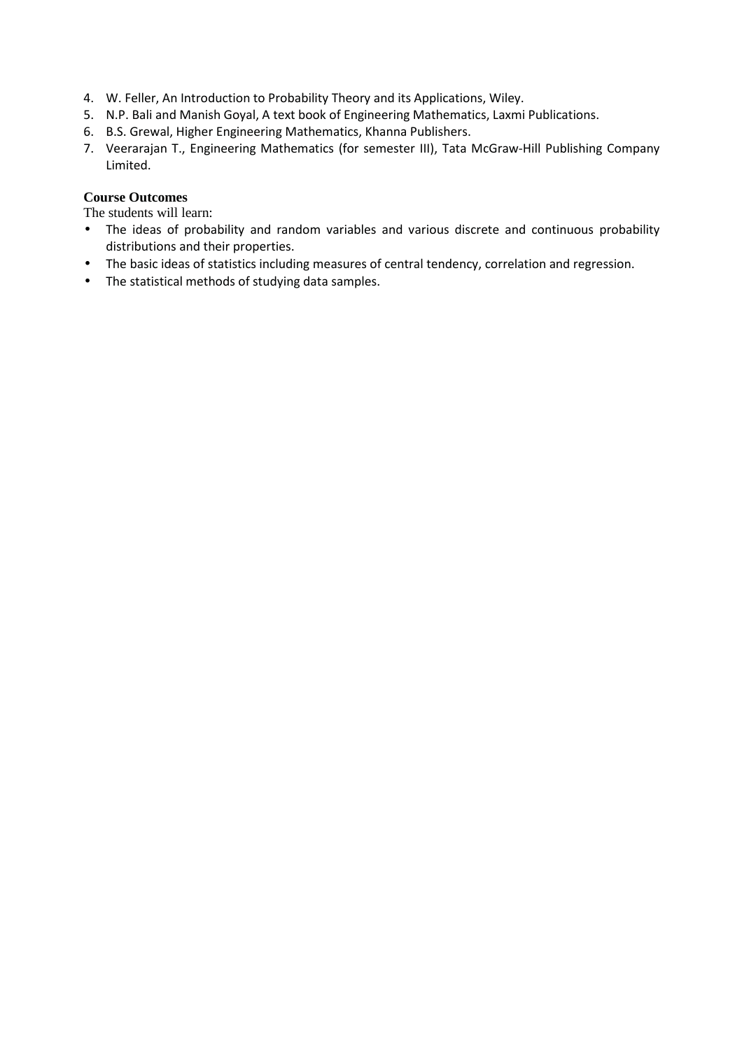4. W. Feller, An Introduction to Probability Theory and its Applications, Wiley.
5. N.P. Bali and Manish Goyal, A text book of Engineering Mathematics, Laxmi Publications.
6. B.S. Grewal, Higher Engineering Mathematics, Khanna Publishers.
7. Veerarajan T., Engineering Mathematics (for semester III), Tata McGraw-Hill Publishing Company Limited.

**Course Outcomes**

The students will learn:

- The ideas of probability and random variables and various discrete and continuous probability distributions and their properties.
- The basic ideas of statistics including measures of central tendency, correlation and regression.
- The statistical methods of studying data samples.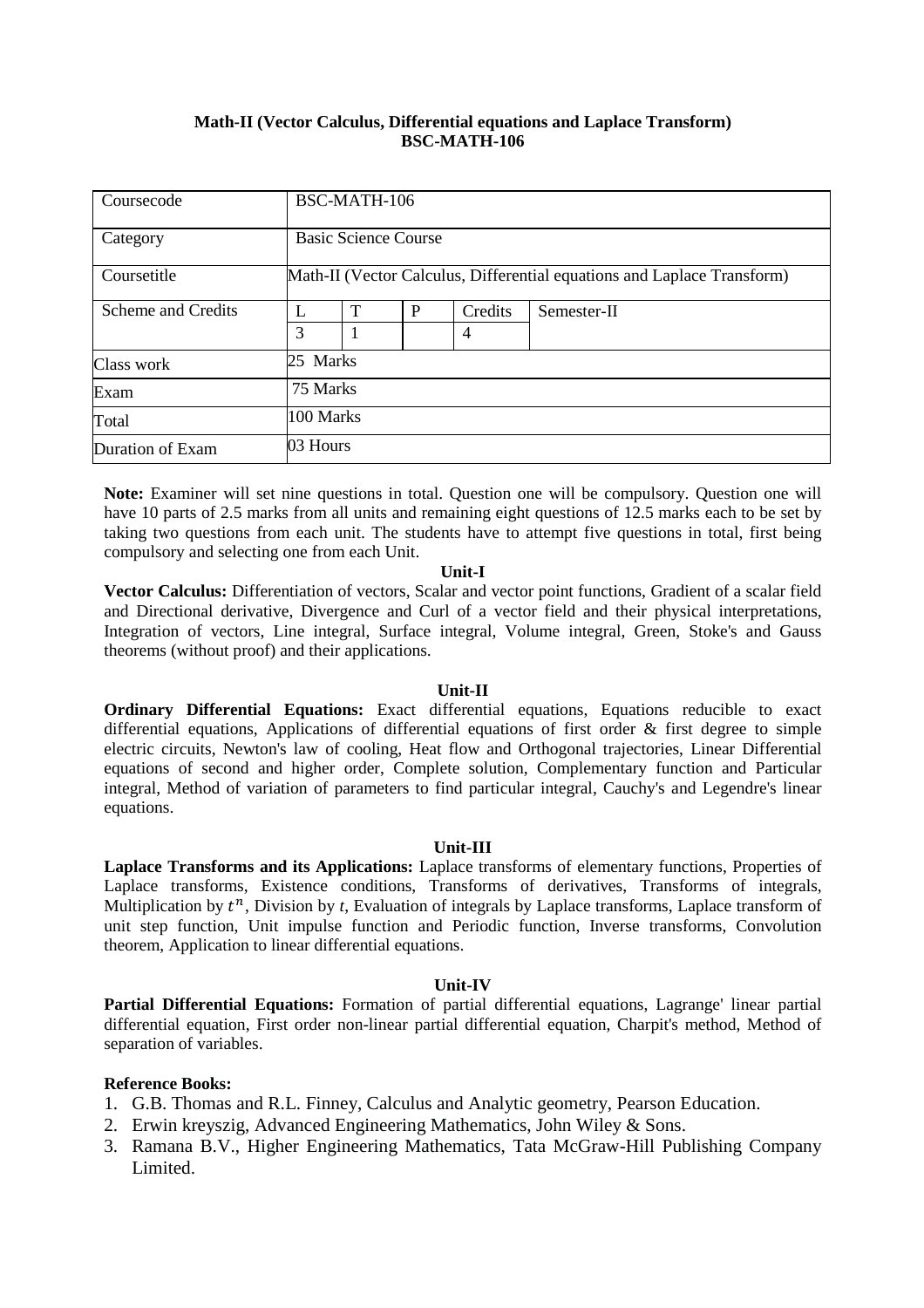**Math-II (Vector Calculus, Differential equations and Laplace Transform)**
**BSC-MATH-106**

| Coursecode | BSC-MATH-106 | | | | |
|---|---|---|---|---|---|
| Category | Basic Science Course | | | | |
| Coursetitle | Math-II (Vector Calculus, Differential equations and Laplace Transform) | | | | |
| Scheme and Credits | L | T | P | Credits | Semester-II |
| | 3 | 1 | | 4 | |
| Class work | 25 Marks | | | | |
| Exam | 75 Marks | | | | |
| Total | 100 Marks | | | | |
| Duration of Exam | 03 Hours | | | | |

**Note:** Examiner will set nine questions in total. Question one will be compulsory. Question one will have 10 parts of 2.5 marks from all units and remaining eight questions of 12.5 marks each to be set by taking two questions from each unit. The students have to attempt five questions in total, first being compulsory and selecting one from each Unit.

**Unit-I**

**Vector Calculus:** Differentiation of vectors, Scalar and vector point functions, Gradient of a scalar field and Directional derivative, Divergence and Curl of a vector field and their physical interpretations, Integration of vectors, Line integral, Surface integral, Volume integral, Green, Stoke's and Gauss theorems (without proof) and their applications.

**Unit-II**

**Ordinary Differential Equations:** Exact differential equations, Equations reducible to exact differential equations, Applications of differential equations of first order & first degree to simple electric circuits, Newton's law of cooling, Heat flow and Orthogonal trajectories, Linear Differential equations of second and higher order, Complete solution, Complementary function and Particular integral, Method of variation of parameters to find particular integral, Cauchy's and Legendre's linear equations.

**Unit-III**

**Laplace Transforms and its Applications:** Laplace transforms of elementary functions, Properties of Laplace transforms, Existence conditions, Transforms of derivatives, Transforms of integrals, Multiplication by $t^n$, Division by $t$, Evaluation of integrals by Laplace transforms, Laplace transform of unit step function, Unit impulse function and Periodic function, Inverse transforms, Convolution theorem, Application to linear differential equations.

**Unit-IV**

**Partial Differential Equations:** Formation of partial differential equations, Lagrange' linear partial differential equation, First order non-linear partial differential equation, Charpit's method, Method of separation of variables.

**Reference Books:**

1. G.B. Thomas and R.L. Finney, Calculus and Analytic geometry, Pearson Education.
2. Erwin kreyszig, Advanced Engineering Mathematics, John Wiley & Sons.
3. Ramana B.V., Higher Engineering Mathematics, Tata McGraw-Hill Publishing Company Limited.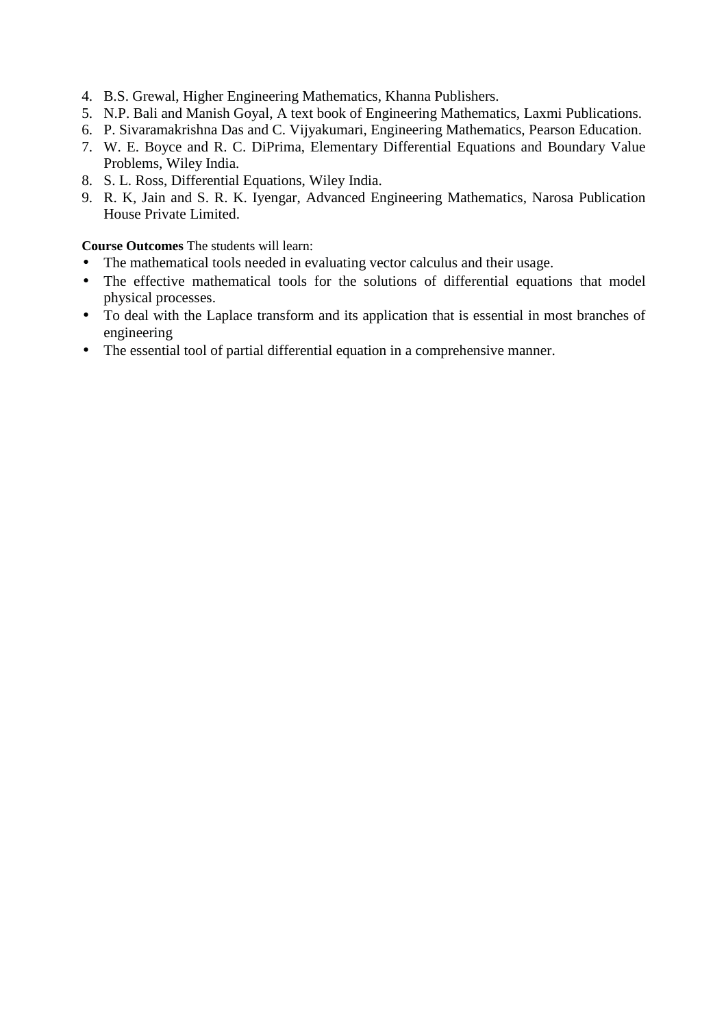4. B.S. Grewal, Higher Engineering Mathematics, Khanna Publishers.
5. N.P. Bali and Manish Goyal, A text book of Engineering Mathematics, Laxmi Publications.
6. P. Sivaramakrishna Das and C. Vijyakumari, Engineering Mathematics, Pearson Education.
7. W. E. Boyce and R. C. DiPrima, Elementary Differential Equations and Boundary Value Problems, Wiley India.
8. S. L. Ross, Differential Equations, Wiley India.
9. R. K, Jain and S. R. K. Iyengar, Advanced Engineering Mathematics, Narosa Publication House Private Limited.

**Course Outcomes** The students will learn:

- The mathematical tools needed in evaluating vector calculus and their usage.
- The effective mathematical tools for the solutions of differential equations that model physical processes.
- To deal with the Laplace transform and its application that is essential in most branches of engineering
- The essential tool of partial differential equation in a comprehensive manner.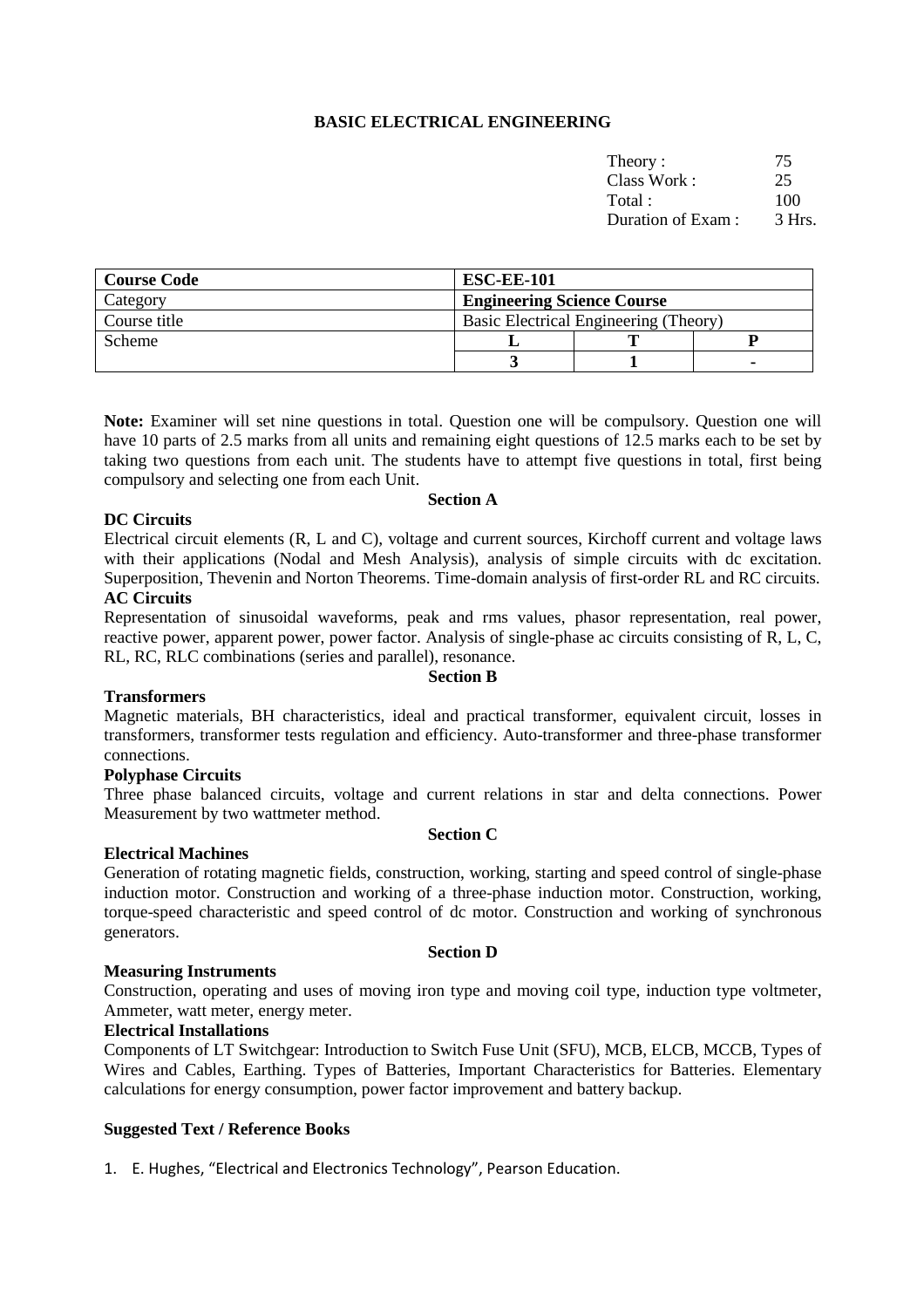# BASIC ELECTRICAL ENGINEERING

| | |
|---|---|
| Theory : | 75 |
| Class Work : | 25 |
| Total : | 100 |
| Duration of Exam : | 3 Hrs. |

| **Course Code** | **ESC-EE-101** | | |
|---|---|---|---|
| Category | **Engineering Science Course** | | |
| Course title | Basic Electrical Engineering (Theory) | | |
| Scheme | **L** | **T** | **P** |
| | **3** | **1** | **-** |

**Note:** Examiner will set nine questions in total. Question one will be compulsory. Question one will have 10 parts of 2.5 marks from all units and remaining eight questions of 12.5 marks each to be set by taking two questions from each unit. The students have to attempt five questions in total, first being compulsory and selecting one from each Unit.

## Section A

### DC Circuits

Electrical circuit elements (R, L and C), voltage and current sources, Kirchoff current and voltage laws with their applications (Nodal and Mesh Analysis), analysis of simple circuits with dc excitation. Superposition, Thevenin and Norton Theorems. Time-domain analysis of first-order RL and RC circuits.

### AC Circuits

Representation of sinusoidal waveforms, peak and rms values, phasor representation, real power, reactive power, apparent power, power factor. Analysis of single-phase ac circuits consisting of R, L, C, RL, RC, RLC combinations (series and parallel), resonance.

## Section B

### Transformers

Magnetic materials, BH characteristics, ideal and practical transformer, equivalent circuit, losses in transformers, transformer tests regulation and efficiency. Auto-transformer and three-phase transformer connections.

### Polyphase Circuits

Three phase balanced circuits, voltage and current relations in star and delta connections. Power Measurement by two wattmeter method.

## Section C

### Electrical Machines

Generation of rotating magnetic fields, construction, working, starting and speed control of single-phase induction motor. Construction and working of a three-phase induction motor. Construction, working, torque-speed characteristic and speed control of dc motor. Construction and working of synchronous generators.

## Section D

### Measuring Instruments

Construction, operating and uses of moving iron type and moving coil type, induction type voltmeter, Ammeter, watt meter, energy meter.

### Electrical Installations

Components of LT Switchgear: Introduction to Switch Fuse Unit (SFU), MCB, ELCB, MCCB, Types of Wires and Cables, Earthing. Types of Batteries, Important Characteristics for Batteries. Elementary calculations for energy consumption, power factor improvement and battery backup.

### Suggested Text / Reference Books

1. E. Hughes, "Electrical and Electronics Technology", Pearson Education.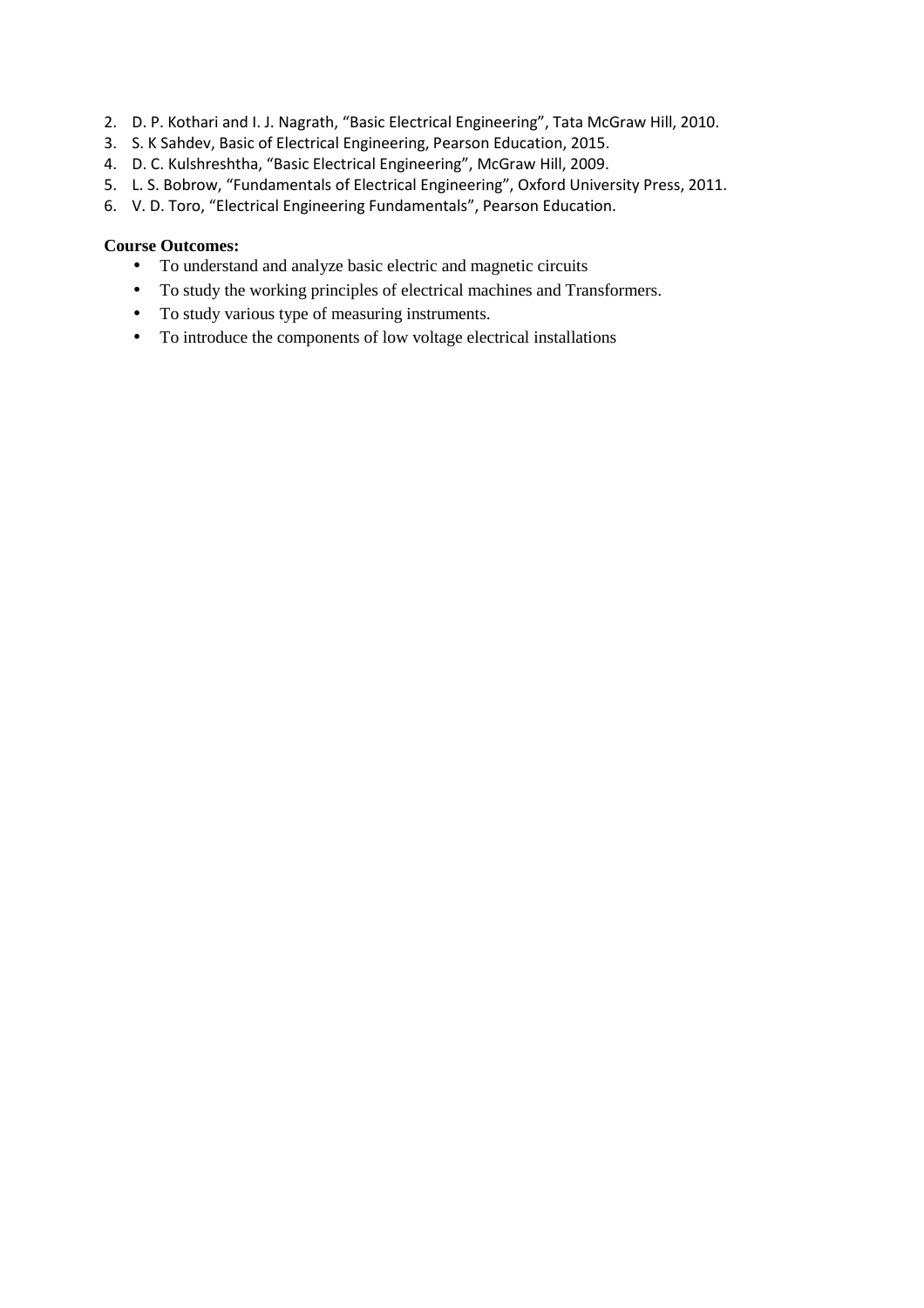2. D. P. Kothari and I. J. Nagrath, “Basic Electrical Engineering”, Tata McGraw Hill, 2010.
3. S. K Sahdev, Basic of Electrical Engineering, Pearson Education, 2015.
4. D. C. Kulshreshtha, “Basic Electrical Engineering”, McGraw Hill, 2009.
5. L. S. Bobrow, “Fundamentals of Electrical Engineering”, Oxford University Press, 2011.
6. V. D. Toro, “Electrical Engineering Fundamentals”, Pearson Education.

**Course Outcomes:**

- To understand and analyze basic electric and magnetic circuits
- To study the working principles of electrical machines and Transformers.
- To study various type of measuring instruments.
- To introduce the components of low voltage electrical installations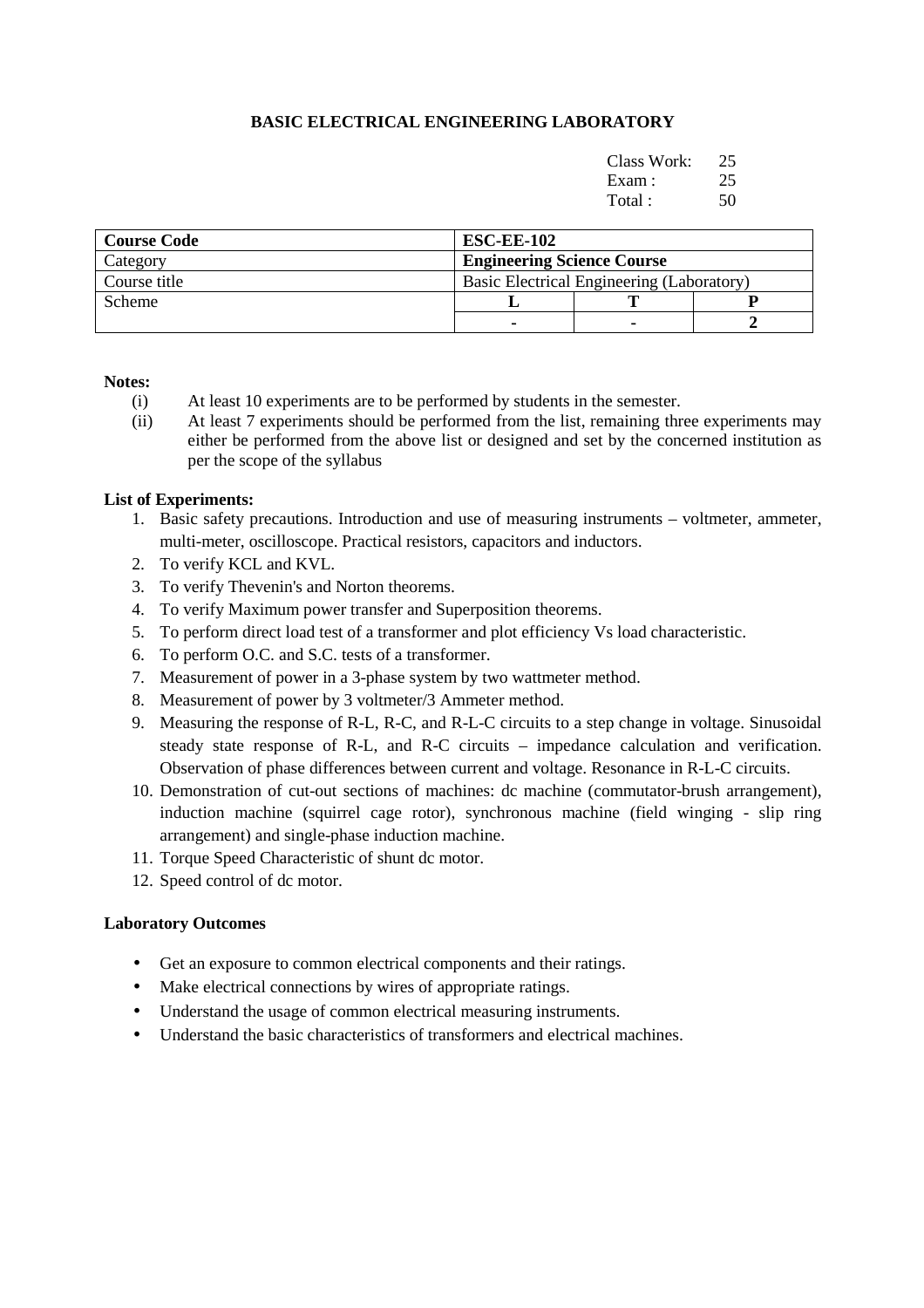# BASIC ELECTRICAL ENGINEERING LABORATORY

| | |
|---|---|
| Class Work: | 25 |
| Exam : | 25 |
| Total : | 50 |

| **Course Code** | **ESC-EE-102** | | |
|---|---|---|---|
| Category | **Engineering Science Course** | | |
| Course title | Basic Electrical Engineering (Laboratory) | | |
| Scheme | **L** | **T** | **P** |
| | **-** | **-** | **2** |

**Notes:**

(i) At least 10 experiments are to be performed by students in the semester.

(ii) At least 7 experiments should be performed from the list, remaining three experiments may either be performed from the above list or designed and set by the concerned institution as per the scope of the syllabus

**List of Experiments:**

1. Basic safety precautions. Introduction and use of measuring instruments – voltmeter, ammeter, multi-meter, oscilloscope. Practical resistors, capacitors and inductors.
2. To verify KCL and KVL.
3. To verify Thevenin's and Norton theorems.
4. To verify Maximum power transfer and Superposition theorems.
5. To perform direct load test of a transformer and plot efficiency Vs load characteristic.
6. To perform O.C. and S.C. tests of a transformer.
7. Measurement of power in a 3-phase system by two wattmeter method.
8. Measurement of power by 3 voltmeter/3 Ammeter method.
9. Measuring the response of R-L, R-C, and R-L-C circuits to a step change in voltage. Sinusoidal steady state response of R-L, and R-C circuits – impedance calculation and verification. Observation of phase differences between current and voltage. Resonance in R-L-C circuits.
10. Demonstration of cut-out sections of machines: dc machine (commutator-brush arrangement), induction machine (squirrel cage rotor), synchronous machine (field winging - slip ring arrangement) and single-phase induction machine.
11. Torque Speed Characteristic of shunt dc motor.
12. Speed control of dc motor.

**Laboratory Outcomes**

- Get an exposure to common electrical components and their ratings.
- Make electrical connections by wires of appropriate ratings.
- Understand the usage of common electrical measuring instruments.
- Understand the basic characteristics of transformers and electrical machines.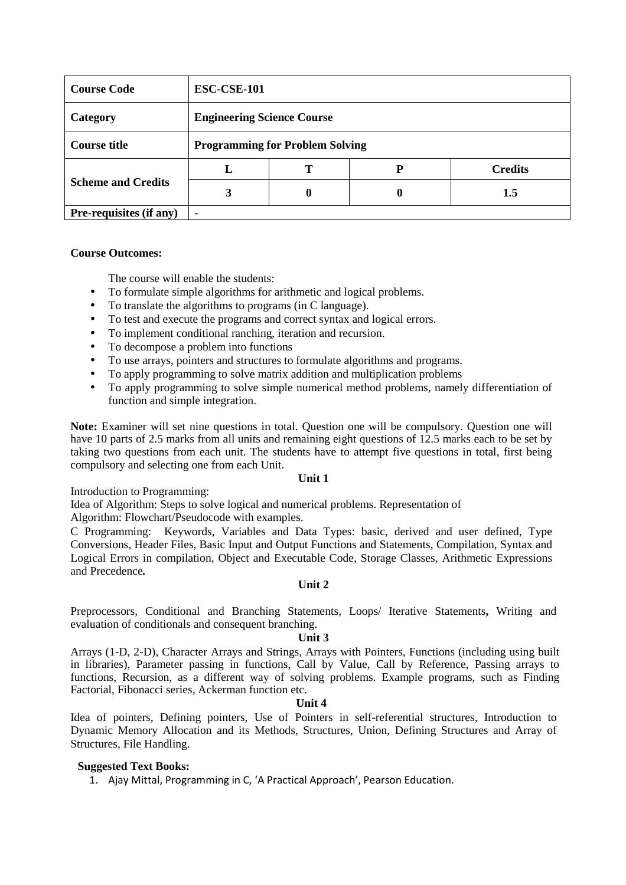| Course Code | ESC-CSE-101 | | | |
|---|---|---|---|---|
| Category | Engineering Science Course | | | |
| Course title | Programming for Problem Solving | | | |
| Scheme and Credits | L | T | P | Credits |
| | 3 | 0 | 0 | 1.5 |
| Pre-requisites (if any) | - | | | |

**Course Outcomes:**

The course will enable the students:

- To formulate simple algorithms for arithmetic and logical problems.
- To translate the algorithms to programs (in C language).
- To test and execute the programs and correct syntax and logical errors.
- To implement conditional ranching, iteration and recursion.
- To decompose a problem into functions
- To use arrays, pointers and structures to formulate algorithms and programs.
- To apply programming to solve matrix addition and multiplication problems
- To apply programming to solve simple numerical method problems, namely differentiation of function and simple integration.

**Note:** Examiner will set nine questions in total. Question one will be compulsory. Question one will have 10 parts of 2.5 marks from all units and remaining eight questions of 12.5 marks each to be set by taking two questions from each unit. The students have to attempt five questions in total, first being compulsory and selecting one from each Unit.

**Unit 1**

Introduction to Programming:

Idea of Algorithm: Steps to solve logical and numerical problems. Representation of Algorithm: Flowchart/Pseudocode with examples.

C Programming: Keywords, Variables and Data Types: basic, derived and user defined, Type Conversions, Header Files, Basic Input and Output Functions and Statements, Compilation, Syntax and Logical Errors in compilation, Object and Executable Code, Storage Classes, Arithmetic Expressions and Precedence**.**

**Unit 2**

Preprocessors, Conditional and Branching Statements, Loops/ Iterative Statements**,** Writing and evaluation of conditionals and consequent branching.

**Unit 3**

Arrays (1-D, 2-D), Character Arrays and Strings, Arrays with Pointers, Functions (including using built in libraries), Parameter passing in functions, Call by Value, Call by Reference, Passing arrays to functions, Recursion, as a different way of solving problems. Example programs, such as Finding Factorial, Fibonacci series, Ackerman function etc.

**Unit 4**

Idea of pointers, Defining pointers, Use of Pointers in self-referential structures, Introduction to Dynamic Memory Allocation and its Methods, Structures, Union, Defining Structures and Array of Structures, File Handling.

**Suggested Text Books:**

1. Ajay Mittal, Programming in C, 'A Practical Approach', Pearson Education.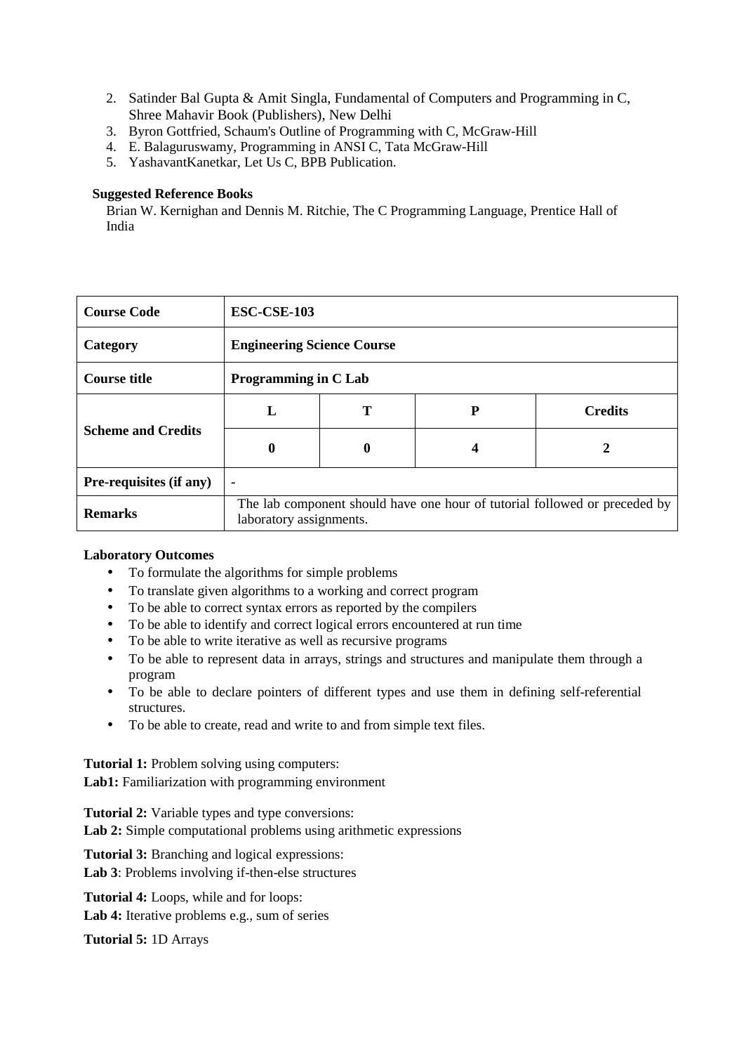2. Satinder Bal Gupta & Amit Singla, Fundamental of Computers and Programming in C, Shree Mahavir Book (Publishers), New Delhi
3. Byron Gottfried, Schaum's Outline of Programming with C, McGraw-Hill
4. E. Balaguruswamy, Programming in ANSI C, Tata McGraw-Hill
5. YashavantKanetkar, Let Us C, BPB Publication.

**Suggested Reference Books**

Brian W. Kernighan and Dennis M. Ritchie, The C Programming Language, Prentice Hall of India

| **Course Code** | **ESC-CSE-103** | | | |
|---|---|---|---|---|
| **Category** | **Engineering Science Course** | | | |
| **Course title** | **Programming in C Lab** | | | |
| **Scheme and Credits** | **L** | **T** | **P** | **Credits** |
| | **0** | **0** | **4** | **2** |
| **Pre-requisites (if any)** | - | | | |
| **Remarks** | The lab component should have one hour of tutorial followed or preceded by laboratory assignments. | | | |

**Laboratory Outcomes**

- To formulate the algorithms for simple problems
- To translate given algorithms to a working and correct program
- To be able to correct syntax errors as reported by the compilers
- To be able to identify and correct logical errors encountered at run time
- To be able to write iterative as well as recursive programs
- To be able to represent data in arrays, strings and structures and manipulate them through a program
- To be able to declare pointers of different types and use them in defining self-referential structures.
- To be able to create, read and write to and from simple text files.

**Tutorial 1:** Problem solving using computers:
**Lab1:** Familiarization with programming environment

**Tutorial 2:** Variable types and type conversions:
**Lab 2:** Simple computational problems using arithmetic expressions

**Tutorial 3:** Branching and logical expressions:
**Lab 3**: Problems involving if-then-else structures

**Tutorial 4:** Loops, while and for loops:
**Lab 4:** Iterative problems e.g., sum of series

**Tutorial 5:** 1D Arrays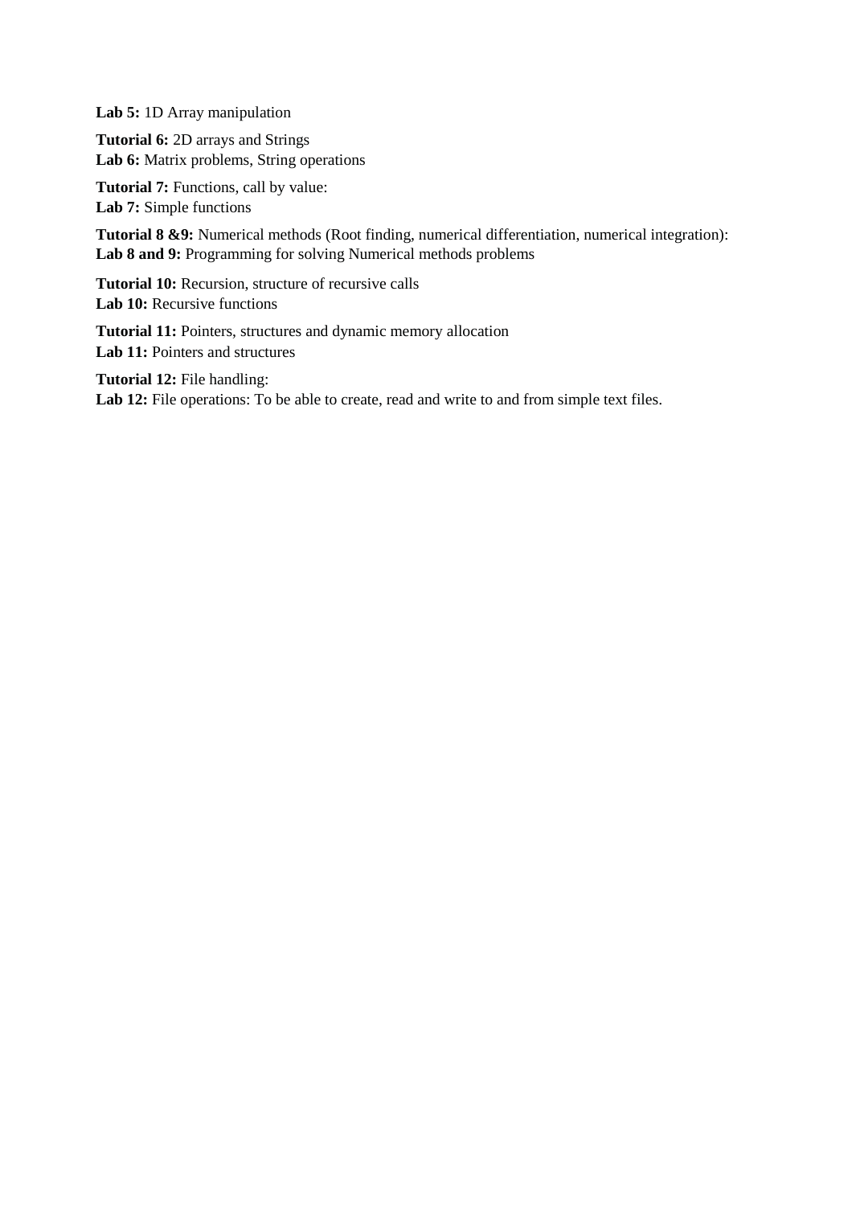**Lab 5:** 1D Array manipulation

**Tutorial 6:** 2D arrays and Strings
**Lab 6:** Matrix problems, String operations

**Tutorial 7:** Functions, call by value:
**Lab 7:** Simple functions

**Tutorial 8 &9:** Numerical methods (Root finding, numerical differentiation, numerical integration):
**Lab 8 and 9:** Programming for solving Numerical methods problems

**Tutorial 10:** Recursion, structure of recursive calls
**Lab 10:** Recursive functions

**Tutorial 11:** Pointers, structures and dynamic memory allocation
**Lab 11:** Pointers and structures

**Tutorial 12:** File handling:
**Lab 12:** File operations: To be able to create, read and write to and from simple text files.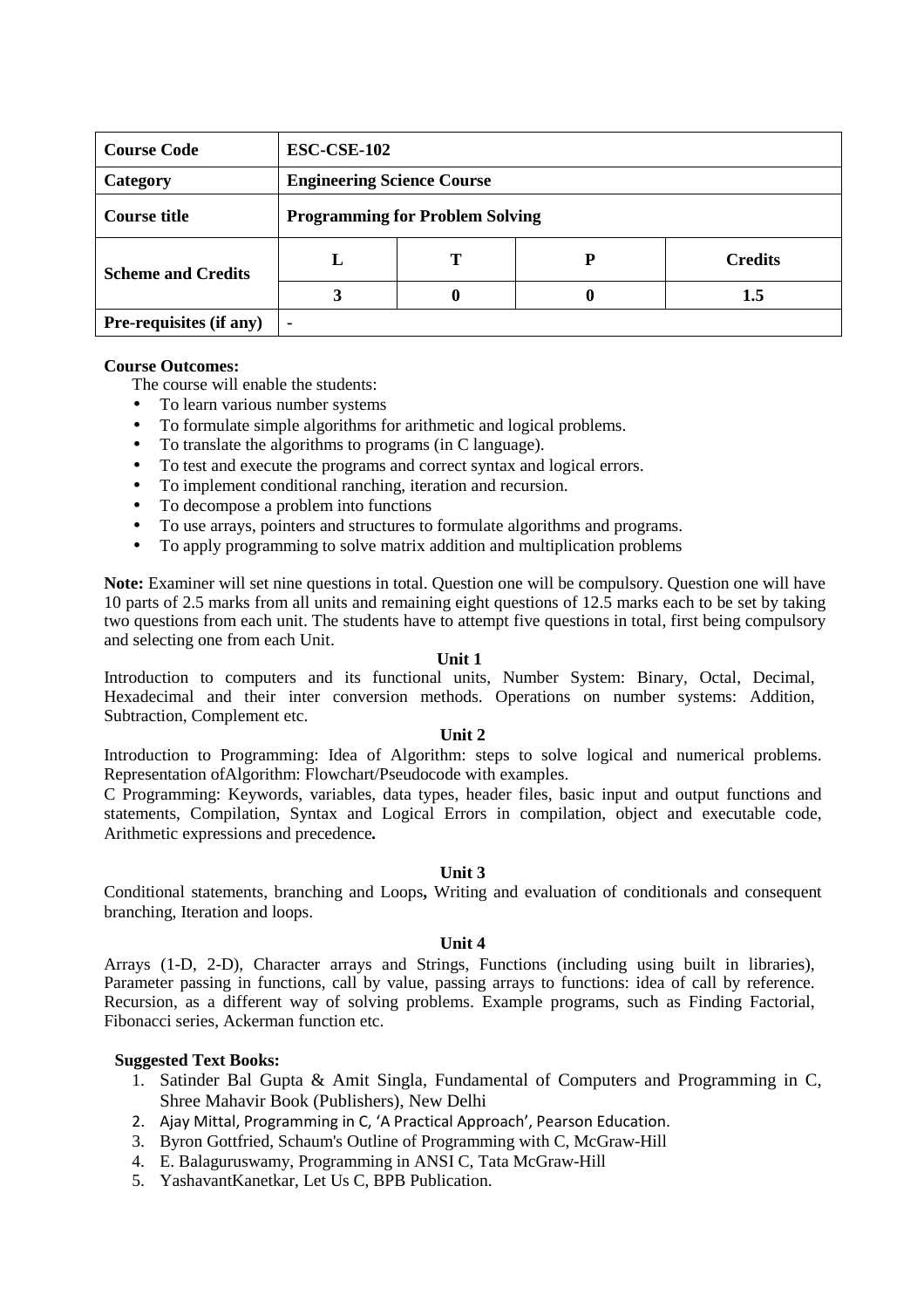| Course Code | ESC-CSE-102 | | | |
|---|---|---|---|---|
| **Category** | **Engineering Science Course** | | | |
| **Course title** | **Programming for Problem Solving** | | | |
| **Scheme and Credits** | **L** | **T** | **P** | **Credits** |
| | **3** | **0** | **0** | **1.5** |
| **Pre-requisites (if any)** | - | | | |

**Course Outcomes:**

The course will enable the students:

- To learn various number systems
- To formulate simple algorithms for arithmetic and logical problems.
- To translate the algorithms to programs (in C language).
- To test and execute the programs and correct syntax and logical errors.
- To implement conditional ranching, iteration and recursion.
- To decompose a problem into functions
- To use arrays, pointers and structures to formulate algorithms and programs.
- To apply programming to solve matrix addition and multiplication problems

**Note:** Examiner will set nine questions in total. Question one will be compulsory. Question one will have 10 parts of 2.5 marks from all units and remaining eight questions of 12.5 marks each to be set by taking two questions from each unit. The students have to attempt five questions in total, first being compulsory and selecting one from each Unit.

**Unit 1**

Introduction to computers and its functional units, Number System: Binary, Octal, Decimal, Hexadecimal and their inter conversion methods. Operations on number systems: Addition, Subtraction, Complement etc.

**Unit 2**

Introduction to Programming: Idea of Algorithm: steps to solve logical and numerical problems. Representation ofAlgorithm: Flowchart/Pseudocode with examples.

C Programming: Keywords, variables, data types, header files, basic input and output functions and statements, Compilation, Syntax and Logical Errors in compilation, object and executable code, Arithmetic expressions and precedence**.**

**Unit 3**

Conditional statements, branching and Loops**,** Writing and evaluation of conditionals and consequent branching, Iteration and loops.

**Unit 4**

Arrays (1-D, 2-D), Character arrays and Strings, Functions (including using built in libraries), Parameter passing in functions, call by value, passing arrays to functions: idea of call by reference. Recursion, as a different way of solving problems. Example programs, such as Finding Factorial, Fibonacci series, Ackerman function etc.

**Suggested Text Books:**

1. Satinder Bal Gupta & Amit Singla, Fundamental of Computers and Programming in C, Shree Mahavir Book (Publishers), New Delhi
2. Ajay Mittal, Programming in C, 'A Practical Approach', Pearson Education.
3. Byron Gottfried, Schaum's Outline of Programming with C, McGraw-Hill
4. E. Balaguruswamy, Programming in ANSI C, Tata McGraw-Hill
5. YashavantKanetkar, Let Us C, BPB Publication.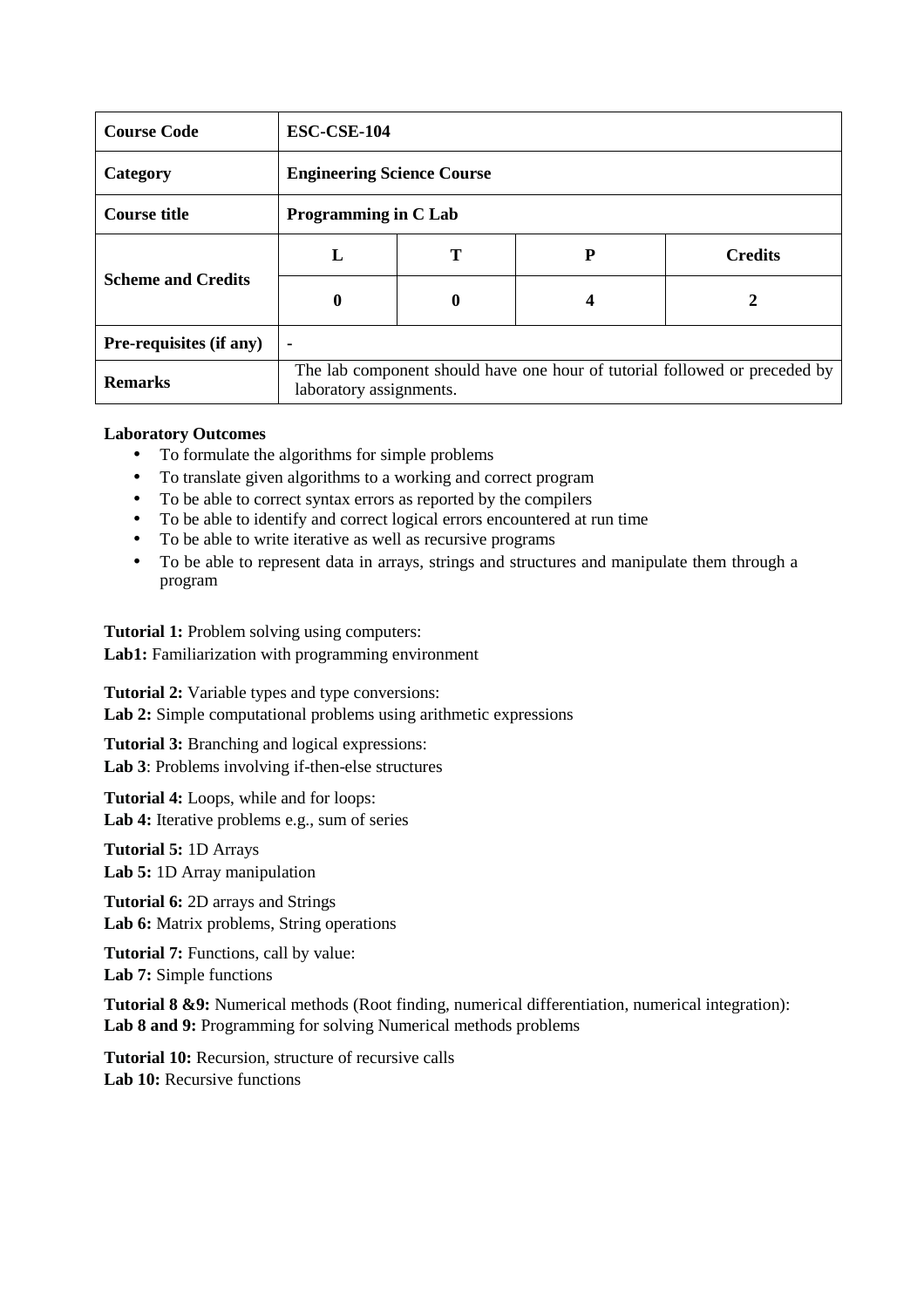| Course Code | ESC-CSE-104 | | | |
|---|---|---|---|---|
| Category | Engineering Science Course | | | |
| Course title | Programming in C Lab | | | |
| Scheme and Credits | L | T | P | Credits |
| | 0 | 0 | 4 | 2 |
| Pre-requisites (if any) | - | | | |
| Remarks | The lab component should have one hour of tutorial followed or preceded by laboratory assignments. | | | |

**Laboratory Outcomes**

- To formulate the algorithms for simple problems
- To translate given algorithms to a working and correct program
- To be able to correct syntax errors as reported by the compilers
- To be able to identify and correct logical errors encountered at run time
- To be able to write iterative as well as recursive programs
- To be able to represent data in arrays, strings and structures and manipulate them through a program

**Tutorial 1:** Problem solving using computers:
**Lab1:** Familiarization with programming environment

**Tutorial 2:** Variable types and type conversions:
**Lab 2:** Simple computational problems using arithmetic expressions

**Tutorial 3:** Branching and logical expressions:
**Lab 3**: Problems involving if-then-else structures

**Tutorial 4:** Loops, while and for loops:
**Lab 4:** Iterative problems e.g., sum of series

**Tutorial 5:** 1D Arrays
**Lab 5:** 1D Array manipulation

**Tutorial 6:** 2D arrays and Strings
**Lab 6:** Matrix problems, String operations

**Tutorial 7:** Functions, call by value:
**Lab 7:** Simple functions

**Tutorial 8 &9:** Numerical methods (Root finding, numerical differentiation, numerical integration):
**Lab 8 and 9:** Programming for solving Numerical methods problems

**Tutorial 10:** Recursion, structure of recursive calls
**Lab 10:** Recursive functions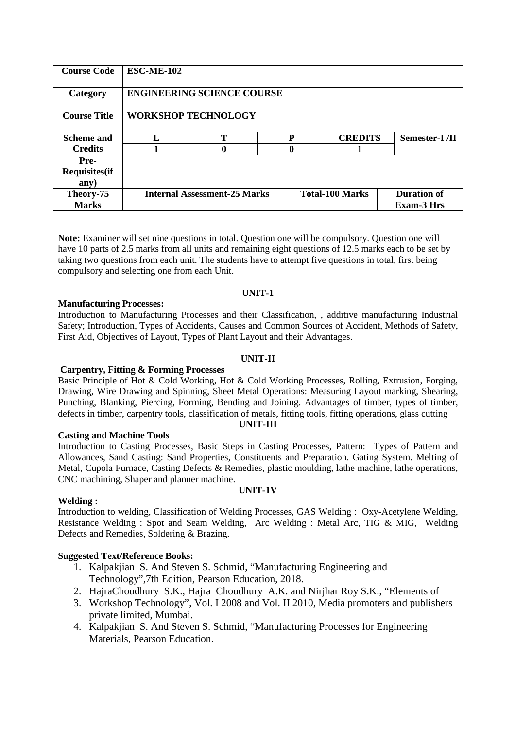| Course Code | ESC-ME-102 | | | | |
|---|---|---|---|---|---|
| **Category** | **ENGINEERING SCIENCE COURSE** | | | | |
| **Course Title** | **WORKSHOP TECHNOLOGY** | | | | |
| **Scheme and Credits** | **L** | **T** | **P** | **CREDITS** | **Semester-I /II** |
| | **1** | **0** | **0** | **1** | |
| **Pre-Requisites(if any)** | | | | | |
| **Theory-75 Marks** | **Internal Assessment-25 Marks** | | **Total-100 Marks** | | **Duration of Exam-3 Hrs** |

**Note:** Examiner will set nine questions in total. Question one will be compulsory. Question one will have 10 parts of 2.5 marks from all units and remaining eight questions of 12.5 marks each to be set by taking two questions from each unit. The students have to attempt five questions in total, first being compulsory and selecting one from each Unit.

**UNIT-1**

**Manufacturing Processes:**

Introduction to Manufacturing Processes and their Classification, , additive manufacturing Industrial Safety; Introduction, Types of Accidents, Causes and Common Sources of Accident, Methods of Safety, First Aid, Objectives of Layout, Types of Plant Layout and their Advantages.

**UNIT-II**

**Carpentry, Fitting & Forming Processes**

Basic Principle of Hot & Cold Working, Hot & Cold Working Processes, Rolling, Extrusion, Forging, Drawing, Wire Drawing and Spinning, Sheet Metal Operations: Measuring Layout marking, Shearing, Punching, Blanking, Piercing, Forming, Bending and Joining. Advantages of timber, types of timber, defects in timber, carpentry tools, classification of metals, fitting tools, fitting operations, glass cutting

**UNIT-III**

**Casting and Machine Tools**

Introduction to Casting Processes, Basic Steps in Casting Processes, Pattern: Types of Pattern and Allowances, Sand Casting: Sand Properties, Constituents and Preparation. Gating System. Melting of Metal, Cupola Furnace, Casting Defects & Remedies, plastic moulding, lathe machine, lathe operations, CNC machining, Shaper and planner machine.

**UNIT-1V**

**Welding :**

Introduction to welding, Classification of Welding Processes, GAS Welding : Oxy-Acetylene Welding, Resistance Welding : Spot and Seam Welding, Arc Welding : Metal Arc, TIG & MIG, Welding Defects and Remedies, Soldering & Brazing.

**Suggested Text/Reference Books:**

1. Kalpakjian S. And Steven S. Schmid, "Manufacturing Engineering and Technology",7th Edition, Pearson Education, 2018.
2. HajraChoudhury S.K., Hajra Choudhury A.K. and Nirjhar Roy S.K., "Elements of
3. Workshop Technology", Vol. I 2008 and Vol. II 2010, Media promoters and publishers private limited, Mumbai.
4. Kalpakjian S. And Steven S. Schmid, "Manufacturing Processes for Engineering Materials, Pearson Education.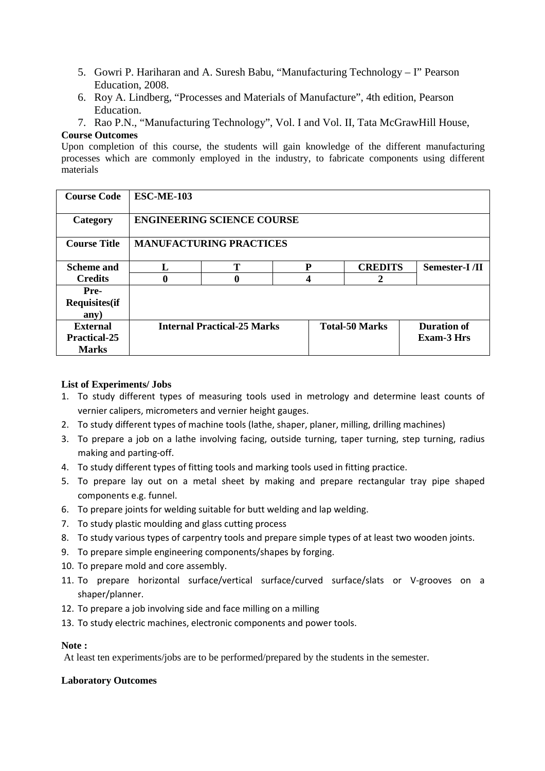5. Gowri P. Hariharan and A. Suresh Babu, “Manufacturing Technology – I” Pearson Education, 2008.
6. Roy A. Lindberg, “Processes and Materials of Manufacture”, 4th edition, Pearson Education.
7. Rao P.N., “Manufacturing Technology”, Vol. I and Vol. II, Tata McGrawHill House,

**Course Outcomes**

Upon completion of this course, the students will gain knowledge of the different manufacturing processes which are commonly employed in the industry, to fabricate components using different materials

| **Course Code** | **ESC-ME-103** | | | | |
|---|---|---|---|---|---|
| **Category** | **ENGINEERING SCIENCE COURSE** | | | | |
| **Course Title** | **MANUFACTURING PRACTICES** | | | | |
| **Scheme and Credits** | **L** | **T** | **P** | **CREDITS** | **Semester-I /II** |
| | **0** | **0** | **4** | **2** | |
| **Pre-Requisites(if any)** | | | | | |
| **External Practical-25 Marks** | **Internal Practical-25 Marks** | | **Total-50 Marks** | | **Duration of Exam-3 Hrs** |

**List of Experiments/ Jobs**

1. To study different types of measuring tools used in metrology and determine least counts of vernier calipers, micrometers and vernier height gauges.
2. To study different types of machine tools (lathe, shaper, planer, milling, drilling machines)
3. To prepare a job on a lathe involving facing, outside turning, taper turning, step turning, radius making and parting-off.
4. To study different types of fitting tools and marking tools used in fitting practice.
5. To prepare lay out on a metal sheet by making and prepare rectangular tray pipe shaped components e.g. funnel.
6. To prepare joints for welding suitable for butt welding and lap welding.
7. To study plastic moulding and glass cutting process
8. To study various types of carpentry tools and prepare simple types of at least two wooden joints.
9. To prepare simple engineering components/shapes by forging.
10. To prepare mold and core assembly.
11. To prepare horizontal surface/vertical surface/curved surface/slats or V-grooves on a shaper/planner.
12. To prepare a job involving side and face milling on a milling
13. To study electric machines, electronic components and power tools.

**Note :**

At least ten experiments/jobs are to be performed/prepared by the students in the semester.

**Laboratory Outcomes**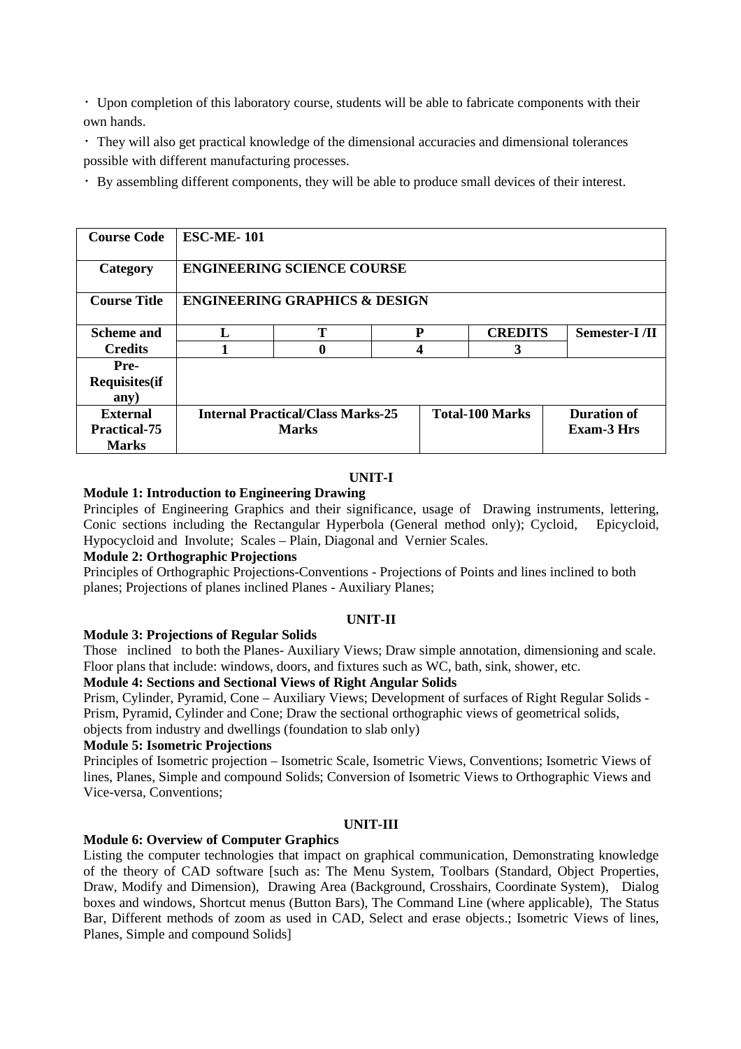- Upon completion of this laboratory course, students will be able to fabricate components with their own hands.
- They will also get practical knowledge of the dimensional accuracies and dimensional tolerances possible with different manufacturing processes.
- By assembling different components, they will be able to produce small devices of their interest.

| **Course Code** | **ESC-ME- 101** | | | | |
|---|---|---|---|---|---|
| **Category** | **ENGINEERING SCIENCE COURSE** | | | | |
| **Course Title** | **ENGINEERING GRAPHICS & DESIGN** | | | | |
| **Scheme and Credits** | **L** | **T** | **P** | **CREDITS** | **Semester-I /II** |
| | **1** | **0** | **4** | **3** | |
| **Pre-Requisites(if any)** | | | | | |
| **External Practical-75 Marks** | **Internal Practical/Class Marks-25 Marks** | | **Total-100 Marks** | | **Duration of Exam-3 Hrs** |

### UNIT-I

**Module 1: Introduction to Engineering Drawing**

Principles of Engineering Graphics and their significance, usage of Drawing instruments, lettering, Conic sections including the Rectangular Hyperbola (General method only); Cycloid, Epicycloid, Hypocycloid and Involute; Scales – Plain, Diagonal and Vernier Scales.

**Module 2: Orthographic Projections**

Principles of Orthographic Projections-Conventions - Projections of Points and lines inclined to both planes; Projections of planes inclined Planes - Auxiliary Planes;

### UNIT-II

**Module 3: Projections of Regular Solids**

Those inclined to both the Planes- Auxiliary Views; Draw simple annotation, dimensioning and scale. Floor plans that include: windows, doors, and fixtures such as WC, bath, sink, shower, etc.

**Module 4: Sections and Sectional Views of Right Angular Solids**

Prism, Cylinder, Pyramid, Cone – Auxiliary Views; Development of surfaces of Right Regular Solids - Prism, Pyramid, Cylinder and Cone; Draw the sectional orthographic views of geometrical solids, objects from industry and dwellings (foundation to slab only)

**Module 5: Isometric Projections**

Principles of Isometric projection – Isometric Scale, Isometric Views, Conventions; Isometric Views of lines, Planes, Simple and compound Solids; Conversion of Isometric Views to Orthographic Views and Vice-versa, Conventions;

### UNIT-III

**Module 6: Overview of Computer Graphics**

Listing the computer technologies that impact on graphical communication, Demonstrating knowledge of the theory of CAD software [such as: The Menu System, Toolbars (Standard, Object Properties, Draw, Modify and Dimension), Drawing Area (Background, Crosshairs, Coordinate System), Dialog boxes and windows, Shortcut menus (Button Bars), The Command Line (where applicable), The Status Bar, Different methods of zoom as used in CAD, Select and erase objects.; Isometric Views of lines, Planes, Simple and compound Solids]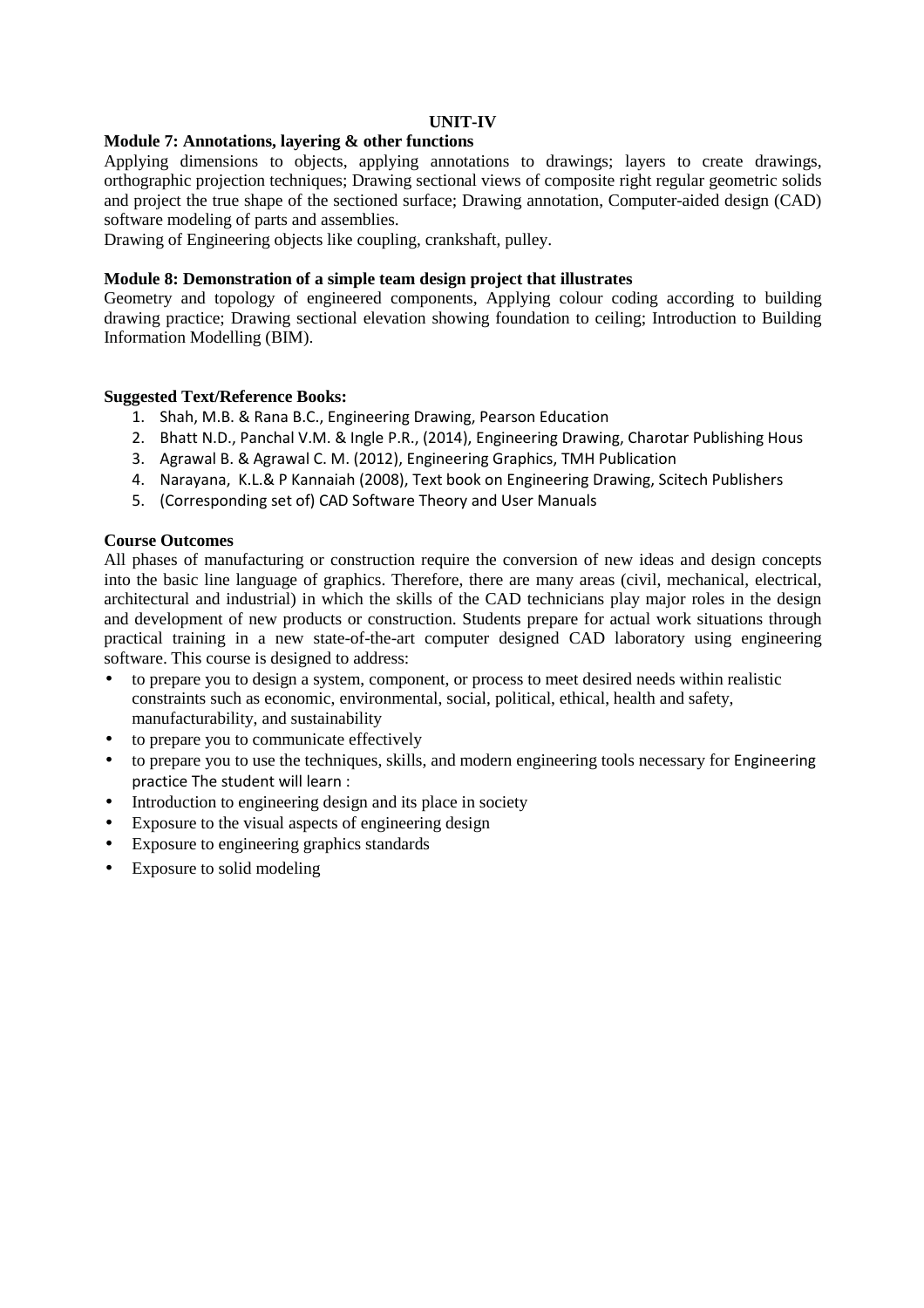## UNIT-IV

### Module 7: Annotations, layering & other functions

Applying dimensions to objects, applying annotations to drawings; layers to create drawings, orthographic projection techniques; Drawing sectional views of composite right regular geometric solids and project the true shape of the sectioned surface; Drawing annotation, Computer-aided design (CAD) software modeling of parts and assemblies.

Drawing of Engineering objects like coupling, crankshaft, pulley.

### Module 8: Demonstration of a simple team design project that illustrates

Geometry and topology of engineered components, Applying colour coding according to building drawing practice; Drawing sectional elevation showing foundation to ceiling; Introduction to Building Information Modelling (BIM).

### Suggested Text/Reference Books:

1. Shah, M.B. & Rana B.C., Engineering Drawing, Pearson Education
2. Bhatt N.D., Panchal V.M. & Ingle P.R., (2014), Engineering Drawing, Charotar Publishing Hous
3. Agrawal B. & Agrawal C. M. (2012), Engineering Graphics, TMH Publication
4. Narayana, K.L.& P Kannaiah (2008), Text book on Engineering Drawing, Scitech Publishers
5. (Corresponding set of) CAD Software Theory and User Manuals

### Course Outcomes

All phases of manufacturing or construction require the conversion of new ideas and design concepts into the basic line language of graphics. Therefore, there are many areas (civil, mechanical, electrical, architectural and industrial) in which the skills of the CAD technicians play major roles in the design and development of new products or construction. Students prepare for actual work situations through practical training in a new state-of-the-art computer designed CAD laboratory using engineering software. This course is designed to address:

- to prepare you to design a system, component, or process to meet desired needs within realistic constraints such as economic, environmental, social, political, ethical, health and safety, manufacturability, and sustainability
- to prepare you to communicate effectively
- to prepare you to use the techniques, skills, and modern engineering tools necessary for Engineering practice The student will learn :
- Introduction to engineering design and its place in society
- Exposure to the visual aspects of engineering design
- Exposure to engineering graphics standards
- Exposure to solid modeling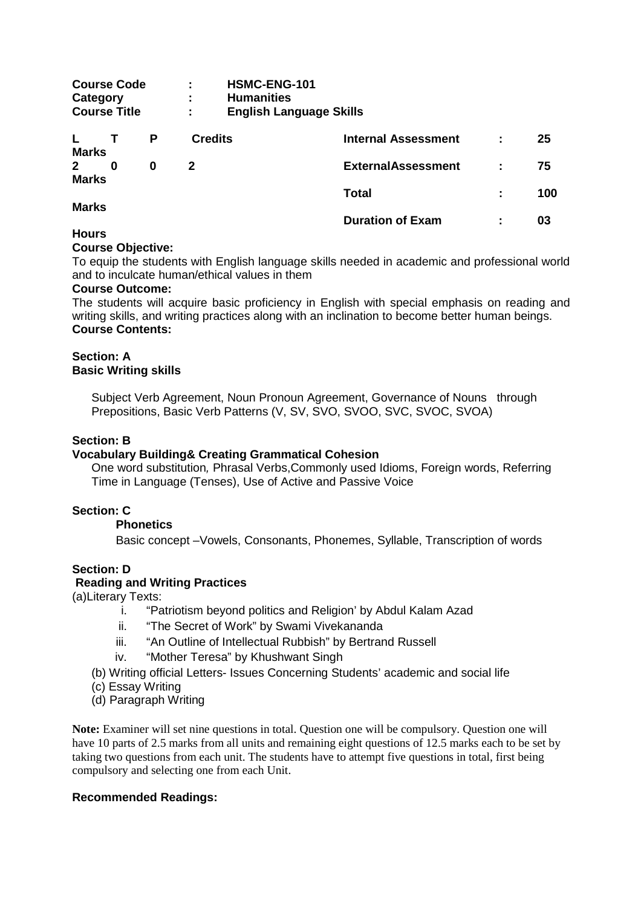**Course Code : HSMC-ENG-101**
**Category : Humanities**
**Course Title : English Language Skills**

| L | T | P | Credits | | | |
|---|---|---|---|---|---|---|
| 2 | 0 | 0 | 2 | Internal Assessment | : | 25 Marks |
| | | | | External Assessment | : | 75 Marks |
| | | | | Total | : | 100 Marks |
| | | | | Duration of Exam | : | 03 Hours |

**Course Objective:**
To equip the students with English language skills needed in academic and professional world and to inculcate human/ethical values in them

**Course Outcome:**
The students will acquire basic proficiency in English with special emphasis on reading and writing skills, and writing practices along with an inclination to become better human beings.

**Course Contents:**

**Section: A**
**Basic Writing skills**

Subject Verb Agreement, Noun Pronoun Agreement, Governance of Nouns through Prepositions, Basic Verb Patterns (V, SV, SVO, SVOO, SVC, SVOC, SVOA)

**Section: B**
**Vocabulary Building& Creating Grammatical Cohesion**

One word substitution*,* Phrasal Verbs,Commonly used Idioms, Foreign words, Referring Time in Language (Tenses), Use of Active and Passive Voice

**Section: C**
**Phonetics**

Basic concept –Vowels, Consonants, Phonemes, Syllable, Transcription of words

**Section: D**
**Reading and Writing Practices**

(a)Literary Texts:

i. "Patriotism beyond politics and Religion' by Abdul Kalam Azad
ii. "The Secret of Work" by Swami Vivekananda
iii. "An Outline of Intellectual Rubbish" by Bertrand Russell
iv. "Mother Teresa" by Khushwant Singh

(b) Writing official Letters- Issues Concerning Students' academic and social life
(c) Essay Writing
(d) Paragraph Writing

**Note:** Examiner will set nine questions in total. Question one will be compulsory. Question one will have 10 parts of 2.5 marks from all units and remaining eight questions of 12.5 marks each to be set by taking two questions from each unit. The students have to attempt five questions in total, first being compulsory and selecting one from each Unit.

**Recommended Readings:**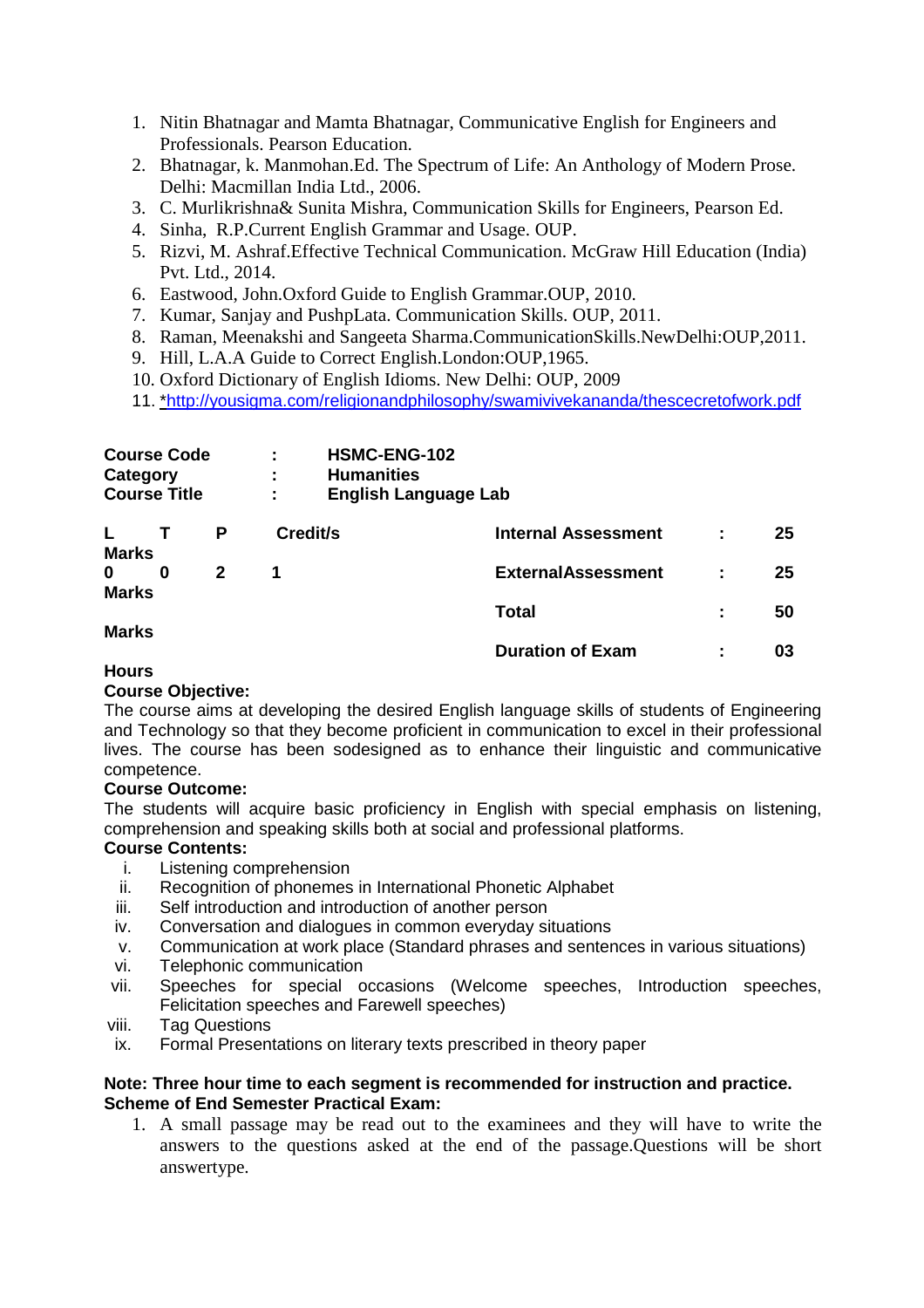1. Nitin Bhatnagar and Mamta Bhatnagar, Communicative English for Engineers and Professionals. Pearson Education.
2. Bhatnagar, k. Manmohan.Ed. The Spectrum of Life: An Anthology of Modern Prose. Delhi: Macmillan India Ltd., 2006.
3. C. Murlikrishna& Sunita Mishra, Communication Skills for Engineers, Pearson Ed.
4. Sinha, R.P.Current English Grammar and Usage. OUP.
5. Rizvi, M. Ashraf.Effective Technical Communication. McGraw Hill Education (India) Pvt. Ltd., 2014.
6. Eastwood, John.Oxford Guide to English Grammar.OUP, 2010.
7. Kumar, Sanjay and PushpLata. Communication Skills. OUP, 2011.
8. Raman, Meenakshi and Sangeeta Sharma.CommunicationSkills.NewDelhi:OUP,2011.
9. Hill, L.A.A Guide to Correct English.London:OUP,1965.
10. Oxford Dictionary of English Idioms. New Delhi: OUP, 2009
11. *http://yousigma.com/religionandphilosophy/swamivivekananda/thescecretofwork.pdf

**Course Code : HSMC-ENG-102**
**Category : Humanities**
**Course Title : English Language Lab**

| L | T | P | Credit/s | | | |
|---|---|---|---|---|---|---|
| 0 | 0 | 2 | 1 | **Internal Assessment Marks** | : | 25 |
| | | | | **ExternalAssessment Marks** | : | 25 |
| | | | | **Total Marks** | : | 50 |
| | | | | **Duration of Exam Hours** | : | 03 |

**Course Objective:**
The course aims at developing the desired English language skills of students of Engineering and Technology so that they become proficient in communication to excel in their professional lives. The course has been sodesigned as to enhance their linguistic and communicative competence.

**Course Outcome:**
The students will acquire basic proficiency in English with special emphasis on listening, comprehension and speaking skills both at social and professional platforms.

**Course Contents:**

i. Listening comprehension
ii. Recognition of phonemes in International Phonetic Alphabet
iii. Self introduction and introduction of another person
iv. Conversation and dialogues in common everyday situations
v. Communication at work place (Standard phrases and sentences in various situations)
vi. Telephonic communication
vii. Speeches for special occasions (Welcome speeches, Introduction speeches, Felicitation speeches and Farewell speeches)
viii. Tag Questions
ix. Formal Presentations on literary texts prescribed in theory paper

**Note: Three hour time to each segment is recommended for instruction and practice.**
**Scheme of End Semester Practical Exam:**

1. A small passage may be read out to the examinees and they will have to write the answers to the questions asked at the end of the passage.Questions will be short answertype.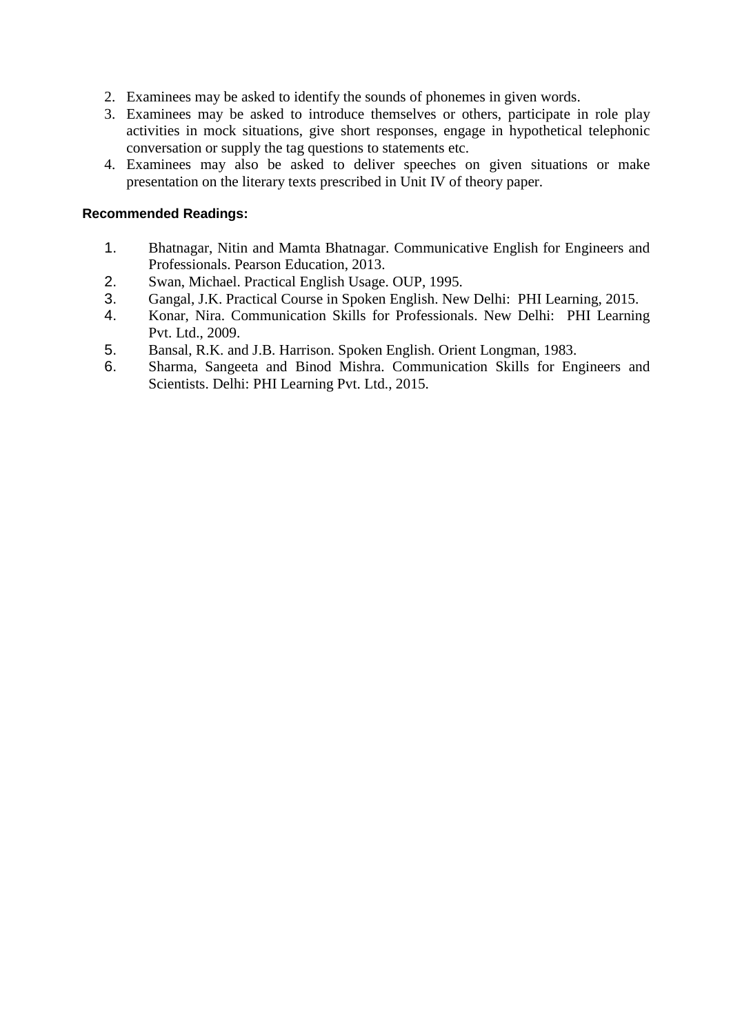2. Examinees may be asked to identify the sounds of phonemes in given words.
3. Examinees may be asked to introduce themselves or others, participate in role play activities in mock situations, give short responses, engage in hypothetical telephonic conversation or supply the tag questions to statements etc.
4. Examinees may also be asked to deliver speeches on given situations or make presentation on the literary texts prescribed in Unit IV of theory paper.

**Recommended Readings:**

1. Bhatnagar, Nitin and Mamta Bhatnagar. Communicative English for Engineers and Professionals. Pearson Education, 2013.
2. Swan, Michael. Practical English Usage. OUP, 1995.
3. Gangal, J.K. Practical Course in Spoken English. New Delhi: PHI Learning, 2015.
4. Konar, Nira. Communication Skills for Professionals. New Delhi: PHI Learning Pvt. Ltd., 2009.
5. Bansal, R.K. and J.B. Harrison. Spoken English. Orient Longman, 1983.
6. Sharma, Sangeeta and Binod Mishra. Communication Skills for Engineers and Scientists. Delhi: PHI Learning Pvt. Ltd., 2015.